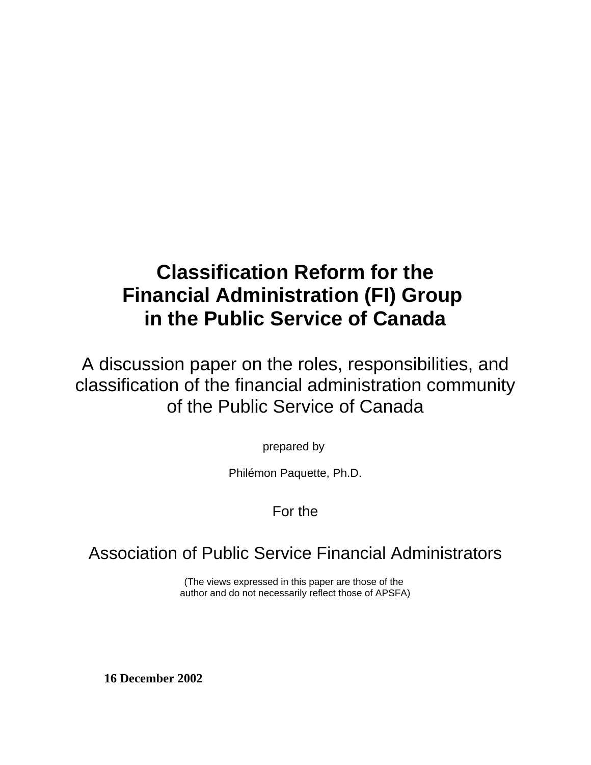# Classification Reform for the Financial Administration (FI) Group in the Public Service of Canada

## A discussion paper on the roles, responsibilities, and classification of the financial administration community of the Public Service of Canada

prepared by

Philémon Paquette, Ph.D.

For the

Association of Public Service Financial Administrators

(The views expressed in this paper are those of the author and do not necessarily reflect those of APSFA)

**16 December 2002**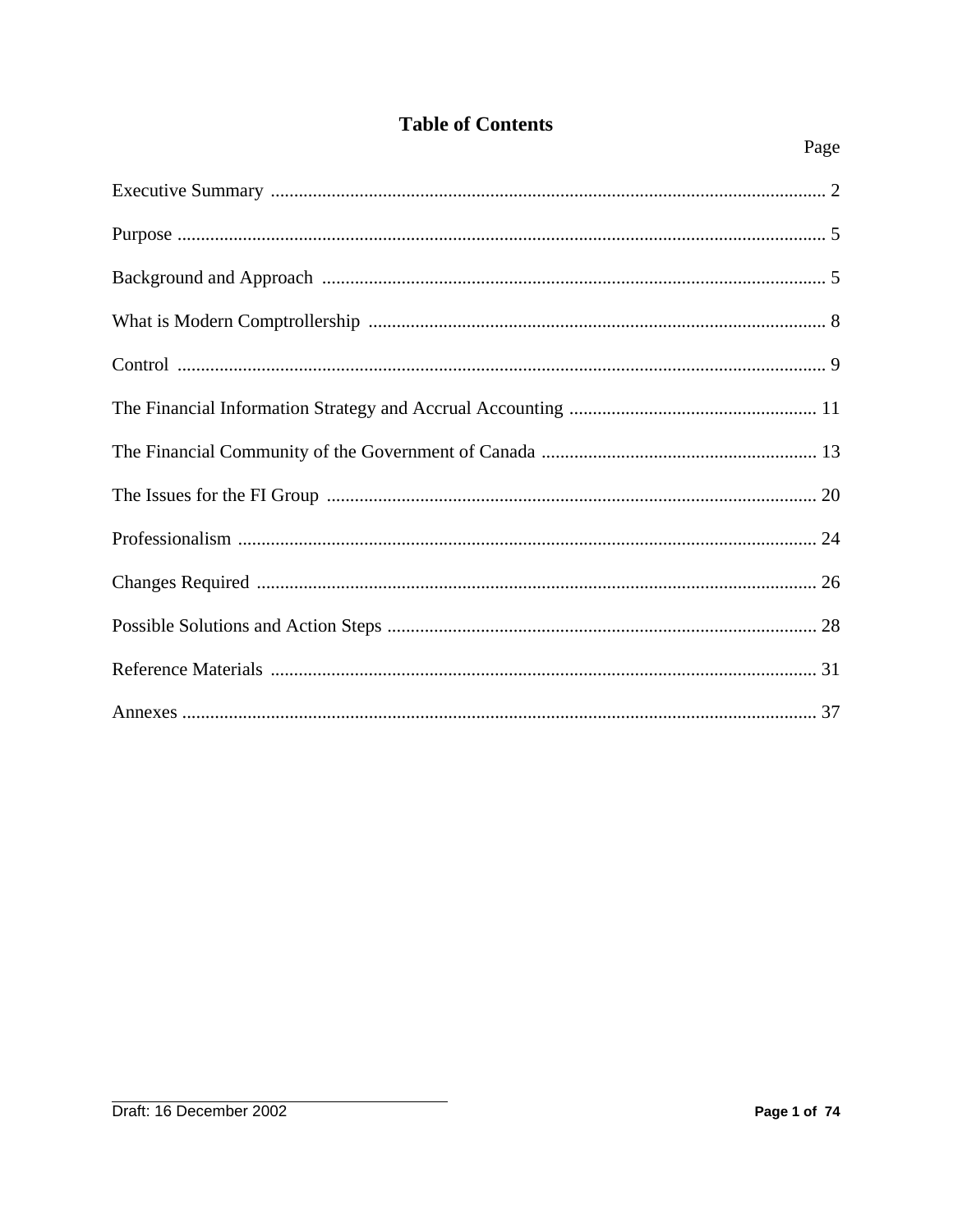# Table of Contents

| | Page |
|---|---|
| Executive Summary | 2 |
| Purpose | 5 |
| Background and Approach | 5 |
| What is Modern Comptrollership | 8 |
| Control | 9 |
| The Financial Information Strategy and Accrual Accounting | 11 |
| The Financial Community of the Government of Canada | 13 |
| The Issues for the FI Group | 20 |
| Professionalism | 24 |
| Changes Required | 26 |
| Possible Solutions and Action Steps | 28 |
| Reference Materials | 31 |
| Annexes | 37 |

Draft: 16 December 2002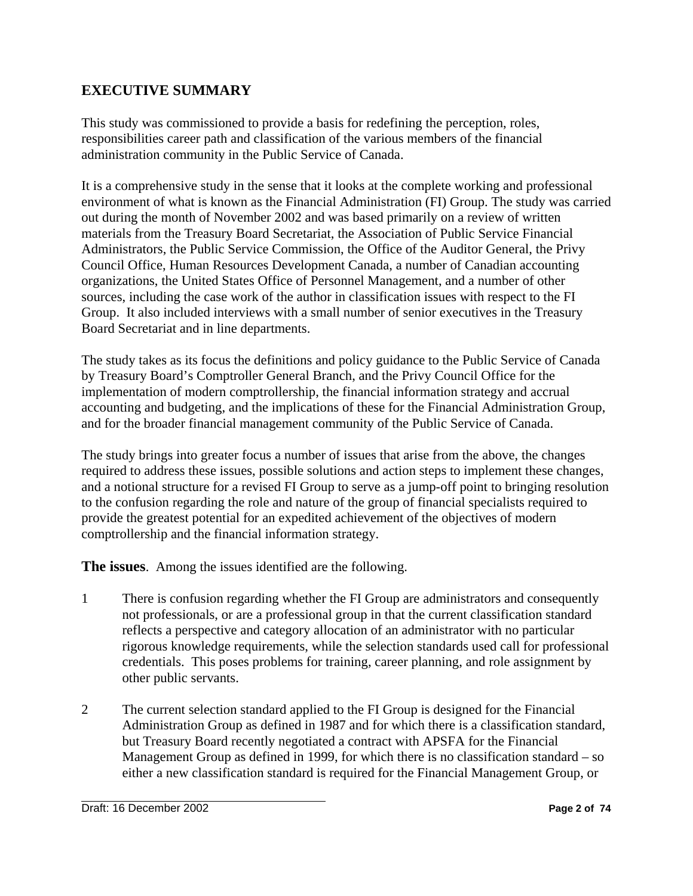## EXECUTIVE SUMMARY

This study was commissioned to provide a basis for redefining the perception, roles, responsibilities career path and classification of the various members of the financial administration community in the Public Service of Canada.

It is a comprehensive study in the sense that it looks at the complete working and professional environment of what is known as the Financial Administration (FI) Group. The study was carried out during the month of November 2002 and was based primarily on a review of written materials from the Treasury Board Secretariat, the Association of Public Service Financial Administrators, the Public Service Commission, the Office of the Auditor General, the Privy Council Office, Human Resources Development Canada, a number of Canadian accounting organizations, the United States Office of Personnel Management, and a number of other sources, including the case work of the author in classification issues with respect to the FI Group. It also included interviews with a small number of senior executives in the Treasury Board Secretariat and in line departments.

The study takes as its focus the definitions and policy guidance to the Public Service of Canada by Treasury Board's Comptroller General Branch, and the Privy Council Office for the implementation of modern comptrollership, the financial information strategy and accrual accounting and budgeting, and the implications of these for the Financial Administration Group, and for the broader financial management community of the Public Service of Canada.

The study brings into greater focus a number of issues that arise from the above, the changes required to address these issues, possible solutions and action steps to implement these changes, and a notional structure for a revised FI Group to serve as a jump-off point to bringing resolution to the confusion regarding the role and nature of the group of financial specialists required to provide the greatest potential for an expedited achievement of the objectives of modern comptrollership and the financial information strategy.

**The issues**. Among the issues identified are the following.

1 There is confusion regarding whether the FI Group are administrators and consequently not professionals, or are a professional group in that the current classification standard reflects a perspective and category allocation of an administrator with no particular rigorous knowledge requirements, while the selection standards used call for professional credentials. This poses problems for training, career planning, and role assignment by other public servants.

2 The current selection standard applied to the FI Group is designed for the Financial Administration Group as defined in 1987 and for which there is a classification standard, but Treasury Board recently negotiated a contract with APSFA for the Financial Management Group as defined in 1999, for which there is no classification standard – so either a new classification standard is required for the Financial Management Group, or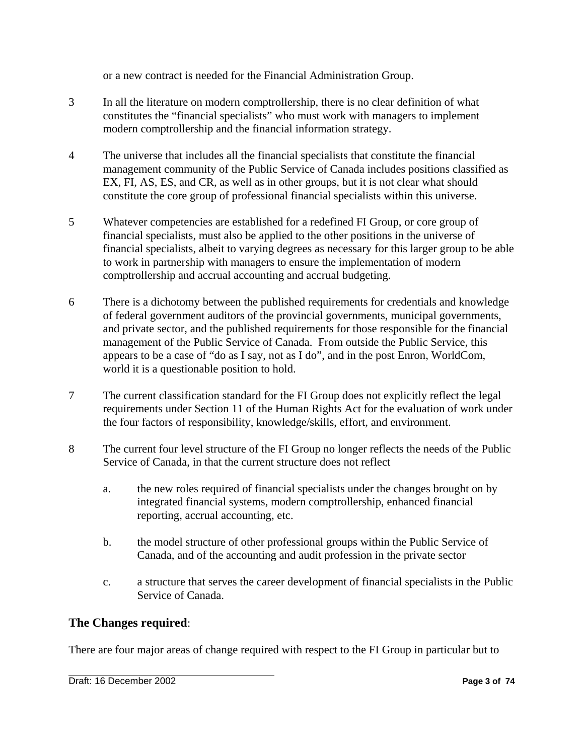or a new contract is needed for the Financial Administration Group.

3 In all the literature on modern comptrollership, there is no clear definition of what constitutes the "financial specialists" who must work with managers to implement modern comptrollership and the financial information strategy.

4 The universe that includes all the financial specialists that constitute the financial management community of the Public Service of Canada includes positions classified as EX, FI, AS, ES, and CR, as well as in other groups, but it is not clear what should constitute the core group of professional financial specialists within this universe.

5 Whatever competencies are established for a redefined FI Group, or core group of financial specialists, must also be applied to the other positions in the universe of financial specialists, albeit to varying degrees as necessary for this larger group to be able to work in partnership with managers to ensure the implementation of modern comptrollership and accrual accounting and accrual budgeting.

6 There is a dichotomy between the published requirements for credentials and knowledge of federal government auditors of the provincial governments, municipal governments, and private sector, and the published requirements for those responsible for the financial management of the Public Service of Canada. From outside the Public Service, this appears to be a case of "do as I say, not as I do", and in the post Enron, WorldCom, world it is a questionable position to hold.

7 The current classification standard for the FI Group does not explicitly reflect the legal requirements under Section 11 of the Human Rights Act for the evaluation of work under the four factors of responsibility, knowledge/skills, effort, and environment.

8 The current four level structure of the FI Group no longer reflects the needs of the Public Service of Canada, in that the current structure does not reflect

   a. the new roles required of financial specialists under the changes brought on by integrated financial systems, modern comptrollership, enhanced financial reporting, accrual accounting, etc.

   b. the model structure of other professional groups within the Public Service of Canada, and of the accounting and audit profession in the private sector

   c. a structure that serves the career development of financial specialists in the Public Service of Canada.

## **The Changes required**:

There are four major areas of change required with respect to the FI Group in particular but to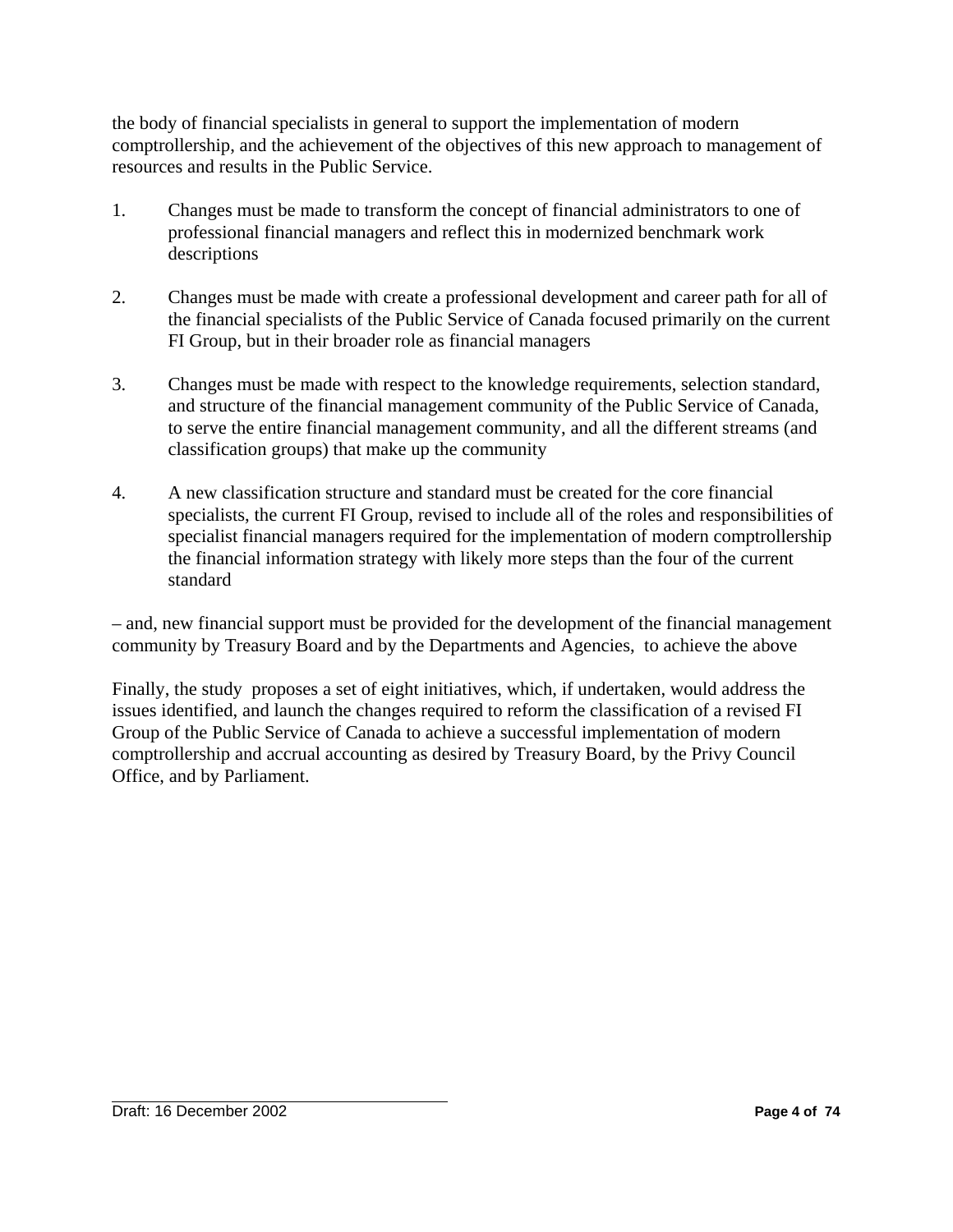the body of financial specialists in general to support the implementation of modern comptrollership, and the achievement of the objectives of this new approach to management of resources and results in the Public Service.

1. Changes must be made to transform the concept of financial administrators to one of professional financial managers and reflect this in modernized benchmark work descriptions

2. Changes must be made with create a professional development and career path for all of the financial specialists of the Public Service of Canada focused primarily on the current FI Group, but in their broader role as financial managers

3. Changes must be made with respect to the knowledge requirements, selection standard, and structure of the financial management community of the Public Service of Canada, to serve the entire financial management community, and all the different streams (and classification groups) that make up the community

4. A new classification structure and standard must be created for the core financial specialists, the current FI Group, revised to include all of the roles and responsibilities of specialist financial managers required for the implementation of modern comptrollership the financial information strategy with likely more steps than the four of the current standard

– and, new financial support must be provided for the development of the financial management community by Treasury Board and by the Departments and Agencies, to achieve the above

Finally, the study proposes a set of eight initiatives, which, if undertaken, would address the issues identified, and launch the changes required to reform the classification of a revised FI Group of the Public Service of Canada to achieve a successful implementation of modern comptrollership and accrual accounting as desired by Treasury Board, by the Privy Council Office, and by Parliament.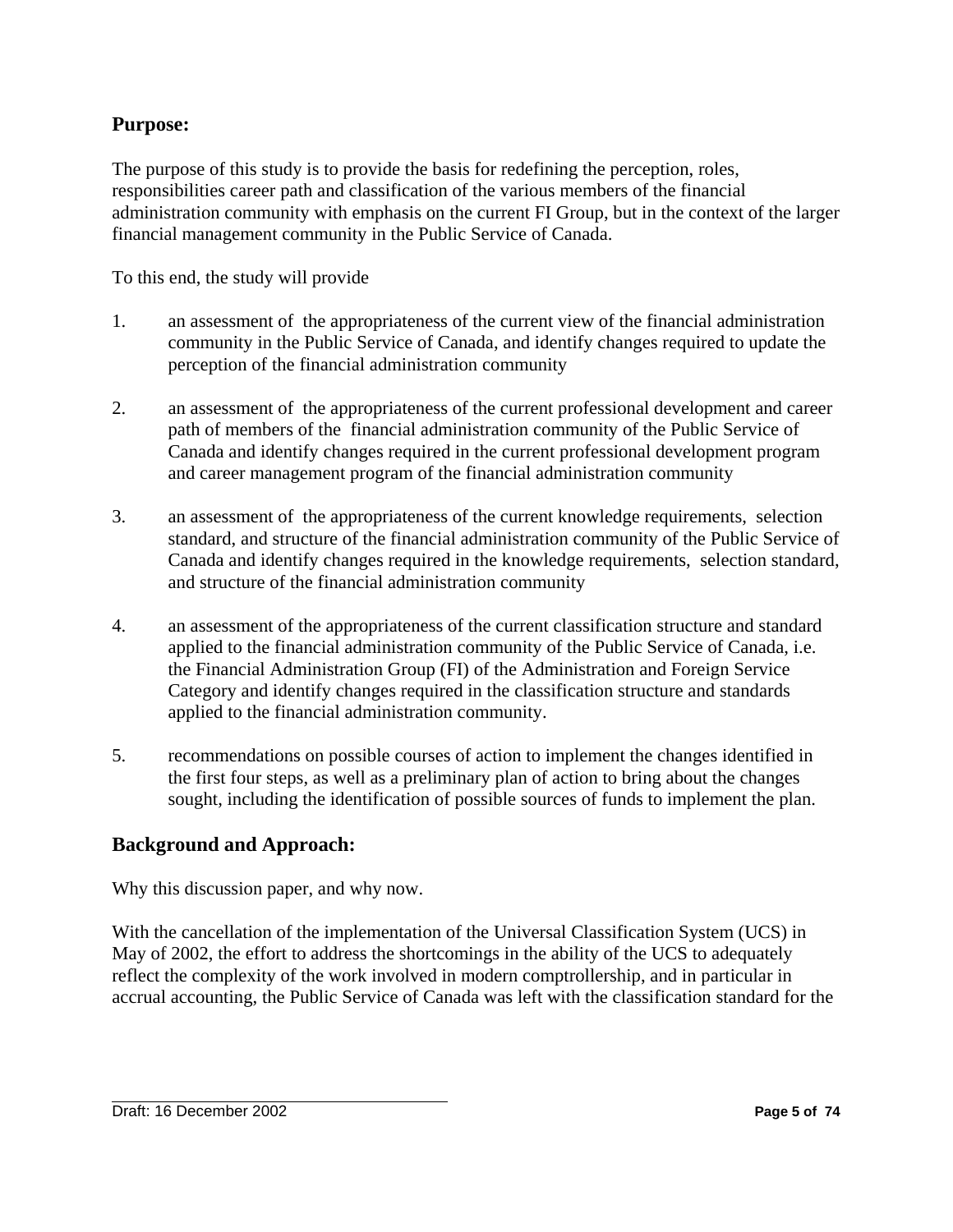## Purpose:

The purpose of this study is to provide the basis for redefining the perception, roles, responsibilities career path and classification of the various members of the financial administration community with emphasis on the current FI Group, but in the context of the larger financial management community in the Public Service of Canada.

To this end, the study will provide

1. an assessment of the appropriateness of the current view of the financial administration community in the Public Service of Canada, and identify changes required to update the perception of the financial administration community

2. an assessment of the appropriateness of the current professional development and career path of members of the financial administration community of the Public Service of Canada and identify changes required in the current professional development program and career management program of the financial administration community

3. an assessment of the appropriateness of the current knowledge requirements, selection standard, and structure of the financial administration community of the Public Service of Canada and identify changes required in the knowledge requirements, selection standard, and structure of the financial administration community

4. an assessment of the appropriateness of the current classification structure and standard applied to the financial administration community of the Public Service of Canada, i.e. the Financial Administration Group (FI) of the Administration and Foreign Service Category and identify changes required in the classification structure and standards applied to the financial administration community.

5. recommendations on possible courses of action to implement the changes identified in the first four steps, as well as a preliminary plan of action to bring about the changes sought, including the identification of possible sources of funds to implement the plan.

## Background and Approach:

Why this discussion paper, and why now.

With the cancellation of the implementation of the Universal Classification System (UCS) in May of 2002, the effort to address the shortcomings in the ability of the UCS to adequately reflect the complexity of the work involved in modern comptrollership, and in particular in accrual accounting, the Public Service of Canada was left with the classification standard for the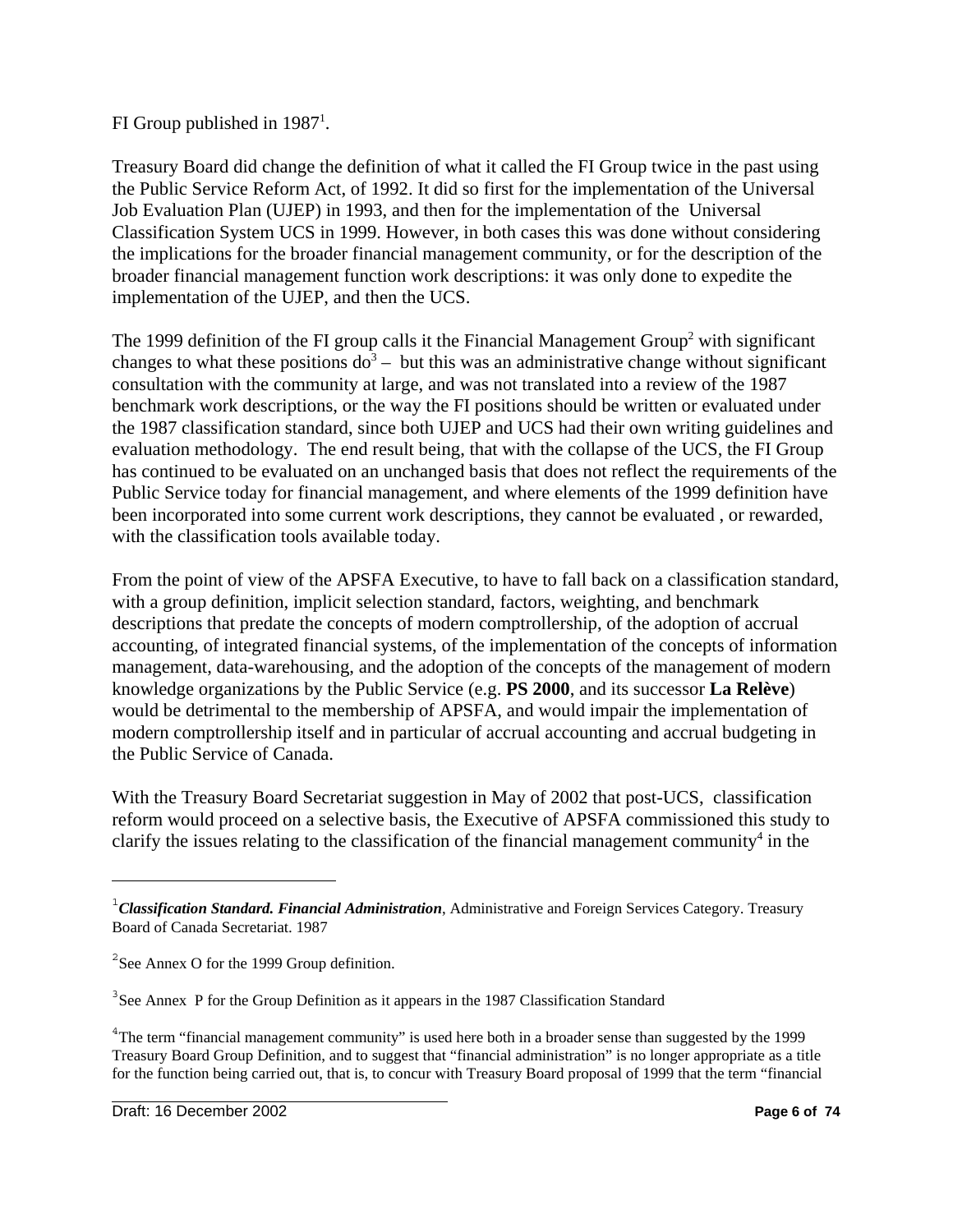FI Group published in 1987[1].

Treasury Board did change the definition of what it called the FI Group twice in the past using the Public Service Reform Act, of 1992. It did so first for the implementation of the Universal Job Evaluation Plan (UJEP) in 1993, and then for the implementation of the  Universal Classification System UCS in 1999. However, in both cases this was done without considering the implications for the broader financial management community, or for the description of the broader financial management function work descriptions: it was only done to expedite the implementation of the UJEP, and then the UCS.

The 1999 definition of the FI group calls it the Financial Management Group[2] with significant changes to what these positions do[3] –  but this was an administrative change without significant consultation with the community at large, and was not translated into a review of the 1987 benchmark work descriptions, or the way the FI positions should be written or evaluated under the 1987 classification standard, since both UJEP and UCS had their own writing guidelines and evaluation methodology.  The end result being, that with the collapse of the UCS, the FI Group has continued to be evaluated on an unchanged basis that does not reflect the requirements of the Public Service today for financial management, and where elements of the 1999 definition have been incorporated into some current work descriptions, they cannot be evaluated , or rewarded, with the classification tools available today.

From the point of view of the APSFA Executive, to have to fall back on a classification standard, with a group definition, implicit selection standard, factors, weighting, and benchmark descriptions that predate the concepts of modern comptrollership, of the adoption of accrual accounting, of integrated financial systems, of the implementation of the concepts of information management, data-warehousing, and the adoption of the concepts of the management of modern knowledge organizations by the Public Service (e.g. **PS 2000**, and its successor **La Relève**) would be detrimental to the membership of APSFA, and would impair the implementation of modern comptrollership itself and in particular of accrual accounting and accrual budgeting in the Public Service of Canada.

With the Treasury Board Secretariat suggestion in May of 2002 that post-UCS,  classification reform would proceed on a selective basis, the Executive of APSFA commissioned this study to clarify the issues relating to the classification of the financial management community[4] in the

---

[1] ***Classification Standard. Financial Administration***, Administrative and Foreign Services Category. Treasury Board of Canada Secretariat. 1987

[2] See Annex O for the 1999 Group definition.

[3] See Annex  P for the Group Definition as it appears in the 1987 Classification Standard

[4] The term “financial management community” is used here both in a broader sense than suggested by the 1999 Treasury Board Group Definition, and to suggest that “financial administration” is no longer appropriate as a title for the function being carried out, that is, to concur with Treasury Board proposal of 1999 that the term “financial

Draft: 16 December 2002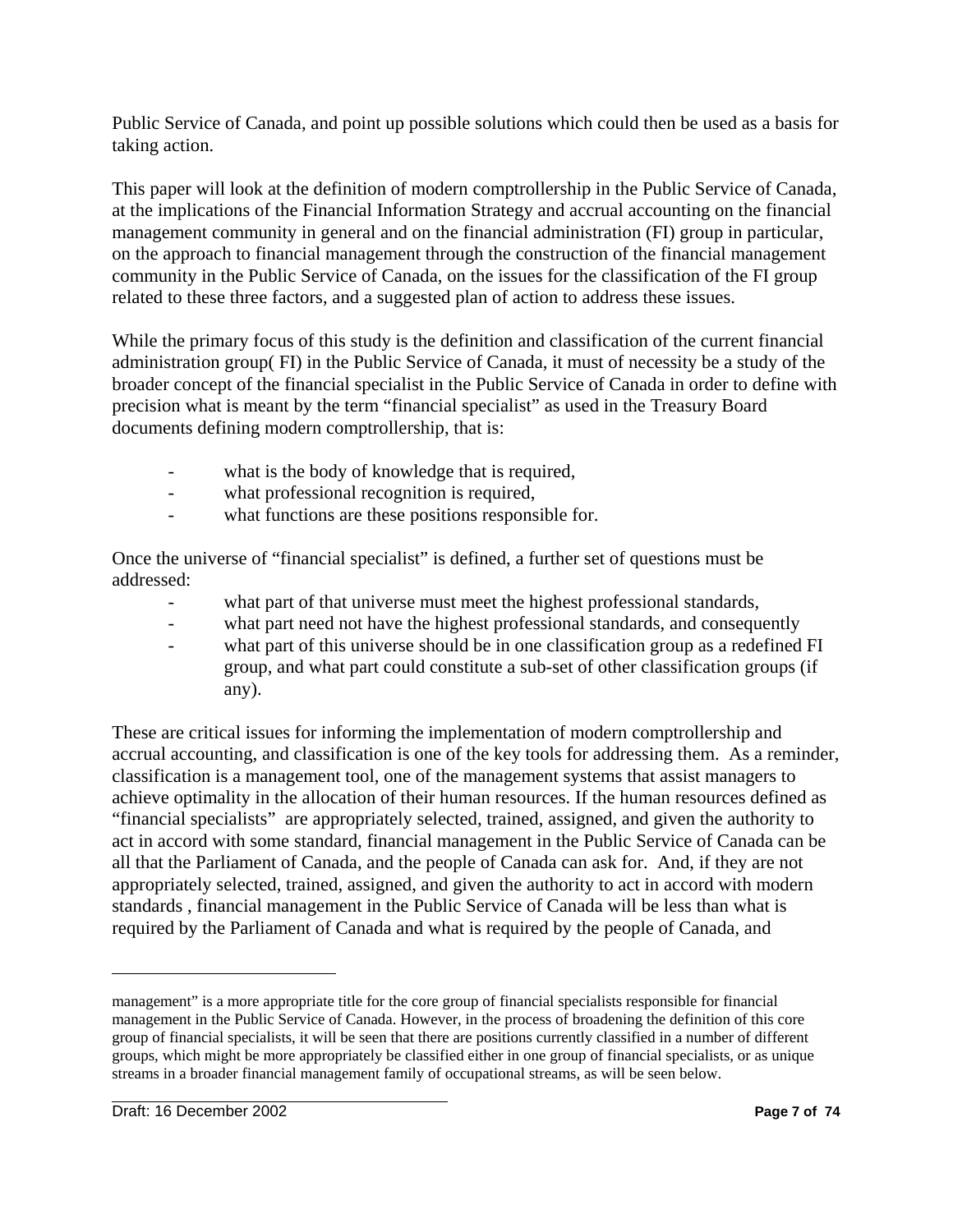Public Service of Canada, and point up possible solutions which could then be used as a basis for taking action.

This paper will look at the definition of modern comptrollership in the Public Service of Canada, at the implications of the Financial Information Strategy and accrual accounting on the financial management community in general and on the financial administration (FI) group in particular, on the approach to financial management through the construction of the financial management community in the Public Service of Canada, on the issues for the classification of the FI group related to these three factors, and a suggested plan of action to address these issues.

While the primary focus of this study is the definition and classification of the current financial administration group( FI) in the Public Service of Canada, it must of necessity be a study of the broader concept of the financial specialist in the Public Service of Canada in order to define with precision what is meant by the term "financial specialist" as used in the Treasury Board documents defining modern comptrollership, that is:

- what is the body of knowledge that is required,
- what professional recognition is required,
- what functions are these positions responsible for.

Once the universe of "financial specialist" is defined, a further set of questions must be addressed:

- what part of that universe must meet the highest professional standards,
- what part need not have the highest professional standards, and consequently
- what part of this universe should be in one classification group as a redefined FI group, and what part could constitute a sub-set of other classification groups (if any).

These are critical issues for informing the implementation of modern comptrollership and accrual accounting, and classification is one of the key tools for addressing them. As a reminder, classification is a management tool, one of the management systems that assist managers to achieve optimality in the allocation of their human resources. If the human resources defined as "financial specialists" are appropriately selected, trained, assigned, and given the authority to act in accord with some standard, financial management in the Public Service of Canada can be all that the Parliament of Canada, and the people of Canada can ask for. And, if they are not appropriately selected, trained, assigned, and given the authority to act in accord with modern standards , financial management in the Public Service of Canada will be less than what is required by the Parliament of Canada and what is required by the people of Canada, and

---

management" is a more appropriate title for the core group of financial specialists responsible for financial management in the Public Service of Canada. However, in the process of broadening the definition of this core group of financial specialists, it will be seen that there are positions currently classified in a number of different groups, which might be more appropriately be classified either in one group of financial specialists, or as unique streams in a broader financial management family of occupational streams, as will be seen below.

Draft: 16 December 2002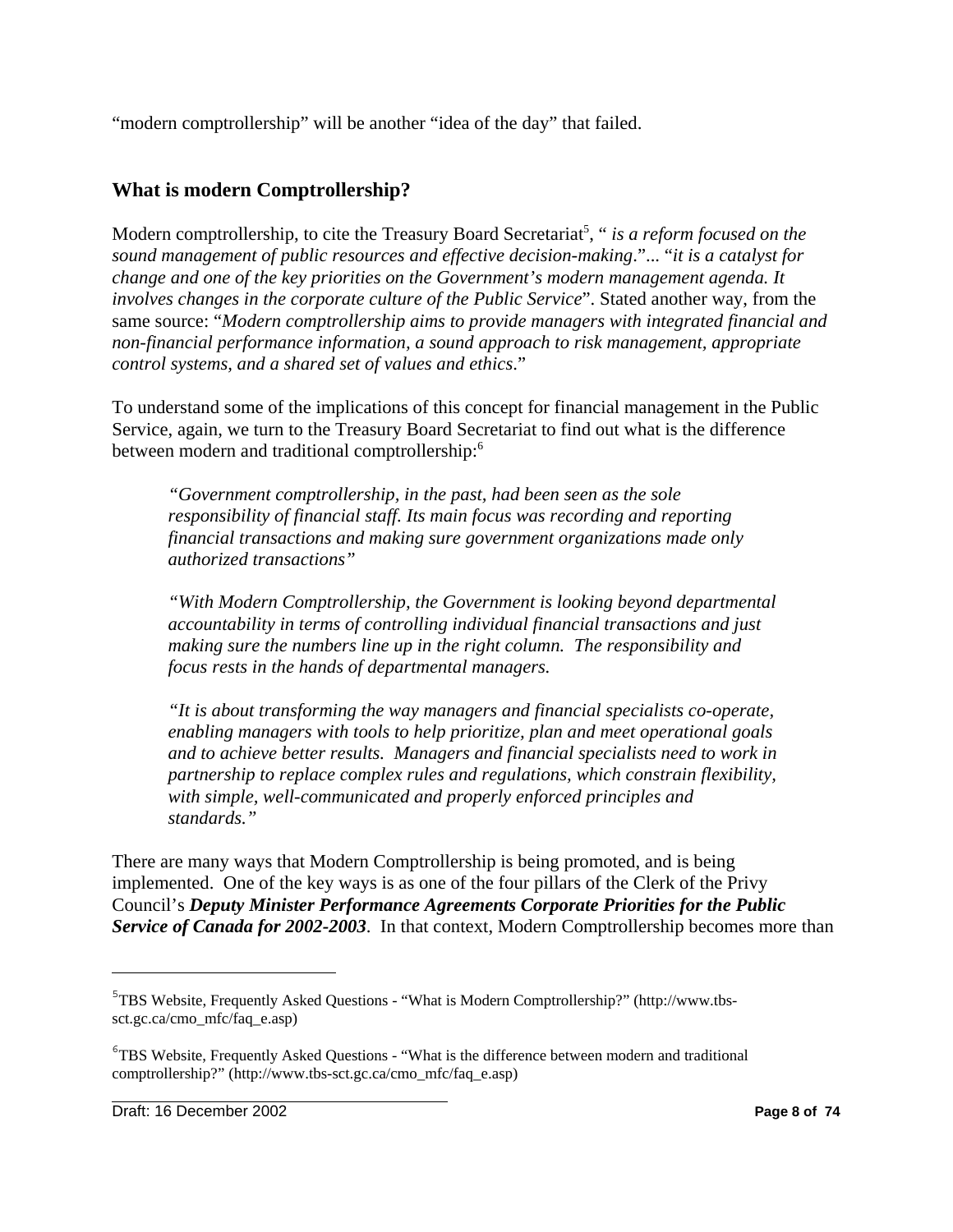"modern comptrollership" will be another "idea of the day" that failed.

## What is modern Comptrollership?

Modern comptrollership, to cite the Treasury Board Secretariat[5], " *is a reform focused on the sound management of public resources and effective decision-making*."... "*it is a catalyst for change and one of the key priorities on the Government's modern management agenda. It involves changes in the corporate culture of the Public Service*". Stated another way, from the same source: "*Modern comptrollership aims to provide managers with integrated financial and non-financial performance information, a sound approach to risk management, appropriate control systems, and a shared set of values and ethics*."

To understand some of the implications of this concept for financial management in the Public Service, again, we turn to the Treasury Board Secretariat to find out what is the difference between modern and traditional comptrollership:[6]

> *"Government comptrollership, in the past, had been seen as the sole responsibility of financial staff. Its main focus was recording and reporting financial transactions and making sure government organizations made only authorized transactions"*
>
> *"With Modern Comptrollership, the Government is looking beyond departmental accountability in terms of controlling individual financial transactions and just making sure the numbers line up in the right column. The responsibility and focus rests in the hands of departmental managers.*
>
> *"It is about transforming the way managers and financial specialists co-operate, enabling managers with tools to help prioritize, plan and meet operational goals and to achieve better results. Managers and financial specialists need to work in partnership to replace complex rules and regulations, which constrain flexibility, with simple, well-communicated and properly enforced principles and standards."*

There are many ways that Modern Comptrollership is being promoted, and is being implemented. One of the key ways is as one of the four pillars of the Clerk of the Privy Council's ***Deputy Minister Performance Agreements Corporate Priorities for the Public Service of Canada for 2002-2003***. In that context, Modern Comptrollership becomes more than

---

[5] TBS Website, Frequently Asked Questions - "What is Modern Comptrollership?" (http://www.tbs-sct.gc.ca/cmo_mfc/faq_e.asp)

[6] TBS Website, Frequently Asked Questions - "What is the difference between modern and traditional comptrollership?" (http://www.tbs-sct.gc.ca/cmo_mfc/faq_e.asp)

Draft: 16 December 2002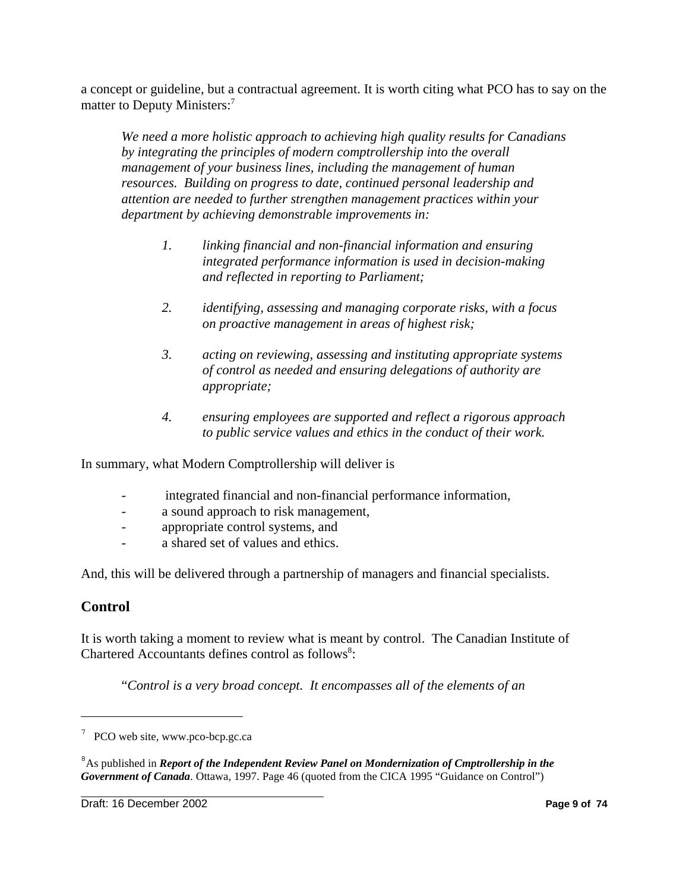a concept or guideline, but a contractual agreement. It is worth citing what PCO has to say on the matter to Deputy Ministers:[7]

> *We need a more holistic approach to achieving high quality results for Canadians by integrating the principles of modern comptrollership into the overall management of your business lines, including the management of human resources. Building on progress to date, continued personal leadership and attention are needed to further strengthen management practices within your department by achieving demonstrable improvements in:*
>
> 1. *linking financial and non-financial information and ensuring integrated performance information is used in decision-making and reflected in reporting to Parliament;*
> 2. *identifying, assessing and managing corporate risks, with a focus on proactive management in areas of highest risk;*
> 3. *acting on reviewing, assessing and instituting appropriate systems of control as needed and ensuring delegations of authority are appropriate;*
> 4. *ensuring employees are supported and reflect a rigorous approach to public service values and ethics in the conduct of their work.*

In summary, what Modern Comptrollership will deliver is

- integrated financial and non-financial performance information,
- a sound approach to risk management,
- appropriate control systems, and
- a shared set of values and ethics.

And, this will be delivered through a partnership of managers and financial specialists.

## Control

It is worth taking a moment to review what is meant by control. The Canadian Institute of Chartered Accountants defines control as follows[8]:

> "*Control is a very broad concept. It encompasses all of the elements of an*

---

[7] PCO web site, www.pco-bcp.gc.ca

[8] As published in ***Report of the Independent Review Panel on Mondernization of Cmptrollership in the Government of Canada***. Ottawa, 1997. Page 46 (quoted from the CICA 1995 "Guidance on Control")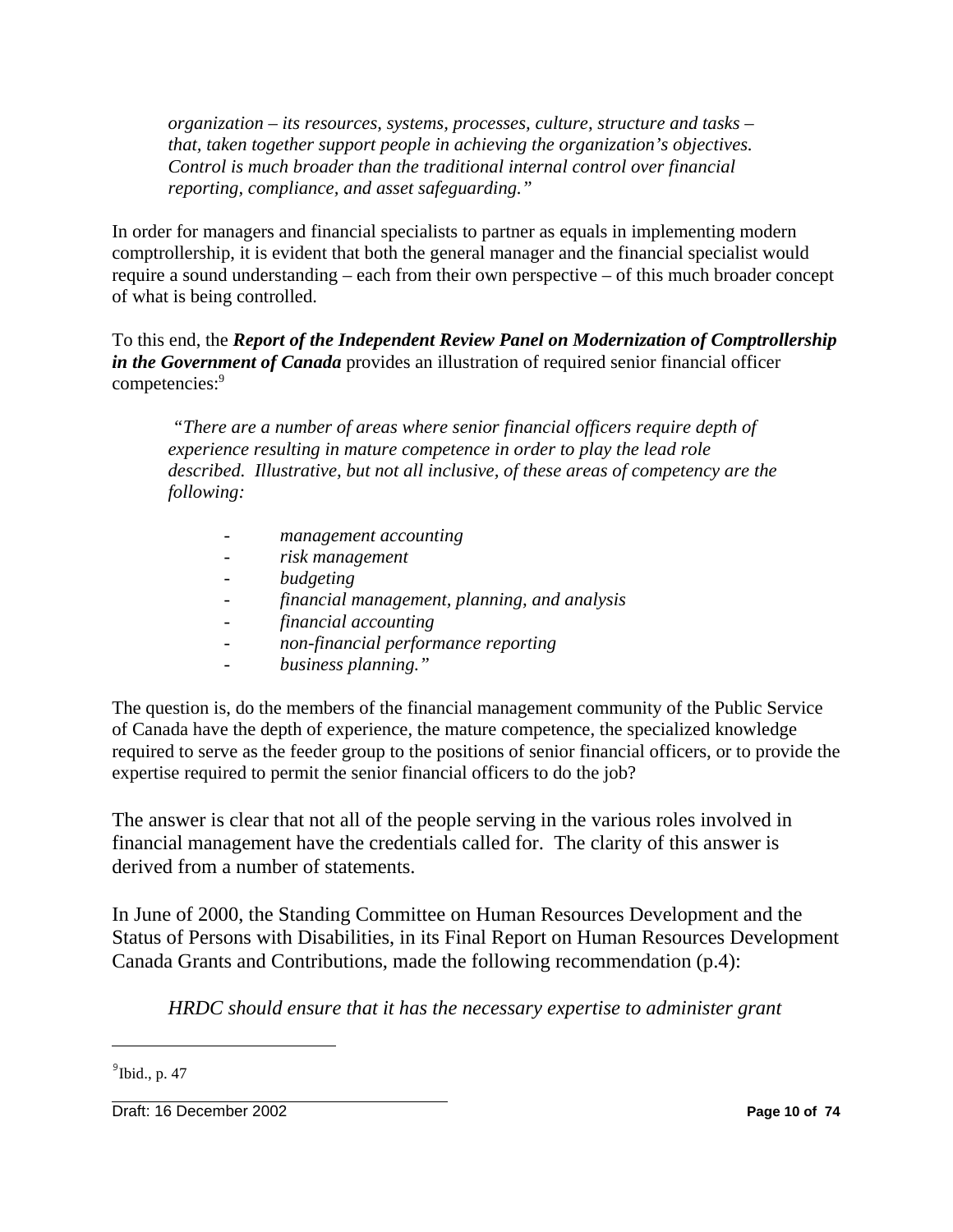> *organization – its resources, systems, processes, culture, structure and tasks – that, taken together support people in achieving the organization's objectives. Control is much broader than the traditional internal control over financial reporting, compliance, and asset safeguarding."*

In order for managers and financial specialists to partner as equals in implementing modern comptrollership, it is evident that both the general manager and the financial specialist would require a sound understanding – each from their own perspective – of this much broader concept of what is being controlled.

To this end, the ***Report of the Independent Review Panel on Modernization of Comptrollership in the Government of Canada*** provides an illustration of required senior financial officer competencies:[9]

> *"There are a number of areas where senior financial officers require depth of experience resulting in mature competence in order to play the lead role described. Illustrative, but not all inclusive, of these areas of competency are the following:*
>
> - *management accounting*
> - *risk management*
> - *budgeting*
> - *financial management, planning, and analysis*
> - *financial accounting*
> - *non-financial performance reporting*
> - *business planning."*

The question is, do the members of the financial management community of the Public Service of Canada have the depth of experience, the mature competence, the specialized knowledge required to serve as the feeder group to the positions of senior financial officers, or to provide the expertise required to permit the senior financial officers to do the job?

The answer is clear that not all of the people serving in the various roles involved in financial management have the credentials called for. The clarity of this answer is derived from a number of statements.

In June of 2000, the Standing Committee on Human Resources Development and the Status of Persons with Disabilities, in its Final Report on Human Resources Development Canada Grants and Contributions, made the following recommendation (p.4):

> *HRDC should ensure that it has the necessary expertise to administer grant*

---

[9] Ibid., p. 47

Draft: 16 December 2002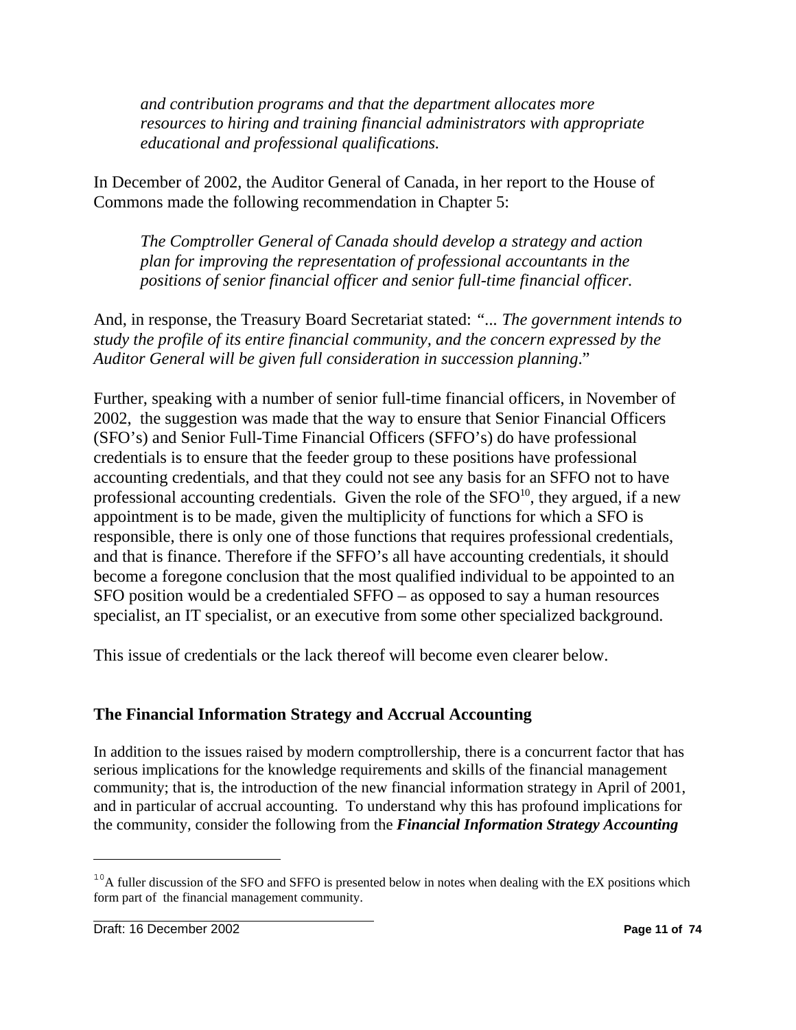*and contribution programs and that the department allocates more resources to hiring and training financial administrators with appropriate educational and professional qualifications.*

In December of 2002, the Auditor General of Canada, in her report to the House of Commons made the following recommendation in Chapter 5:

> *The Comptroller General of Canada should develop a strategy and action plan for improving the representation of professional accountants in the positions of senior financial officer and senior full-time financial officer.*

And, in response, the Treasury Board Secretariat stated: *"... The government intends to study the profile of its entire financial community, and the concern expressed by the Auditor General will be given full consideration in succession planning*."

Further, speaking with a number of senior full-time financial officers, in November of 2002, the suggestion was made that the way to ensure that Senior Financial Officers (SFO's) and Senior Full-Time Financial Officers (SFFO's) do have professional credentials is to ensure that the feeder group to these positions have professional accounting credentials, and that they could not see any basis for an SFFO not to have professional accounting credentials. Given the role of the SFO[10], they argued, if a new appointment is to be made, given the multiplicity of functions for which a SFO is responsible, there is only one of those functions that requires professional credentials, and that is finance. Therefore if the SFFO's all have accounting credentials, it should become a foregone conclusion that the most qualified individual to be appointed to an SFO position would be a credentialed SFFO – as opposed to say a human resources specialist, an IT specialist, or an executive from some other specialized background.

This issue of credentials or the lack thereof will become even clearer below.

## The Financial Information Strategy and Accrual Accounting

In addition to the issues raised by modern comptrollership, there is a concurrent factor that has serious implications for the knowledge requirements and skills of the financial management community; that is, the introduction of the new financial information strategy in April of 2001, and in particular of accrual accounting. To understand why this has profound implications for the community, consider the following from the ***Financial Information Strategy Accounting***

---

[10] A fuller discussion of the SFO and SFFO is presented below in notes when dealing with the EX positions which form part of the financial management community.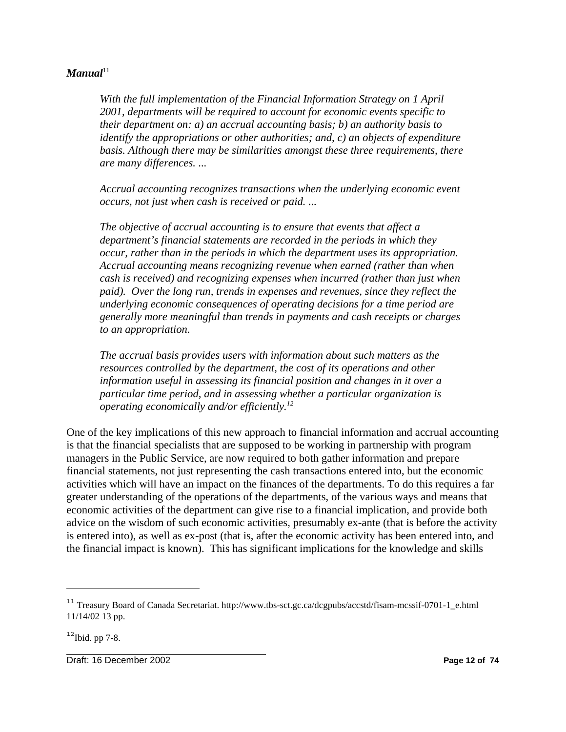***Manual***[11]

> *With the full implementation of the Financial Information Strategy on 1 April 2001, departments will be required to account for economic events specific to their department on: a) an accrual accounting basis; b) an authority basis to identify the appropriations or other authorities; and, c) an objects of expenditure basis. Although there may be similarities amongst these three requirements, there are many differences. ...*
>
> *Accrual accounting recognizes transactions when the underlying economic event occurs, not just when cash is received or paid. ...*
>
> *The objective of accrual accounting is to ensure that events that affect a department's financial statements are recorded in the periods in which they occur, rather than in the periods in which the department uses its appropriation. Accrual accounting means recognizing revenue when earned (rather than when cash is received) and recognizing expenses when incurred (rather than just when paid). Over the long run, trends in expenses and revenues, since they reflect the underlying economic consequences of operating decisions for a time period are generally more meaningful than trends in payments and cash receipts or charges to an appropriation.*
>
> *The accrual basis provides users with information about such matters as the resources controlled by the department, the cost of its operations and other information useful in assessing its financial position and changes in it over a particular time period, and in assessing whether a particular organization is operating economically and/or efficiently.*[12]

One of the key implications of this new approach to financial information and accrual accounting is that the financial specialists that are supposed to be working in partnership with program managers in the Public Service, are now required to both gather information and prepare financial statements, not just representing the cash transactions entered into, but the economic activities which will have an impact on the finances of the departments. To do this requires a far greater understanding of the operations of the departments, of the various ways and means that economic activities of the department can give rise to a financial implication, and provide both advice on the wisdom of such economic activities, presumably ex-ante (that is before the activity is entered into), as well as ex-post (that is, after the economic activity has been entered into, and the financial impact is known). This has significant implications for the knowledge and skills

---

[11] Treasury Board of Canada Secretariat. http://www.tbs-sct.gc.ca/dcgpubs/accstd/fisam-mcssif-0701-1_e.html 11/14/02 13 pp.

[12] Ibid. pp 7-8.

Draft: 16 December 2002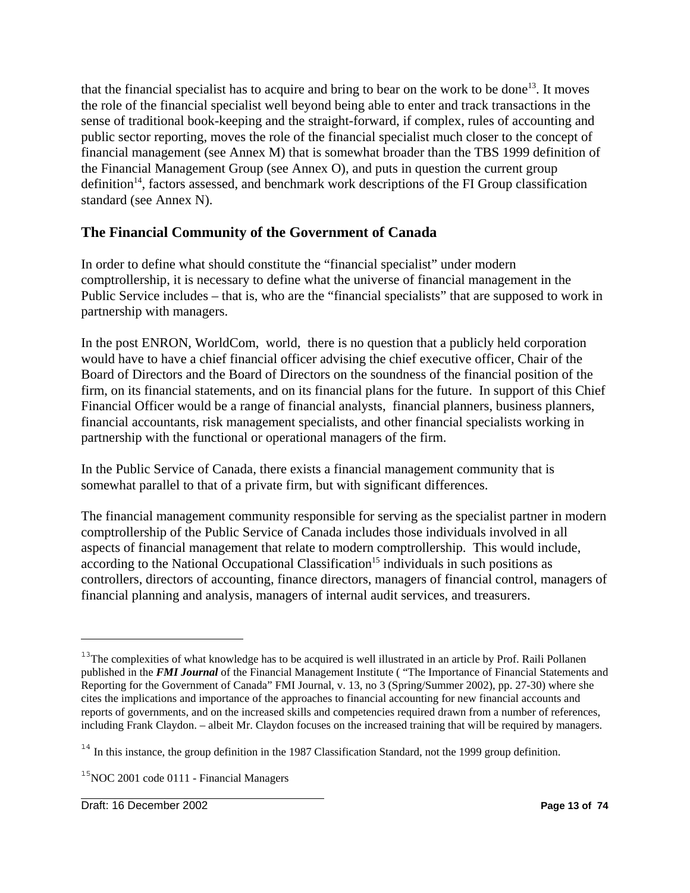that the financial specialist has to acquire and bring to bear on the work to be done[13]. It moves the role of the financial specialist well beyond being able to enter and track transactions in the sense of traditional book-keeping and the straight-forward, if complex, rules of accounting and public sector reporting, moves the role of the financial specialist much closer to the concept of financial management (see Annex M) that is somewhat broader than the TBS 1999 definition of the Financial Management Group (see Annex O), and puts in question the current group definition[14], factors assessed, and benchmark work descriptions of the FI Group classification standard (see Annex N).

## The Financial Community of the Government of Canada

In order to define what should constitute the "financial specialist" under modern comptrollership, it is necessary to define what the universe of financial management in the Public Service includes – that is, who are the "financial specialists" that are supposed to work in partnership with managers.

In the post ENRON, WorldCom, world, there is no question that a publicly held corporation would have to have a chief financial officer advising the chief executive officer, Chair of the Board of Directors and the Board of Directors on the soundness of the financial position of the firm, on its financial statements, and on its financial plans for the future. In support of this Chief Financial Officer would be a range of financial analysts, financial planners, business planners, financial accountants, risk management specialists, and other financial specialists working in partnership with the functional or operational managers of the firm.

In the Public Service of Canada, there exists a financial management community that is somewhat parallel to that of a private firm, but with significant differences.

The financial management community responsible for serving as the specialist partner in modern comptrollership of the Public Service of Canada includes those individuals involved in all aspects of financial management that relate to modern comptrollership. This would include, according to the National Occupational Classification[15] individuals in such positions as controllers, directors of accounting, finance directors, managers of financial control, managers of financial planning and analysis, managers of internal audit services, and treasurers.

---

[13] The complexities of what knowledge has to be acquired is well illustrated in an article by Prof. Raili Pollanen published in the ***FMI Journal*** of the Financial Management Institute ( "The Importance of Financial Statements and Reporting for the Government of Canada" FMI Journal, v. 13, no 3 (Spring/Summer 2002), pp. 27-30) where she cites the implications and importance of the approaches to financial accounting for new financial accounts and reports of governments, and on the increased skills and competencies required drawn from a number of references, including Frank Claydon. – albeit Mr. Claydon focuses on the increased training that will be required by managers.

[14] In this instance, the group definition in the 1987 Classification Standard, not the 1999 group definition.

[15] NOC 2001 code 0111 - Financial Managers

Draft: 16 December 2002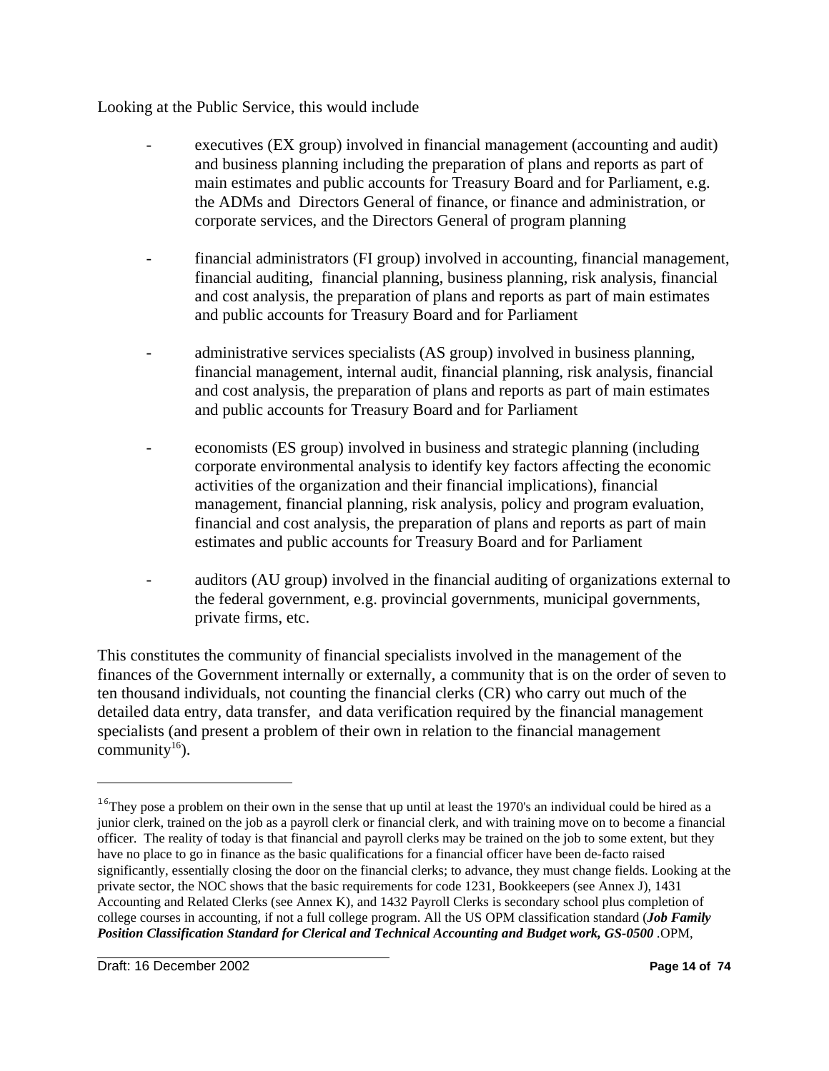Looking at the Public Service, this would include

- executives (EX group) involved in financial management (accounting and audit) and business planning including the preparation of plans and reports as part of main estimates and public accounts for Treasury Board and for Parliament, e.g. the ADMs and Directors General of finance, or finance and administration, or corporate services, and the Directors General of program planning

- financial administrators (FI group) involved in accounting, financial management, financial auditing, financial planning, business planning, risk analysis, financial and cost analysis, the preparation of plans and reports as part of main estimates and public accounts for Treasury Board and for Parliament

- administrative services specialists (AS group) involved in business planning, financial management, internal audit, financial planning, risk analysis, financial and cost analysis, the preparation of plans and reports as part of main estimates and public accounts for Treasury Board and for Parliament

- economists (ES group) involved in business and strategic planning (including corporate environmental analysis to identify key factors affecting the economic activities of the organization and their financial implications), financial management, financial planning, risk analysis, policy and program evaluation, financial and cost analysis, the preparation of plans and reports as part of main estimates and public accounts for Treasury Board and for Parliament

- auditors (AU group) involved in the financial auditing of organizations external to the federal government, e.g. provincial governments, municipal governments, private firms, etc.

This constitutes the community of financial specialists involved in the management of the finances of the Government internally or externally, a community that is on the order of seven to ten thousand individuals, not counting the financial clerks (CR) who carry out much of the detailed data entry, data transfer, and data verification required by the financial management specialists (and present a problem of their own in relation to the financial management community[16]).

---

[16] They pose a problem on their own in the sense that up until at least the 1970's an individual could be hired as a junior clerk, trained on the job as a payroll clerk or financial clerk, and with training move on to become a financial officer. The reality of today is that financial and payroll clerks may be trained on the job to some extent, but they have no place to go in finance as the basic qualifications for a financial officer have been de-facto raised significantly, essentially closing the door on the financial clerks; to advance, they must change fields. Looking at the private sector, the NOC shows that the basic requirements for code 1231, Bookkeepers (see Annex J), 1431 Accounting and Related Clerks (see Annex K), and 1432 Payroll Clerks is secondary school plus completion of college courses in accounting, if not a full college program. All the US OPM classification standard (***Job Family Position Classification Standard for Clerical and Technical Accounting and Budget work, GS-0500*** .OPM,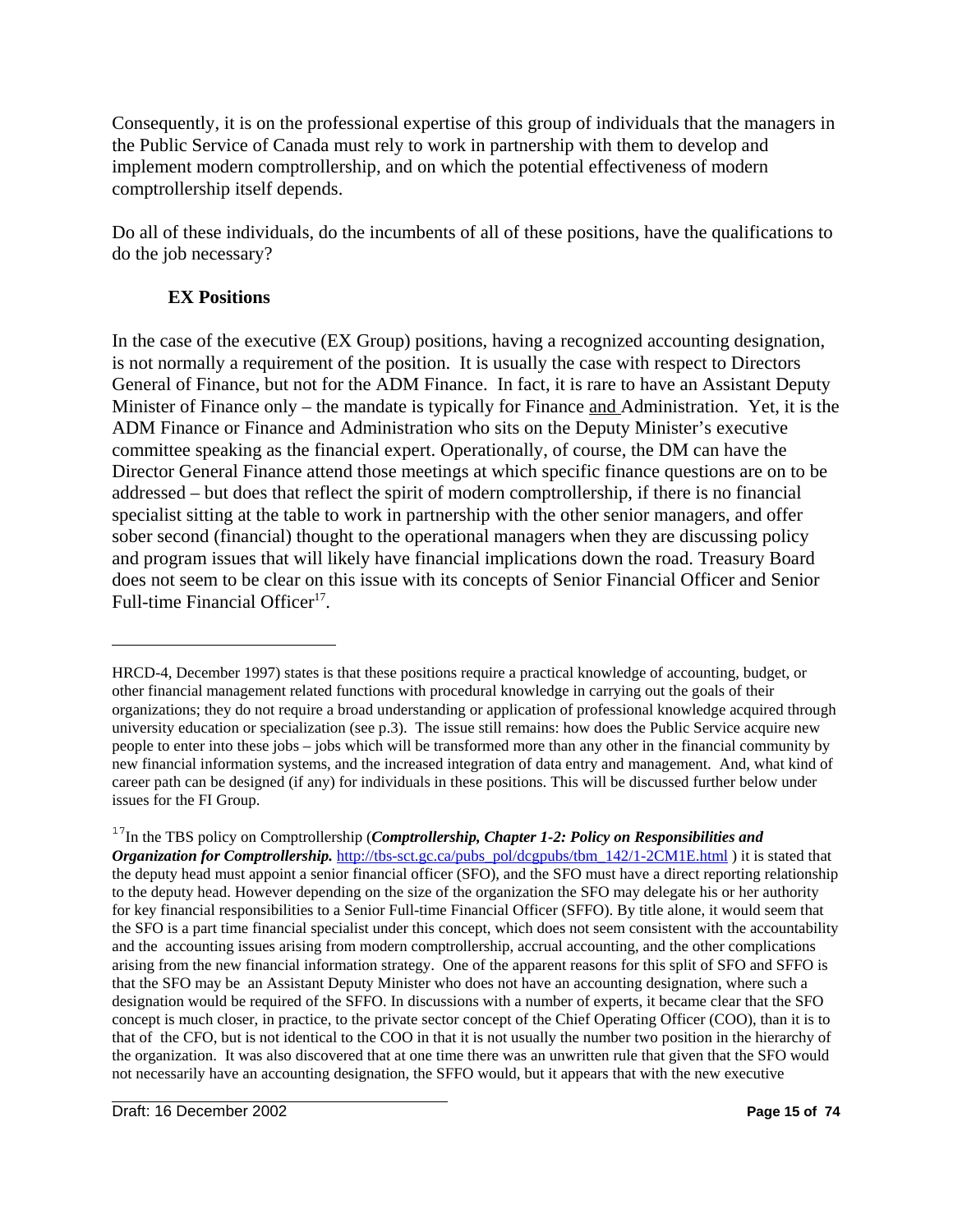Consequently, it is on the professional expertise of this group of individuals that the managers in the Public Service of Canada must rely to work in partnership with them to develop and implement modern comptrollership, and on which the potential effectiveness of modern comptrollership itself depends.

Do all of these individuals, do the incumbents of all of these positions, have the qualifications to do the job necessary?

### EX Positions

In the case of the executive (EX Group) positions, having a recognized accounting designation, is not normally a requirement of the position. It is usually the case with respect to Directors General of Finance, but not for the ADM Finance. In fact, it is rare to have an Assistant Deputy Minister of Finance only – the mandate is typically for Finance and Administration. Yet, it is the ADM Finance or Finance and Administration who sits on the Deputy Minister's executive committee speaking as the financial expert. Operationally, of course, the DM can have the Director General Finance attend those meetings at which specific finance questions are on to be addressed – but does that reflect the spirit of modern comptrollership, if there is no financial specialist sitting at the table to work in partnership with the other senior managers, and offer sober second (financial) thought to the operational managers when they are discussing policy and program issues that will likely have financial implications down the road. Treasury Board does not seem to be clear on this issue with its concepts of Senior Financial Officer and Senior Full-time Financial Officer[17].

---

HRCD-4, December 1997) states is that these positions require a practical knowledge of accounting, budget, or other financial management related functions with procedural knowledge in carrying out the goals of their organizations; they do not require a broad understanding or application of professional knowledge acquired through university education or specialization (see p.3). The issue still remains: how does the Public Service acquire new people to enter into these jobs – jobs which will be transformed more than any other in the financial community by new financial information systems, and the increased integration of data entry and management. And, what kind of career path can be designed (if any) for individuals in these positions. This will be discussed further below under issues for the FI Group.

[17] In the TBS policy on Comptrollership (***Comptrollership, Chapter 1-2: Policy on Responsibilities and Organization for Comptrollership.*** http://tbs-sct.gc.ca/pubs_pol/dcgpubs/tbm_142/1-2CM1E.html ) it is stated that the deputy head must appoint a senior financial officer (SFO), and the SFO must have a direct reporting relationship to the deputy head. However depending on the size of the organization the SFO may delegate his or her authority for key financial responsibilities to a Senior Full-time Financial Officer (SFFO). By title alone, it would seem that the SFO is a part time financial specialist under this concept, which does not seem consistent with the accountability and the accounting issues arising from modern comptrollership, accrual accounting, and the other complications arising from the new financial information strategy. One of the apparent reasons for this split of SFO and SFFO is that the SFO may be an Assistant Deputy Minister who does not have an accounting designation, where such a designation would be required of the SFFO. In discussions with a number of experts, it became clear that the SFO concept is much closer, in practice, to the private sector concept of the Chief Operating Officer (COO), than it is to that of the CFO, but is not identical to the COO in that it is not usually the number two position in the hierarchy of the organization. It was also discovered that at one time there was an unwritten rule that given that the SFO would not necessarily have an accounting designation, the SFFO would, but it appears that with the new executive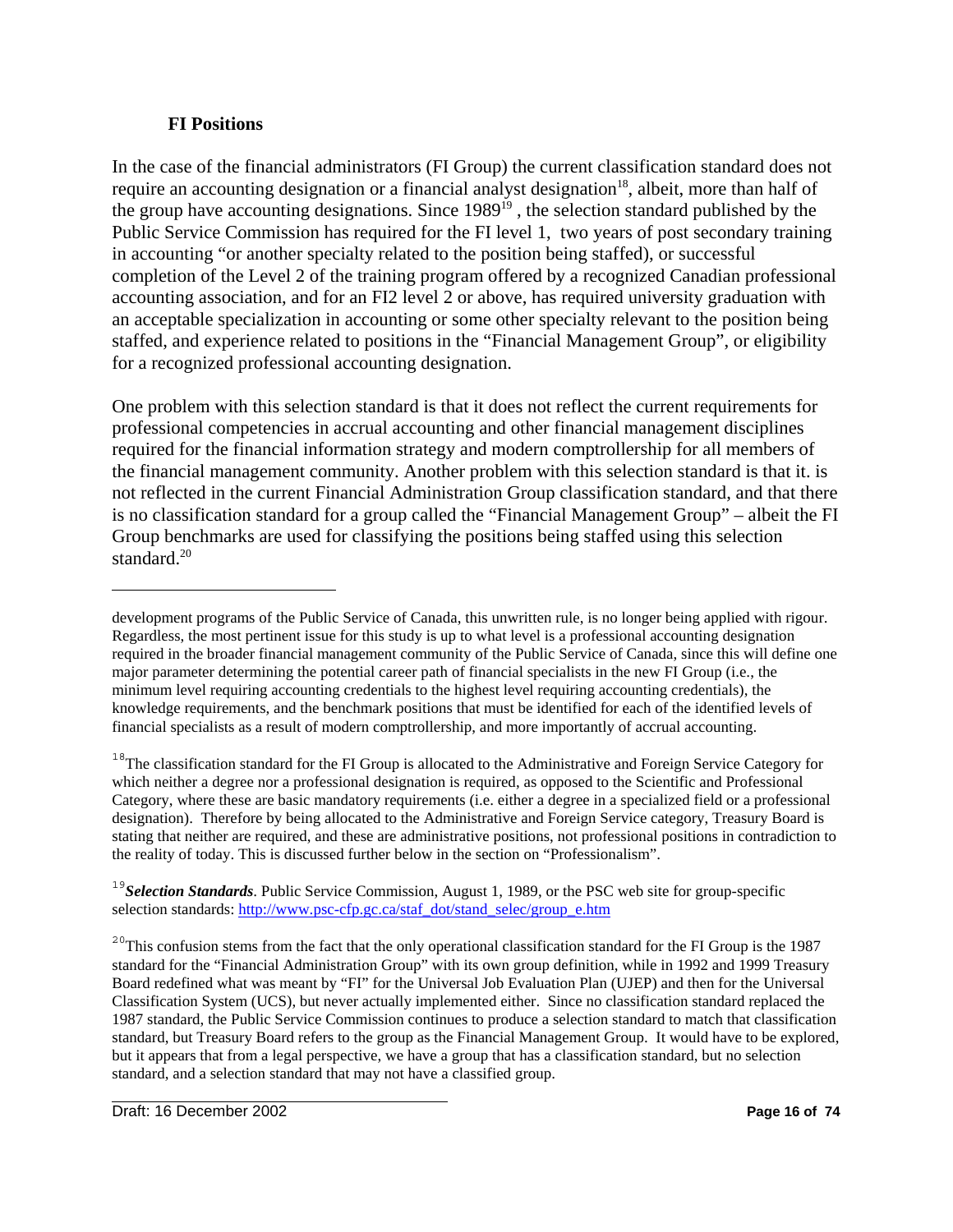### FI Positions

In the case of the financial administrators (FI Group) the current classification standard does not require an accounting designation or a financial analyst designation[18], albeit, more than half of the group have accounting designations. Since 1989[19] , the selection standard published by the Public Service Commission has required for the FI level 1, two years of post secondary training in accounting "or another specialty related to the position being staffed), or successful completion of the Level 2 of the training program offered by a recognized Canadian professional accounting association, and for an FI2 level 2 or above, has required university graduation with an acceptable specialization in accounting or some other specialty relevant to the position being staffed, and experience related to positions in the "Financial Management Group", or eligibility for a recognized professional accounting designation.

One problem with this selection standard is that it does not reflect the current requirements for professional competencies in accrual accounting and other financial management disciplines required for the financial information strategy and modern comptrollership for all members of the financial management community. Another problem with this selection standard is that it. is not reflected in the current Financial Administration Group classification standard, and that there is no classification standard for a group called the "Financial Management Group" – albeit the FI Group benchmarks are used for classifying the positions being staffed using this selection standard.[20]

---

development programs of the Public Service of Canada, this unwritten rule, is no longer being applied with rigour. Regardless, the most pertinent issue for this study is up to what level is a professional accounting designation required in the broader financial management community of the Public Service of Canada, since this will define one major parameter determining the potential career path of financial specialists in the new FI Group (i.e., the minimum level requiring accounting credentials to the highest level requiring accounting credentials), the knowledge requirements, and the benchmark positions that must be identified for each of the identified levels of financial specialists as a result of modern comptrollership, and more importantly of accrual accounting.

[18] The classification standard for the FI Group is allocated to the Administrative and Foreign Service Category for which neither a degree nor a professional designation is required, as opposed to the Scientific and Professional Category, where these are basic mandatory requirements (i.e. either a degree in a specialized field or a professional designation). Therefore by being allocated to the Administrative and Foreign Service category, Treasury Board is stating that neither are required, and these are administrative positions, not professional positions in contradiction to the reality of today. This is discussed further below in the section on "Professionalism".

[19] ***Selection Standards***. Public Service Commission, August 1, 1989, or the PSC web site for group-specific selection standards: http://www.psc-cfp.gc.ca/staf_dot/stand_selec/group_e.htm

[20] This confusion stems from the fact that the only operational classification standard for the FI Group is the 1987 standard for the "Financial Administration Group" with its own group definition, while in 1992 and 1999 Treasury Board redefined what was meant by "FI" for the Universal Job Evaluation Plan (UJEP) and then for the Universal Classification System (UCS), but never actually implemented either. Since no classification standard replaced the 1987 standard, the Public Service Commission continues to produce a selection standard to match that classification standard, but Treasury Board refers to the group as the Financial Management Group. It would have to be explored, but it appears that from a legal perspective, we have a group that has a classification standard, but no selection standard, and a selection standard that may not have a classified group.

Draft: 16 December 2002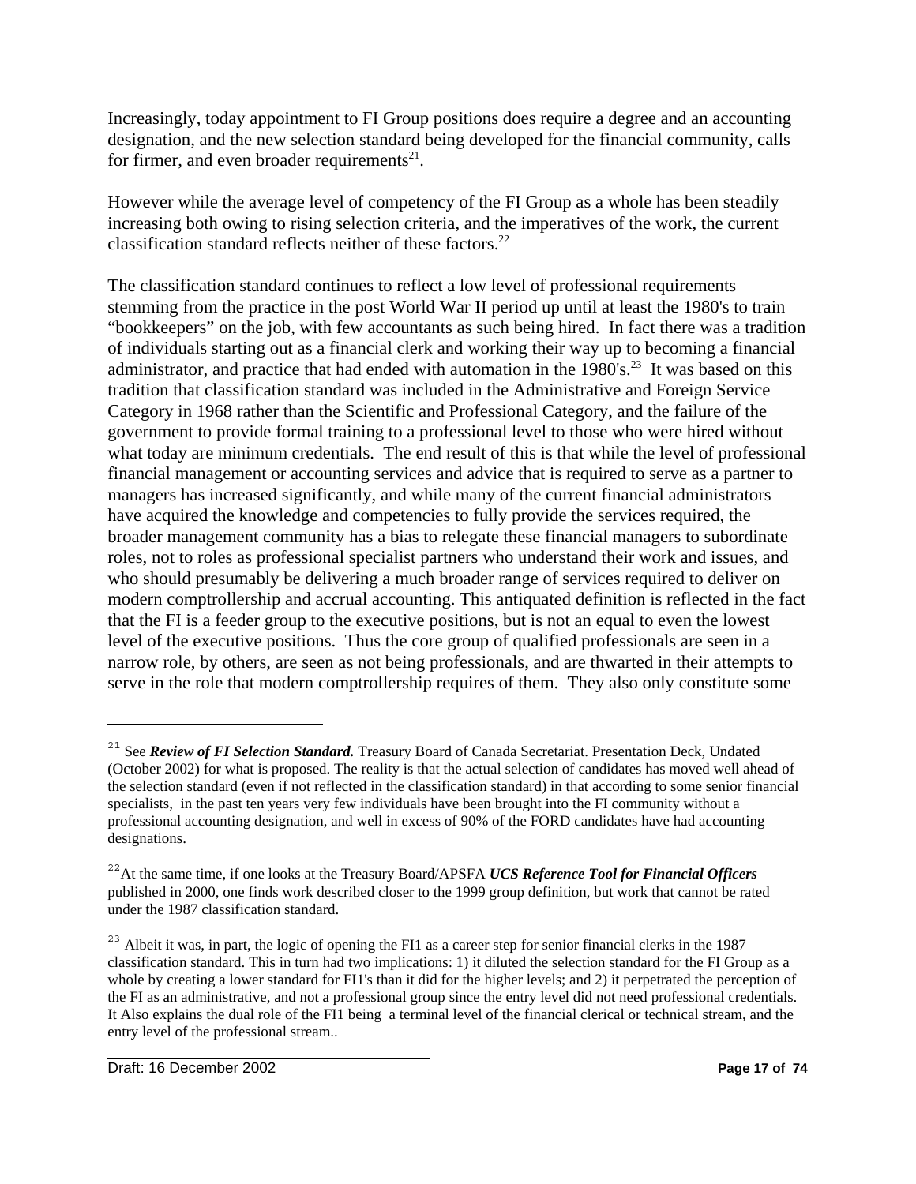Increasingly, today appointment to FI Group positions does require a degree and an accounting designation, and the new selection standard being developed for the financial community, calls for firmer, and even broader requirements[21].

However while the average level of competency of the FI Group as a whole has been steadily increasing both owing to rising selection criteria, and the imperatives of the work, the current classification standard reflects neither of these factors.[22]

The classification standard continues to reflect a low level of professional requirements stemming from the practice in the post World War II period up until at least the 1980's to train "bookkeepers" on the job, with few accountants as such being hired. In fact there was a tradition of individuals starting out as a financial clerk and working their way up to becoming a financial administrator, and practice that had ended with automation in the 1980's.[23] It was based on this tradition that classification standard was included in the Administrative and Foreign Service Category in 1968 rather than the Scientific and Professional Category, and the failure of the government to provide formal training to a professional level to those who were hired without what today are minimum credentials. The end result of this is that while the level of professional financial management or accounting services and advice that is required to serve as a partner to managers has increased significantly, and while many of the current financial administrators have acquired the knowledge and competencies to fully provide the services required, the broader management community has a bias to relegate these financial managers to subordinate roles, not to roles as professional specialist partners who understand their work and issues, and who should presumably be delivering a much broader range of services required to deliver on modern comptrollership and accrual accounting. This antiquated definition is reflected in the fact that the FI is a feeder group to the executive positions, but is not an equal to even the lowest level of the executive positions. Thus the core group of qualified professionals are seen in a narrow role, by others, are seen as not being professionals, and are thwarted in their attempts to serve in the role that modern comptrollership requires of them. They also only constitute some

---

[21] See ***Review of FI Selection Standard.*** Treasury Board of Canada Secretariat. Presentation Deck, Undated (October 2002) for what is proposed. The reality is that the actual selection of candidates has moved well ahead of the selection standard (even if not reflected in the classification standard) in that according to some senior financial specialists, in the past ten years very few individuals have been brought into the FI community without a professional accounting designation, and well in excess of 90% of the FORD candidates have had accounting designations.

[22] At the same time, if one looks at the Treasury Board/APSFA ***UCS Reference Tool for Financial Officers*** published in 2000, one finds work described closer to the 1999 group definition, but work that cannot be rated under the 1987 classification standard.

[23] Albeit it was, in part, the logic of opening the FI1 as a career step for senior financial clerks in the 1987 classification standard. This in turn had two implications: 1) it diluted the selection standard for the FI Group as a whole by creating a lower standard for FI1's than it did for the higher levels; and 2) it perpetrated the perception of the FI as an administrative, and not a professional group since the entry level did not need professional credentials. It Also explains the dual role of the FI1 being a terminal level of the financial clerical or technical stream, and the entry level of the professional stream..

Draft: 16 December 2002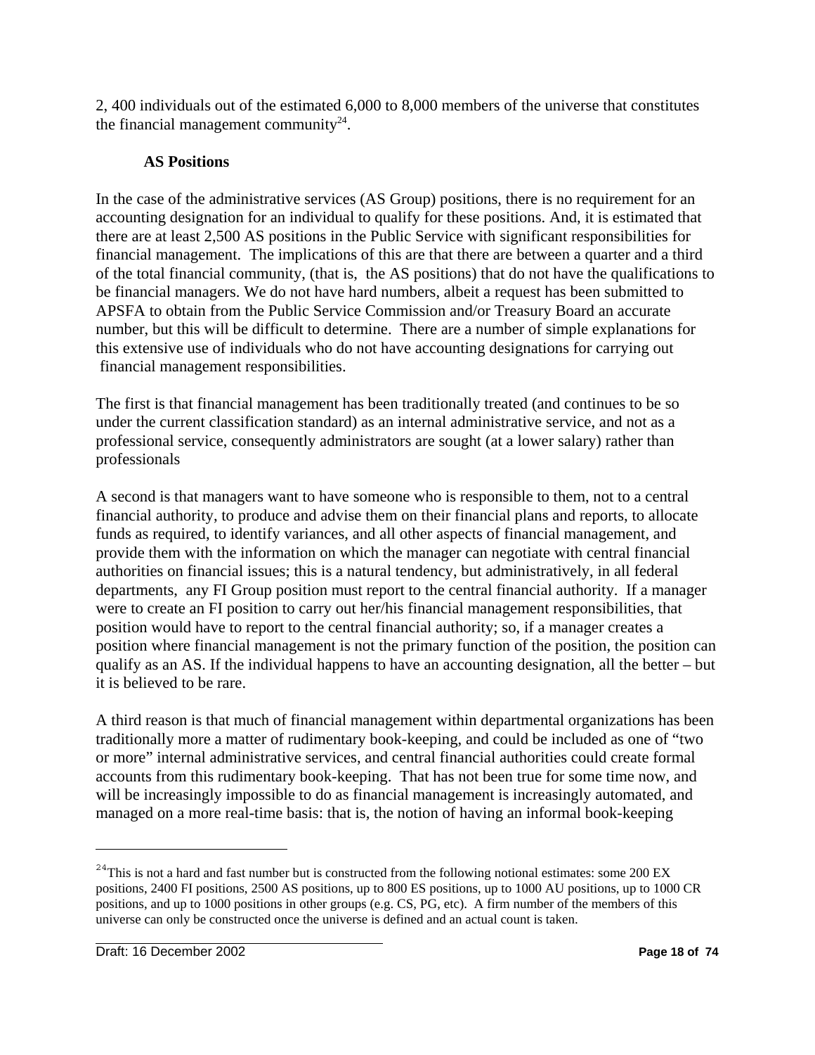2, 400 individuals out of the estimated 6,000 to 8,000 members of the universe that constitutes the financial management community[24].

**AS Positions**

In the case of the administrative services (AS Group) positions, there is no requirement for an accounting designation for an individual to qualify for these positions. And, it is estimated that there are at least 2,500 AS positions in the Public Service with significant responsibilities for financial management. The implications of this are that there are between a quarter and a third of the total financial community, (that is, the AS positions) that do not have the qualifications to be financial managers. We do not have hard numbers, albeit a request has been submitted to APSFA to obtain from the Public Service Commission and/or Treasury Board an accurate number, but this will be difficult to determine. There are a number of simple explanations for this extensive use of individuals who do not have accounting designations for carrying out financial management responsibilities.

The first is that financial management has been traditionally treated (and continues to be so under the current classification standard) as an internal administrative service, and not as a professional service, consequently administrators are sought (at a lower salary) rather than professionals

A second is that managers want to have someone who is responsible to them, not to a central financial authority, to produce and advise them on their financial plans and reports, to allocate funds as required, to identify variances, and all other aspects of financial management, and provide them with the information on which the manager can negotiate with central financial authorities on financial issues; this is a natural tendency, but administratively, in all federal departments, any FI Group position must report to the central financial authority. If a manager were to create an FI position to carry out her/his financial management responsibilities, that position would have to report to the central financial authority; so, if a manager creates a position where financial management is not the primary function of the position, the position can qualify as an AS. If the individual happens to have an accounting designation, all the better – but it is believed to be rare.

A third reason is that much of financial management within departmental organizations has been traditionally more a matter of rudimentary book-keeping, and could be included as one of "two or more" internal administrative services, and central financial authorities could create formal accounts from this rudimentary book-keeping. That has not been true for some time now, and will be increasingly impossible to do as financial management is increasingly automated, and managed on a more real-time basis: that is, the notion of having an informal book-keeping

[24] This is not a hard and fast number but is constructed from the following notional estimates: some 200 EX positions, 2400 FI positions, 2500 AS positions, up to 800 ES positions, up to 1000 AU positions, up to 1000 CR positions, and up to 1000 positions in other groups (e.g. CS, PG, etc). A firm number of the members of this universe can only be constructed once the universe is defined and an actual count is taken.

Draft: 16 December 2002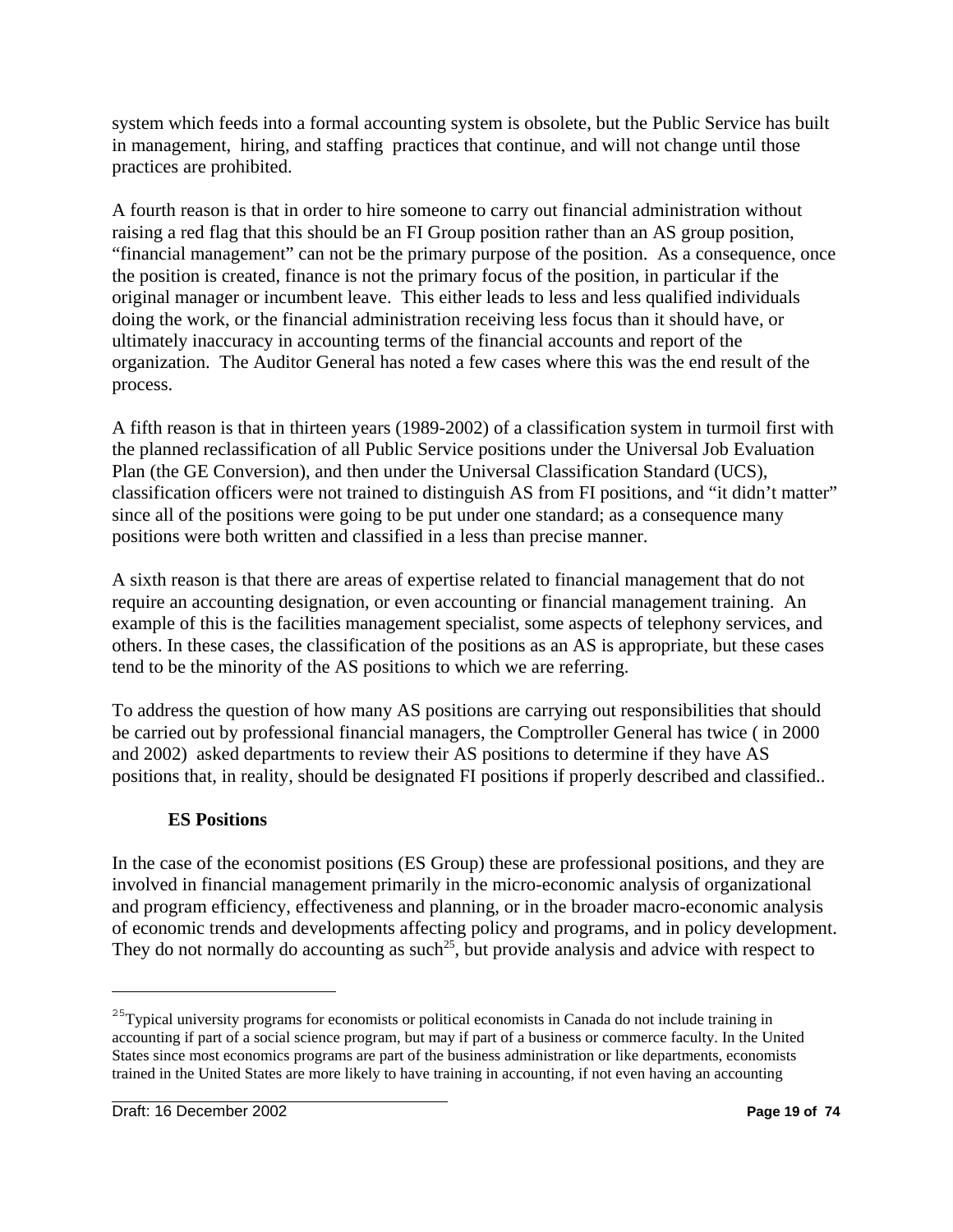system which feeds into a formal accounting system is obsolete, but the Public Service has built in management, hiring, and staffing practices that continue, and will not change until those practices are prohibited.

A fourth reason is that in order to hire someone to carry out financial administration without raising a red flag that this should be an FI Group position rather than an AS group position, "financial management" can not be the primary purpose of the position. As a consequence, once the position is created, finance is not the primary focus of the position, in particular if the original manager or incumbent leave. This either leads to less and less qualified individuals doing the work, or the financial administration receiving less focus than it should have, or ultimately inaccuracy in accounting terms of the financial accounts and report of the organization. The Auditor General has noted a few cases where this was the end result of the process.

A fifth reason is that in thirteen years (1989-2002) of a classification system in turmoil first with the planned reclassification of all Public Service positions under the Universal Job Evaluation Plan (the GE Conversion), and then under the Universal Classification Standard (UCS), classification officers were not trained to distinguish AS from FI positions, and "it didn't matter" since all of the positions were going to be put under one standard; as a consequence many positions were both written and classified in a less than precise manner.

A sixth reason is that there are areas of expertise related to financial management that do not require an accounting designation, or even accounting or financial management training. An example of this is the facilities management specialist, some aspects of telephony services, and others. In these cases, the classification of the positions as an AS is appropriate, but these cases tend to be the minority of the AS positions to which we are referring.

To address the question of how many AS positions are carrying out responsibilities that should be carried out by professional financial managers, the Comptroller General has twice ( in 2000 and 2002) asked departments to review their AS positions to determine if they have AS positions that, in reality, should be designated FI positions if properly described and classified..

### ES Positions

In the case of the economist positions (ES Group) these are professional positions, and they are involved in financial management primarily in the micro-economic analysis of organizational and program efficiency, effectiveness and planning, or in the broader macro-economic analysis of economic trends and developments affecting policy and programs, and in policy development. They do not normally do accounting as such[25], but provide analysis and advice with respect to

[25] Typical university programs for economists or political economists in Canada do not include training in accounting if part of a social science program, but may if part of a business or commerce faculty. In the United States since most economics programs are part of the business administration or like departments, economists trained in the United States are more likely to have training in accounting, if not even having an accounting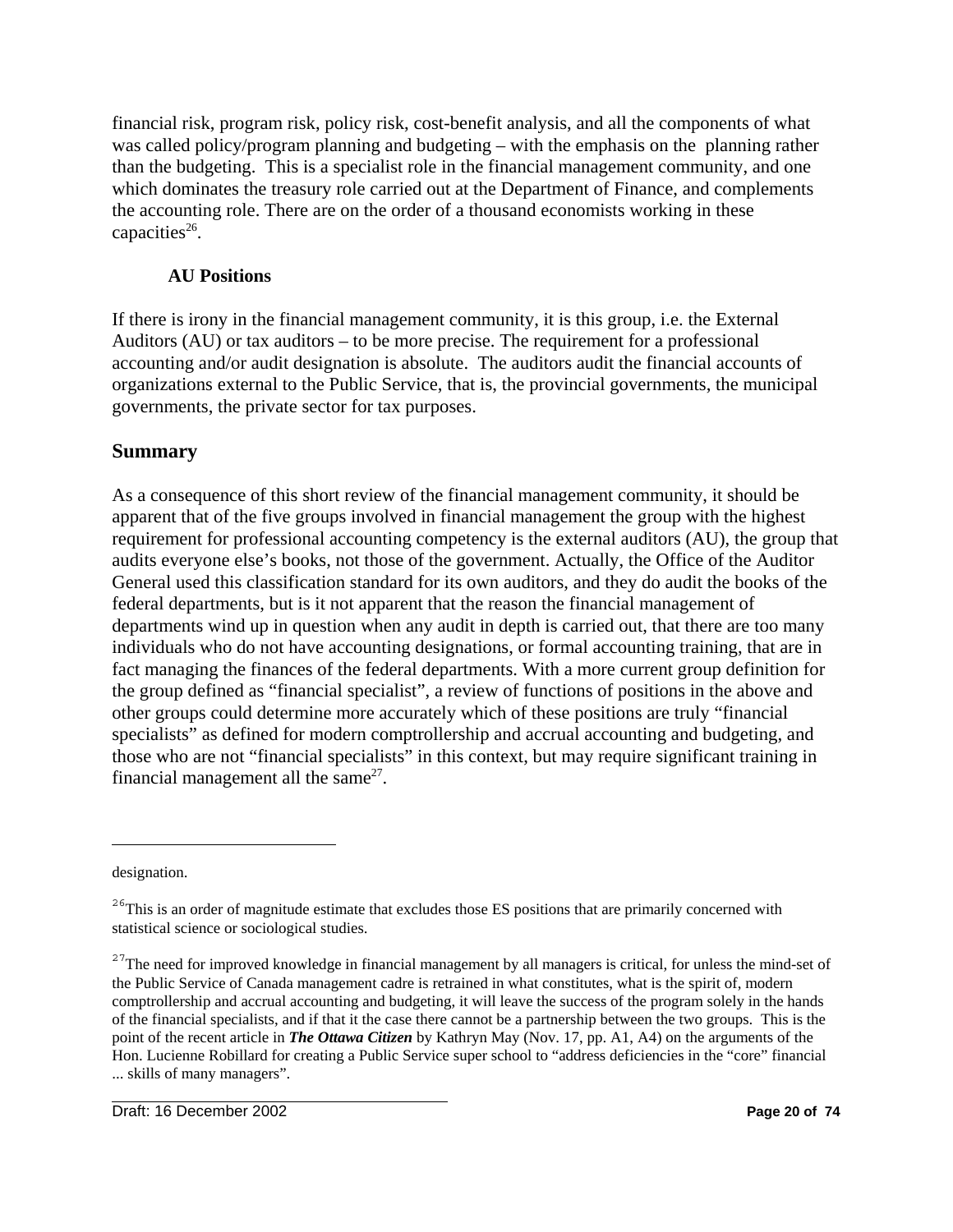financial risk, program risk, policy risk, cost-benefit analysis, and all the components of what was called policy/program planning and budgeting – with the emphasis on the planning rather than the budgeting. This is a specialist role in the financial management community, and one which dominates the treasury role carried out at the Department of Finance, and complements the accounting role. There are on the order of a thousand economists working in these capacities[26].

### AU Positions

If there is irony in the financial management community, it is this group, i.e. the External Auditors (AU) or tax auditors – to be more precise. The requirement for a professional accounting and/or audit designation is absolute. The auditors audit the financial accounts of organizations external to the Public Service, that is, the provincial governments, the municipal governments, the private sector for tax purposes.

## Summary

As a consequence of this short review of the financial management community, it should be apparent that of the five groups involved in financial management the group with the highest requirement for professional accounting competency is the external auditors (AU), the group that audits everyone else's books, not those of the government. Actually, the Office of the Auditor General used this classification standard for its own auditors, and they do audit the books of the federal departments, but is it not apparent that the reason the financial management of departments wind up in question when any audit in depth is carried out, that there are too many individuals who do not have accounting designations, or formal accounting training, that are in fact managing the finances of the federal departments. With a more current group definition for the group defined as "financial specialist", a review of functions of positions in the above and other groups could determine more accurately which of these positions are truly "financial specialists" as defined for modern comptrollership and accrual accounting and budgeting, and those who are not "financial specialists" in this context, but may require significant training in financial management all the same[27].

---

designation.

[26] This is an order of magnitude estimate that excludes those ES positions that are primarily concerned with statistical science or sociological studies.

[27] The need for improved knowledge in financial management by all managers is critical, for unless the mind-set of the Public Service of Canada management cadre is retrained in what constitutes, what is the spirit of, modern comptrollership and accrual accounting and budgeting, it will leave the success of the program solely in the hands of the financial specialists, and if that it the case there cannot be a partnership between the two groups. This is the point of the recent article in ***The Ottawa Citizen*** by Kathryn May (Nov. 17, pp. A1, A4) on the arguments of the Hon. Lucienne Robillard for creating a Public Service super school to "address deficiencies in the "core" financial ... skills of many managers".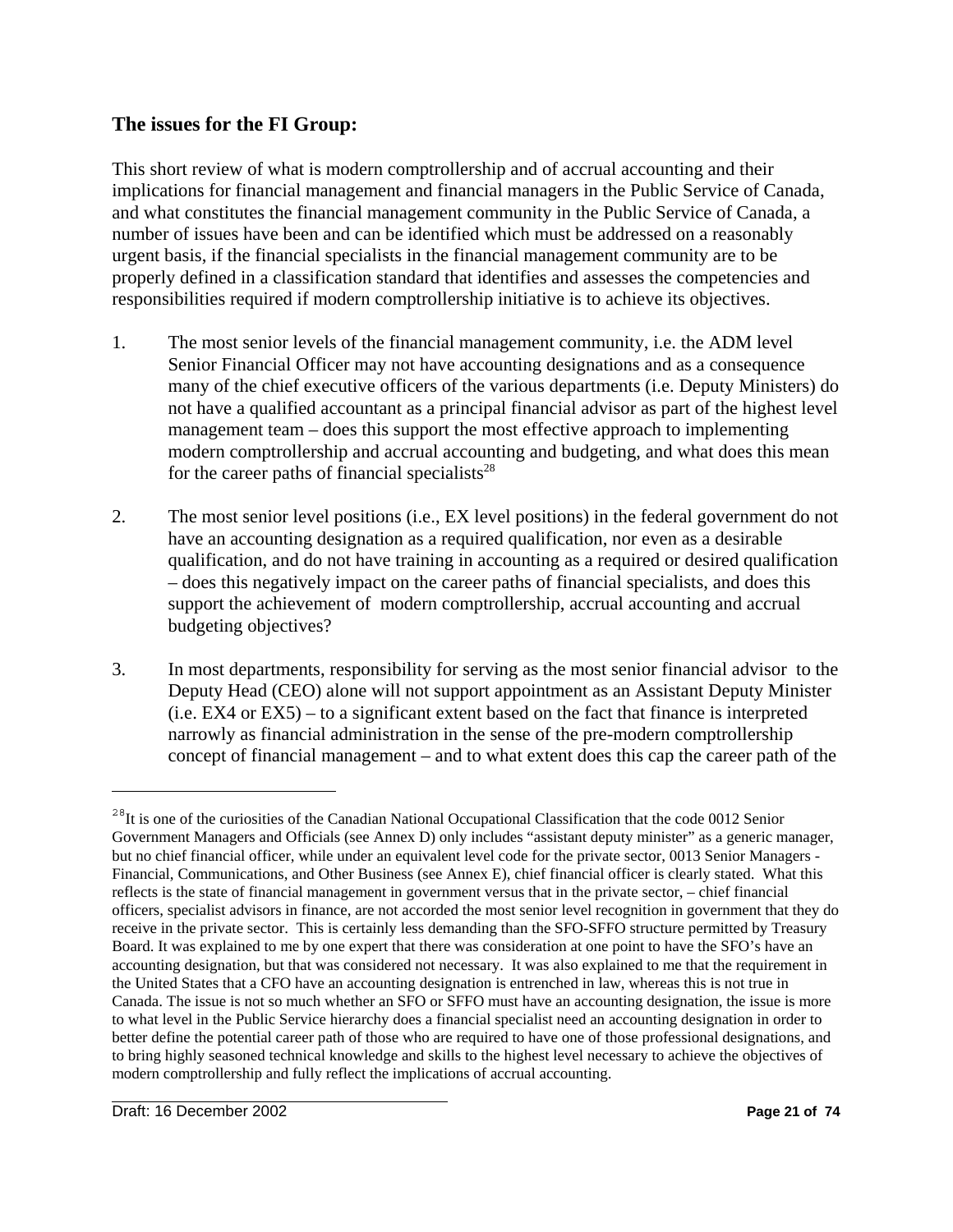## The issues for the FI Group:

This short review of what is modern comptrollership and of accrual accounting and their implications for financial management and financial managers in the Public Service of Canada, and what constitutes the financial management community in the Public Service of Canada, a number of issues have been and can be identified which must be addressed on a reasonably urgent basis, if the financial specialists in the financial management community are to be properly defined in a classification standard that identifies and assesses the competencies and responsibilities required if modern comptrollership initiative is to achieve its objectives.

1. The most senior levels of the financial management community, i.e. the ADM level Senior Financial Officer may not have accounting designations and as a consequence many of the chief executive officers of the various departments (i.e. Deputy Ministers) do not have a qualified accountant as a principal financial advisor as part of the highest level management team – does this support the most effective approach to implementing modern comptrollership and accrual accounting and budgeting, and what does this mean for the career paths of financial specialists[28]

2. The most senior level positions (i.e., EX level positions) in the federal government do not have an accounting designation as a required qualification, nor even as a desirable qualification, and do not have training in accounting as a required or desired qualification – does this negatively impact on the career paths of financial specialists, and does this support the achievement of modern comptrollership, accrual accounting and accrual budgeting objectives?

3. In most departments, responsibility for serving as the most senior financial advisor to the Deputy Head (CEO) alone will not support appointment as an Assistant Deputy Minister (i.e. EX4 or EX5) – to a significant extent based on the fact that finance is interpreted narrowly as financial administration in the sense of the pre-modern comptrollership concept of financial management – and to what extent does this cap the career path of the

---

[28] It is one of the curiosities of the Canadian National Occupational Classification that the code 0012 Senior Government Managers and Officials (see Annex D) only includes "assistant deputy minister" as a generic manager, but no chief financial officer, while under an equivalent level code for the private sector, 0013 Senior Managers - Financial, Communications, and Other Business (see Annex E), chief financial officer is clearly stated. What this reflects is the state of financial management in government versus that in the private sector, – chief financial officers, specialist advisors in finance, are not accorded the most senior level recognition in government that they do receive in the private sector. This is certainly less demanding than the SFO-SFFO structure permitted by Treasury Board. It was explained to me by one expert that there was consideration at one point to have the SFO's have an accounting designation, but that was considered not necessary. It was also explained to me that the requirement in the United States that a CFO have an accounting designation is entrenched in law, whereas this is not true in Canada. The issue is not so much whether an SFO or SFFO must have an accounting designation, the issue is more to what level in the Public Service hierarchy does a financial specialist need an accounting designation in order to better define the potential career path of those who are required to have one of those professional designations, and to bring highly seasoned technical knowledge and skills to the highest level necessary to achieve the objectives of modern comptrollership and fully reflect the implications of accrual accounting.

Draft: 16 December 2002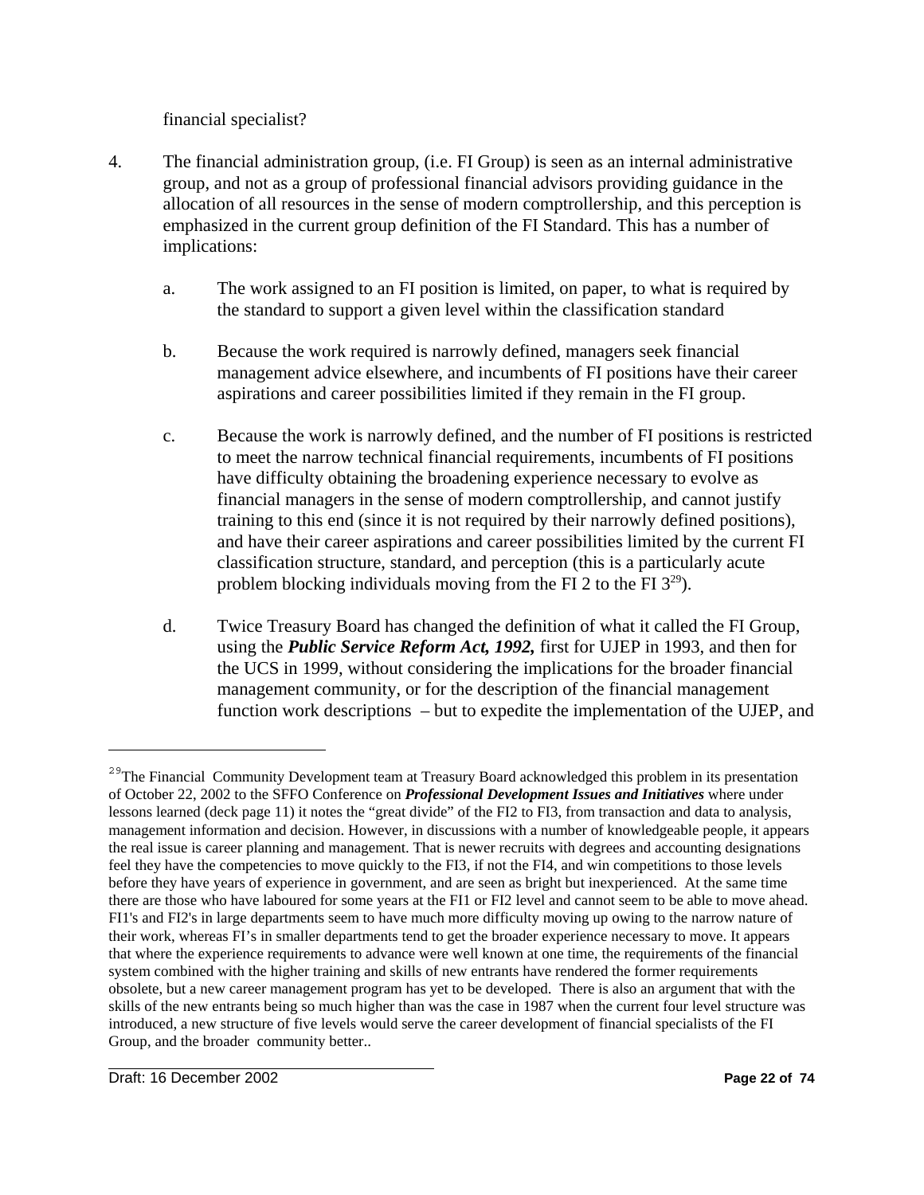financial specialist?

4. The financial administration group, (i.e. FI Group) is seen as an internal administrative group, and not as a group of professional financial advisors providing guidance in the allocation of all resources in the sense of modern comptrollership, and this perception is emphasized in the current group definition of the FI Standard. This has a number of implications:

    a. The work assigned to an FI position is limited, on paper, to what is required by the standard to support a given level within the classification standard

    b. Because the work required is narrowly defined, managers seek financial management advice elsewhere, and incumbents of FI positions have their career aspirations and career possibilities limited if they remain in the FI group.

    c. Because the work is narrowly defined, and the number of FI positions is restricted to meet the narrow technical financial requirements, incumbents of FI positions have difficulty obtaining the broadening experience necessary to evolve as financial managers in the sense of modern comptrollership, and cannot justify training to this end (since it is not required by their narrowly defined positions), and have their career aspirations and career possibilities limited by the current FI classification structure, standard, and perception (this is a particularly acute problem blocking individuals moving from the FI 2 to the FI 3[29]).

    d. Twice Treasury Board has changed the definition of what it called the FI Group, using the ***Public Service Reform Act, 1992,*** first for UJEP in 1993, and then for the UCS in 1999, without considering the implications for the broader financial management community, or for the description of the financial management function work descriptions – but to expedite the implementation of the UJEP, and

---

[29]The Financial Community Development team at Treasury Board acknowledged this problem in its presentation of October 22, 2002 to the SFFO Conference on ***Professional Development Issues and Initiatives*** where under lessons learned (deck page 11) it notes the "great divide" of the FI2 to FI3, from transaction and data to analysis, management information and decision. However, in discussions with a number of knowledgeable people, it appears the real issue is career planning and management. That is newer recruits with degrees and accounting designations feel they have the competencies to move quickly to the FI3, if not the FI4, and win competitions to those levels before they have years of experience in government, and are seen as bright but inexperienced. At the same time there are those who have laboured for some years at the FI1 or FI2 level and cannot seem to be able to move ahead. FI1's and FI2's in large departments seem to have much more difficulty moving up owing to the narrow nature of their work, whereas FI's in smaller departments tend to get the broader experience necessary to move. It appears that where the experience requirements to advance were well known at one time, the requirements of the financial system combined with the higher training and skills of new entrants have rendered the former requirements obsolete, but a new career management program has yet to be developed. There is also an argument that with the skills of the new entrants being so much higher than was the case in 1987 when the current four level structure was introduced, a new structure of five levels would serve the career development of financial specialists of the FI Group, and the broader community better..

Draft: 16 December 2002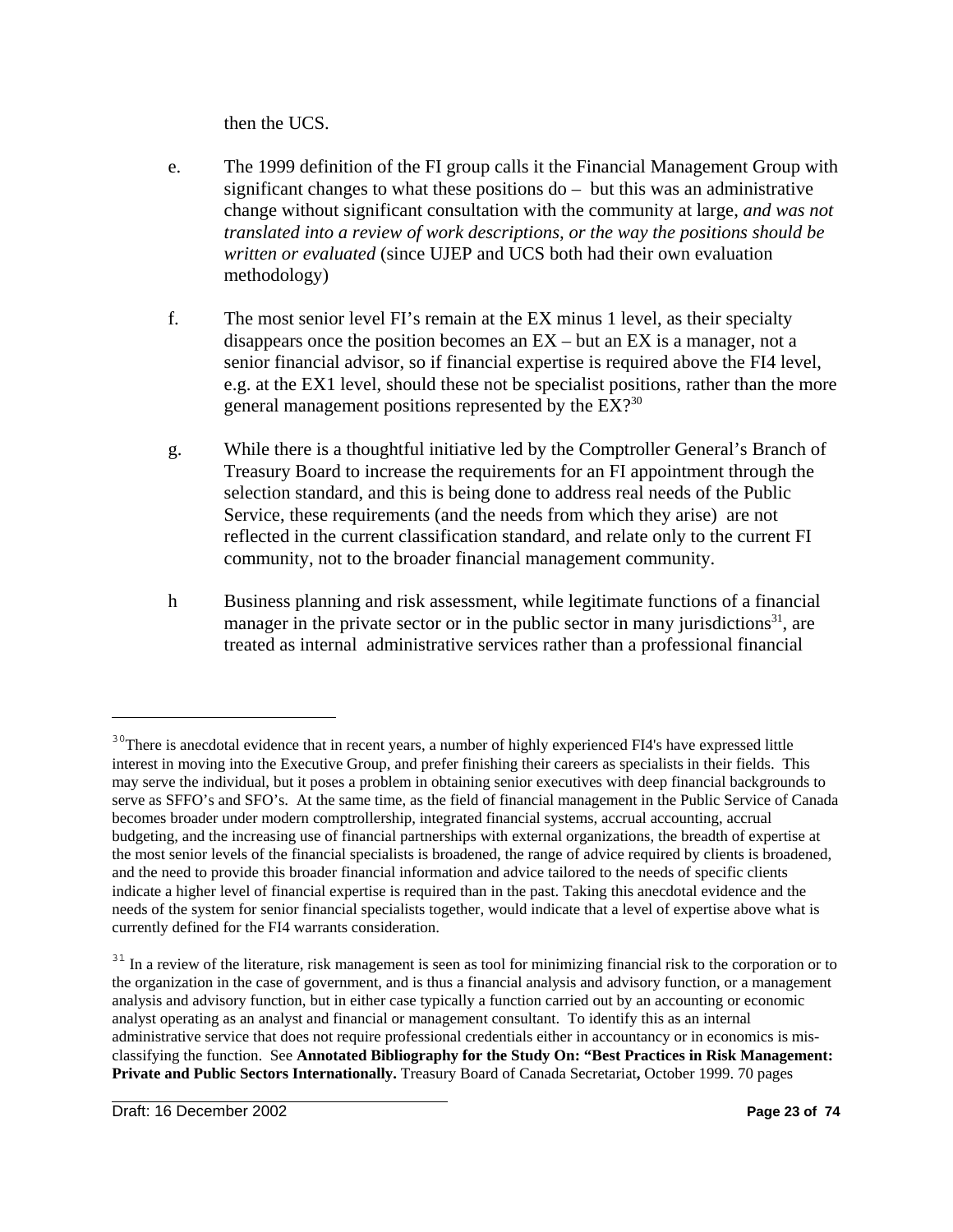then the UCS.

e. The 1999 definition of the FI group calls it the Financial Management Group with significant changes to what these positions do – but this was an administrative change without significant consultation with the community at large, *and was not translated into a review of work descriptions, or the way the positions should be written or evaluated* (since UJEP and UCS both had their own evaluation methodology)

f. The most senior level FI's remain at the EX minus 1 level, as their specialty disappears once the position becomes an EX – but an EX is a manager, not a senior financial advisor, so if financial expertise is required above the FI4 level, e.g. at the EX1 level, should these not be specialist positions, rather than the more general management positions represented by the EX?[30]

g. While there is a thoughtful initiative led by the Comptroller General's Branch of Treasury Board to increase the requirements for an FI appointment through the selection standard, and this is being done to address real needs of the Public Service, these requirements (and the needs from which they arise) are not reflected in the current classification standard, and relate only to the current FI community, not to the broader financial management community.

h Business planning and risk assessment, while legitimate functions of a financial manager in the private sector or in the public sector in many jurisdictions[31], are treated as internal administrative services rather than a professional financial

---

[30] There is anecdotal evidence that in recent years, a number of highly experienced FI4's have expressed little interest in moving into the Executive Group, and prefer finishing their careers as specialists in their fields. This may serve the individual, but it poses a problem in obtaining senior executives with deep financial backgrounds to serve as SFFO's and SFO's. At the same time, as the field of financial management in the Public Service of Canada becomes broader under modern comptrollership, integrated financial systems, accrual accounting, accrual budgeting, and the increasing use of financial partnerships with external organizations, the breadth of expertise at the most senior levels of the financial specialists is broadened, the range of advice required by clients is broadened, and the need to provide this broader financial information and advice tailored to the needs of specific clients indicate a higher level of financial expertise is required than in the past. Taking this anecdotal evidence and the needs of the system for senior financial specialists together, would indicate that a level of expertise above what is currently defined for the FI4 warrants consideration.

[31] In a review of the literature, risk management is seen as tool for minimizing financial risk to the corporation or to the organization in the case of government, and is thus a financial analysis and advisory function, or a management analysis and advisory function, but in either case typically a function carried out by an accounting or economic analyst operating as an analyst and financial or management consultant. To identify this as an internal administrative service that does not require professional credentials either in accountancy or in economics is mis-classifying the function. See **Annotated Bibliography for the Study On: "Best Practices in Risk Management: Private and Public Sectors Internationally.** Treasury Board of Canada Secretariat**,** October 1999. 70 pages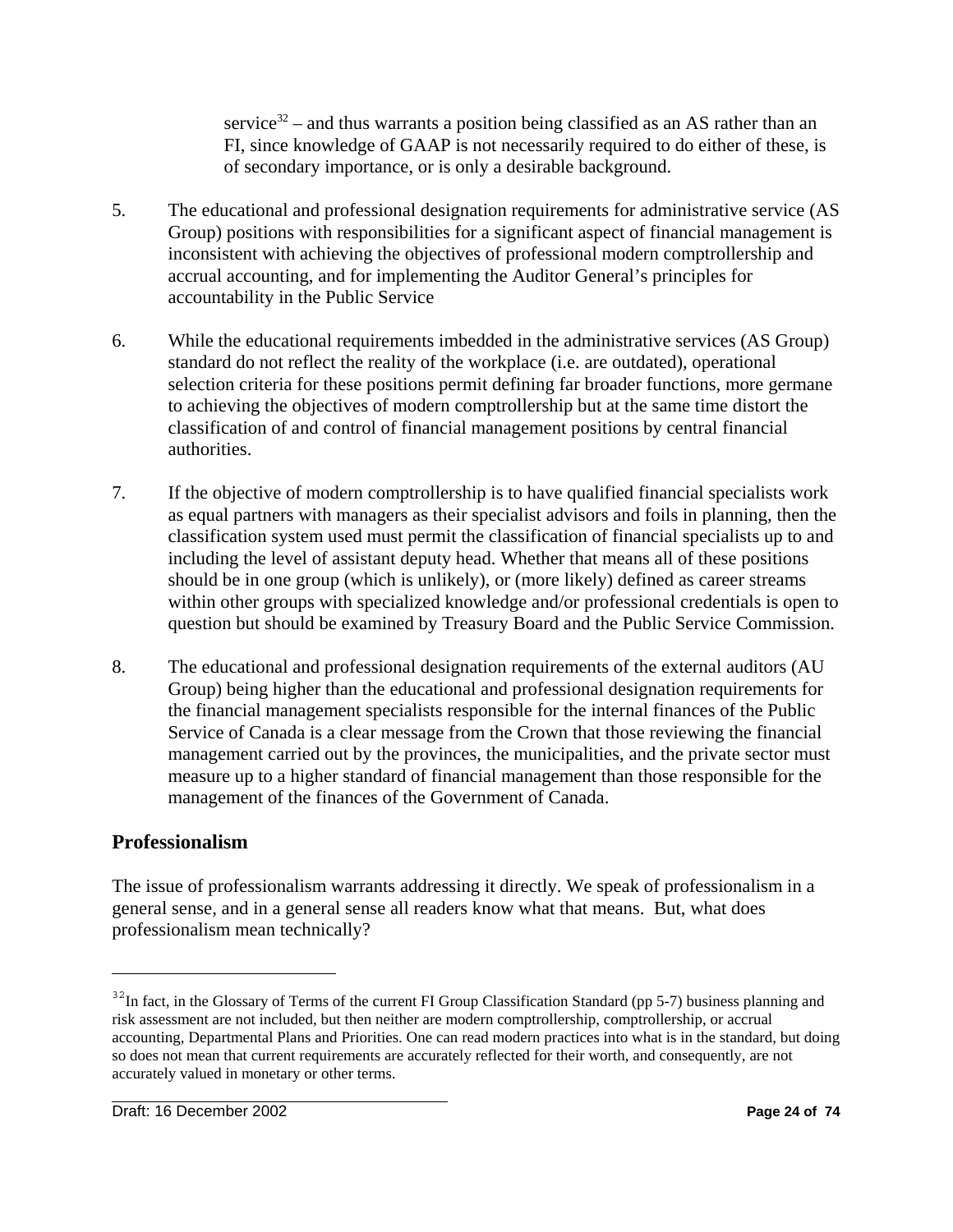service[32] – and thus warrants a position being classified as an AS rather than an FI, since knowledge of GAAP is not necessarily required to do either of these, is of secondary importance, or is only a desirable background.

5. The educational and professional designation requirements for administrative service (AS Group) positions with responsibilities for a significant aspect of financial management is inconsistent with achieving the objectives of professional modern comptrollership and accrual accounting, and for implementing the Auditor General's principles for accountability in the Public Service

6. While the educational requirements imbedded in the administrative services (AS Group) standard do not reflect the reality of the workplace (i.e. are outdated), operational selection criteria for these positions permit defining far broader functions, more germane to achieving the objectives of modern comptrollership but at the same time distort the classification of and control of financial management positions by central financial authorities.

7. If the objective of modern comptrollership is to have qualified financial specialists work as equal partners with managers as their specialist advisors and foils in planning, then the classification system used must permit the classification of financial specialists up to and including the level of assistant deputy head. Whether that means all of these positions should be in one group (which is unlikely), or (more likely) defined as career streams within other groups with specialized knowledge and/or professional credentials is open to question but should be examined by Treasury Board and the Public Service Commission.

8. The educational and professional designation requirements of the external auditors (AU Group) being higher than the educational and professional designation requirements for the financial management specialists responsible for the internal finances of the Public Service of Canada is a clear message from the Crown that those reviewing the financial management carried out by the provinces, the municipalities, and the private sector must measure up to a higher standard of financial management than those responsible for the management of the finances of the Government of Canada.

## Professionalism

The issue of professionalism warrants addressing it directly. We speak of professionalism in a general sense, and in a general sense all readers know what that means. But, what does professionalism mean technically?

---

[32] In fact, in the Glossary of Terms of the current FI Group Classification Standard (pp 5-7) business planning and risk assessment are not included, but then neither are modern comptrollership, comptrollership, or accrual accounting, Departmental Plans and Priorities. One can read modern practices into what is in the standard, but doing so does not mean that current requirements are accurately reflected for their worth, and consequently, are not accurately valued in monetary or other terms.

Draft: 16 December 2002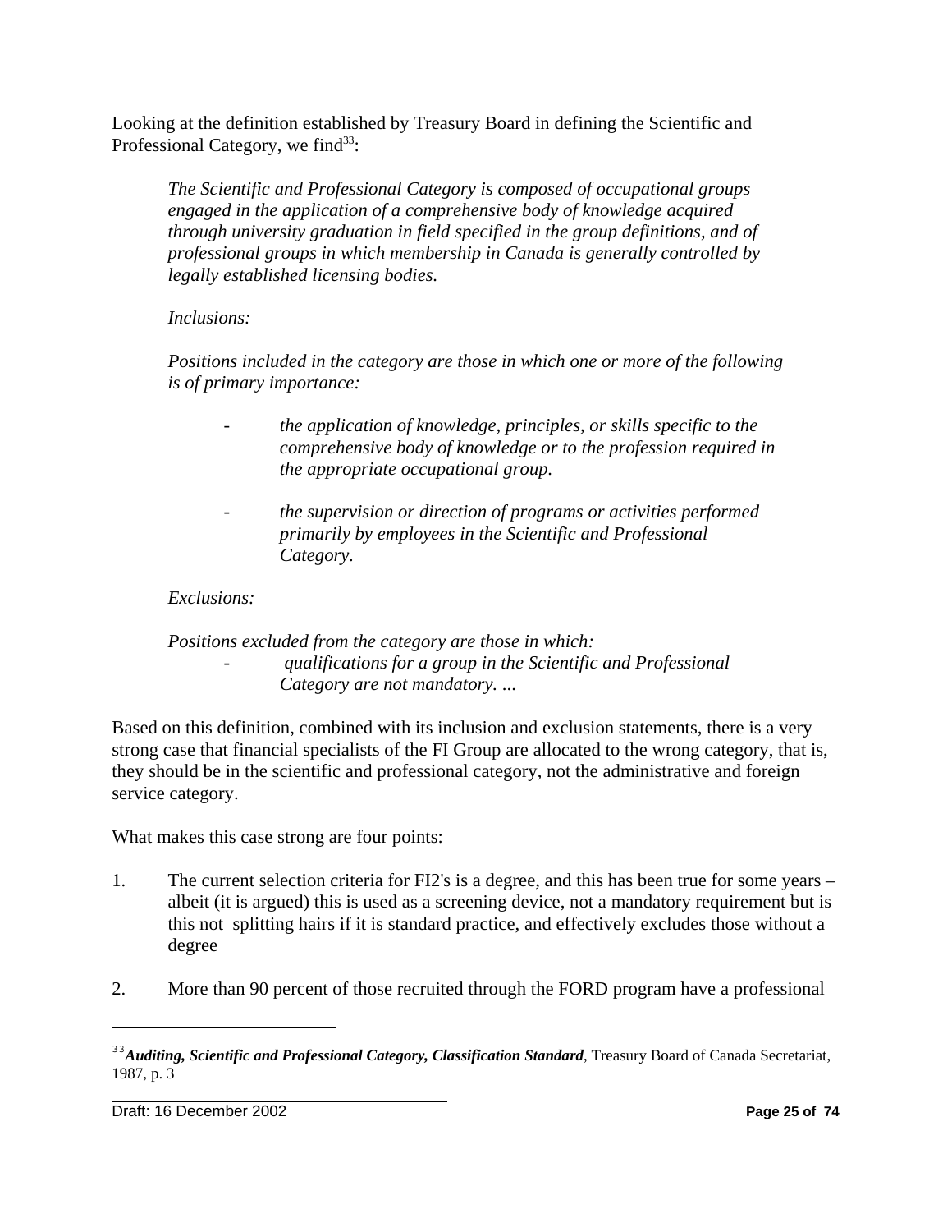Looking at the definition established by Treasury Board in defining the Scientific and Professional Category, we find[33]:

> *The Scientific and Professional Category is composed of occupational groups engaged in the application of a comprehensive body of knowledge acquired through university graduation in field specified in the group definitions, and of professional groups in which membership in Canada is generally controlled by legally established licensing bodies.*
>
> *Inclusions:*
>
> *Positions included in the category are those in which one or more of the following is of primary importance:*
>
> - *the application of knowledge, principles, or skills specific to the comprehensive body of knowledge or to the profession required in the appropriate occupational group.*
> - *the supervision or direction of programs or activities performed primarily by employees in the Scientific and Professional Category.*
>
> *Exclusions:*
>
> *Positions excluded from the category are those in which:*
>
> - *qualifications for a group in the Scientific and Professional Category are not mandatory. ...*

Based on this definition, combined with its inclusion and exclusion statements, there is a very strong case that financial specialists of the FI Group are allocated to the wrong category, that is, they should be in the scientific and professional category, not the administrative and foreign service category.

What makes this case strong are four points:

1. The current selection criteria for FI2's is a degree, and this has been true for some years – albeit (it is argued) this is used as a screening device, not a mandatory requirement but is this not splitting hairs if it is standard practice, and effectively excludes those without a degree

2. More than 90 percent of those recruited through the FORD program have a professional

---

[33] ***Auditing, Scientific and Professional Category, Classification Standard***, Treasury Board of Canada Secretariat, 1987, p. 3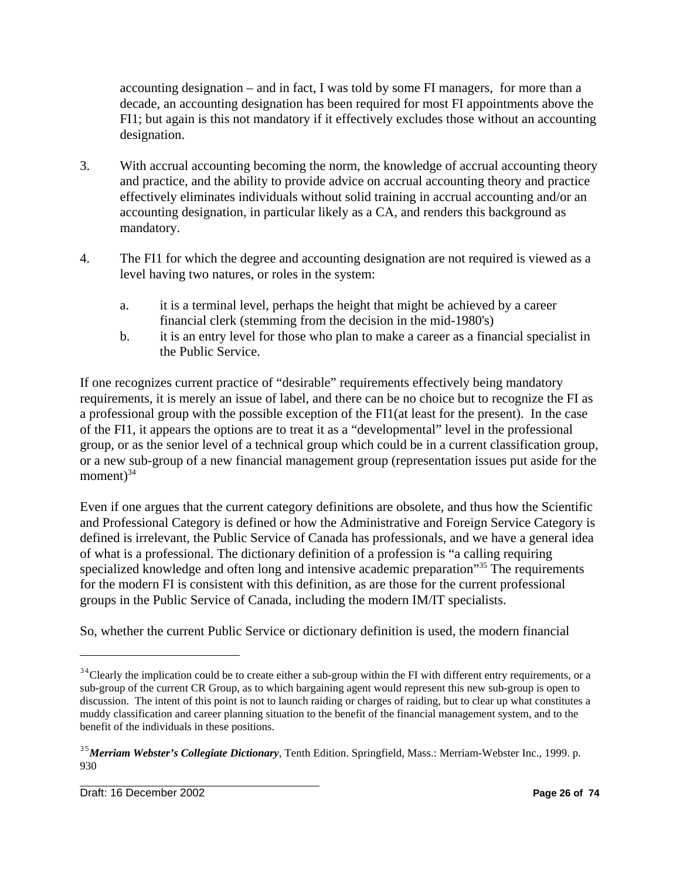accounting designation – and in fact, I was told by some FI managers, for more than a decade, an accounting designation has been required for most FI appointments above the FI1; but again is this not mandatory if it effectively excludes those without an accounting designation.

3. With accrual accounting becoming the norm, the knowledge of accrual accounting theory and practice, and the ability to provide advice on accrual accounting theory and practice effectively eliminates individuals without solid training in accrual accounting and/or an accounting designation, in particular likely as a CA, and renders this background as mandatory.

4. The FI1 for which the degree and accounting designation are not required is viewed as a level having two natures, or roles in the system:

   a. it is a terminal level, perhaps the height that might be achieved by a career financial clerk (stemming from the decision in the mid-1980's)

   b. it is an entry level for those who plan to make a career as a financial specialist in the Public Service.

If one recognizes current practice of "desirable" requirements effectively being mandatory requirements, it is merely an issue of label, and there can be no choice but to recognize the FI as a professional group with the possible exception of the FI1(at least for the present). In the case of the FI1, it appears the options are to treat it as a "developmental" level in the professional group, or as the senior level of a technical group which could be in a current classification group, or a new sub-group of a new financial management group (representation issues put aside for the moment)[34]

Even if one argues that the current category definitions are obsolete, and thus how the Scientific and Professional Category is defined or how the Administrative and Foreign Service Category is defined is irrelevant, the Public Service of Canada has professionals, and we have a general idea of what is a professional. The dictionary definition of a profession is "a calling requiring specialized knowledge and often long and intensive academic preparation"[35] The requirements for the modern FI is consistent with this definition, as are those for the current professional groups in the Public Service of Canada, including the modern IM/IT specialists.

So, whether the current Public Service or dictionary definition is used, the modern financial

---

[34] Clearly the implication could be to create either a sub-group within the FI with different entry requirements, or a sub-group of the current CR Group, as to which bargaining agent would represent this new sub-group is open to discussion. The intent of this point is not to launch raiding or charges of raiding, but to clear up what constitutes a muddy classification and career planning situation to the benefit of the financial management system, and to the benefit of the individuals in these positions.

[35] ***Merriam Webster's Collegiate Dictionary***, Tenth Edition. Springfield, Mass.: Merriam-Webster Inc., 1999. p. 930

Draft: 16 December 2002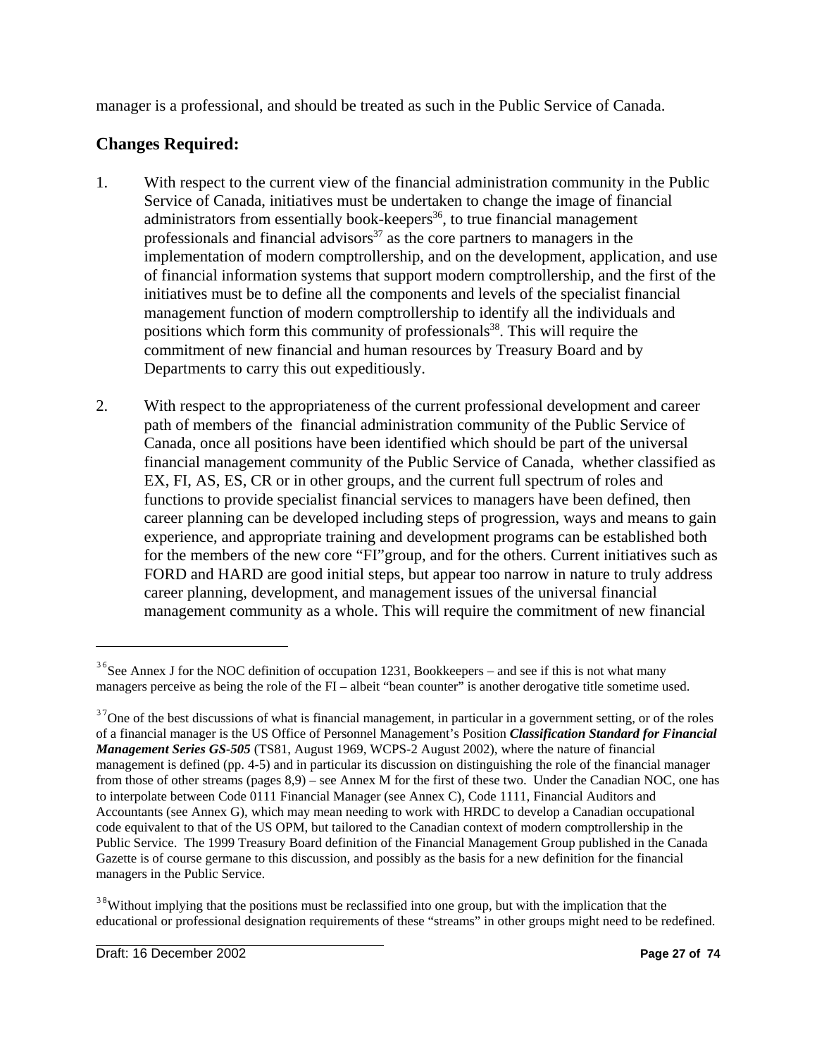manager is a professional, and should be treated as such in the Public Service of Canada.

## Changes Required:

1. With respect to the current view of the financial administration community in the Public Service of Canada, initiatives must be undertaken to change the image of financial administrators from essentially book-keepers[36], to true financial management professionals and financial advisors[37] as the core partners to managers in the implementation of modern comptrollership, and on the development, application, and use of financial information systems that support modern comptrollership, and the first of the initiatives must be to define all the components and levels of the specialist financial management function of modern comptrollership to identify all the individuals and positions which form this community of professionals[38]. This will require the commitment of new financial and human resources by Treasury Board and by Departments to carry this out expeditiously.

2. With respect to the appropriateness of the current professional development and career path of members of the financial administration community of the Public Service of Canada, once all positions have been identified which should be part of the universal financial management community of the Public Service of Canada, whether classified as EX, FI, AS, ES, CR or in other groups, and the current full spectrum of roles and functions to provide specialist financial services to managers have been defined, then career planning can be developed including steps of progression, ways and means to gain experience, and appropriate training and development programs can be established both for the members of the new core "FI"group, and for the others. Current initiatives such as FORD and HARD are good initial steps, but appear too narrow in nature to truly address career planning, development, and management issues of the universal financial management community as a whole. This will require the commitment of new financial

---

[36] See Annex J for the NOC definition of occupation 1231, Bookkeepers – and see if this is not what many managers perceive as being the role of the FI – albeit "bean counter" is another derogative title sometime used.

[37] One of the best discussions of what is financial management, in particular in a government setting, or of the roles of a financial manager is the US Office of Personnel Management's Position ***Classification Standard for Financial Management Series GS-505*** (TS81, August 1969, WCPS-2 August 2002), where the nature of financial management is defined (pp. 4-5) and in particular its discussion on distinguishing the role of the financial manager from those of other streams (pages 8,9) – see Annex M for the first of these two. Under the Canadian NOC, one has to interpolate between Code 0111 Financial Manager (see Annex C), Code 1111, Financial Auditors and Accountants (see Annex G), which may mean needing to work with HRDC to develop a Canadian occupational code equivalent to that of the US OPM, but tailored to the Canadian context of modern comptrollership in the Public Service. The 1999 Treasury Board definition of the Financial Management Group published in the Canada Gazette is of course germane to this discussion, and possibly as the basis for a new definition for the financial managers in the Public Service.

[38] Without implying that the positions must be reclassified into one group, but with the implication that the educational or professional designation requirements of these "streams" in other groups might need to be redefined.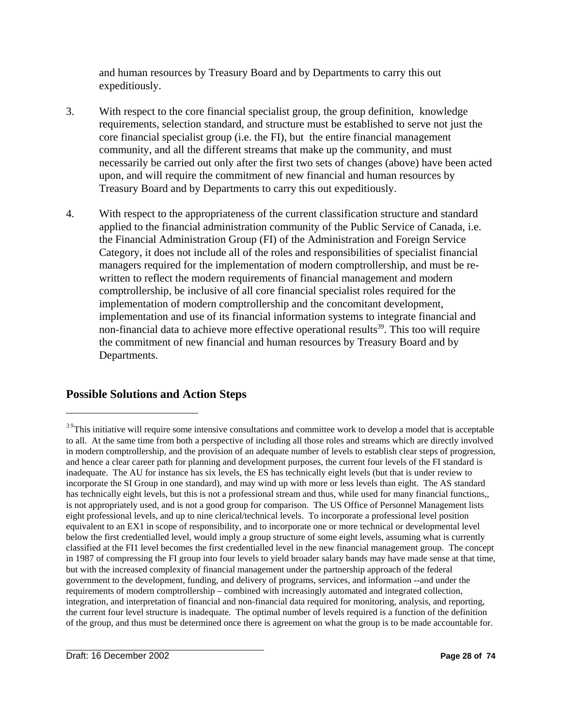and human resources by Treasury Board and by Departments to carry this out expeditiously.

3. With respect to the core financial specialist group, the group definition, knowledge requirements, selection standard, and structure must be established to serve not just the core financial specialist group (i.e. the FI), but the entire financial management community, and all the different streams that make up the community, and must necessarily be carried out only after the first two sets of changes (above) have been acted upon, and will require the commitment of new financial and human resources by Treasury Board and by Departments to carry this out expeditiously.

4. With respect to the appropriateness of the current classification structure and standard applied to the financial administration community of the Public Service of Canada, i.e. the Financial Administration Group (FI) of the Administration and Foreign Service Category, it does not include all of the roles and responsibilities of specialist financial managers required for the implementation of modern comptrollership, and must be re-written to reflect the modern requirements of financial management and modern comptrollership, be inclusive of all core financial specialist roles required for the implementation of modern comptrollership and the concomitant development, implementation and use of its financial information systems to integrate financial and non-financial data to achieve more effective operational results[39]. This too will require the commitment of new financial and human resources by Treasury Board and by Departments.

## Possible Solutions and Action Steps

---

[39] This initiative will require some intensive consultations and committee work to develop a model that is acceptable to all. At the same time from both a perspective of including all those roles and streams which are directly involved in modern comptrollership, and the provision of an adequate number of levels to establish clear steps of progression, and hence a clear career path for planning and development purposes, the current four levels of the FI standard is inadequate. The AU for instance has six levels, the ES has technically eight levels (but that is under review to incorporate the SI Group in one standard), and may wind up with more or less levels than eight. The AS standard has technically eight levels, but this is not a professional stream and thus, while used for many financial functions,, is not appropriately used, and is not a good group for comparison. The US Office of Personnel Management lists eight professional levels, and up to nine clerical/technical levels. To incorporate a professional level position equivalent to an EX1 in scope of responsibility, and to incorporate one or more technical or developmental level below the first credentialled level, would imply a group structure of some eight levels, assuming what is currently classified at the FI1 level becomes the first credentialled level in the new financial management group. The concept in 1987 of compressing the FI group into four levels to yield broader salary bands may have made sense at that time, but with the increased complexity of financial management under the partnership approach of the federal government to the development, funding, and delivery of programs, services, and information --and under the requirements of modern comptrollership – combined with increasingly automated and integrated collection, integration, and interpretation of financial and non-financial data required for monitoring, analysis, and reporting, the current four level structure is inadequate. The optimal number of levels required is a function of the definition of the group, and thus must be determined once there is agreement on what the group is to be made accountable for.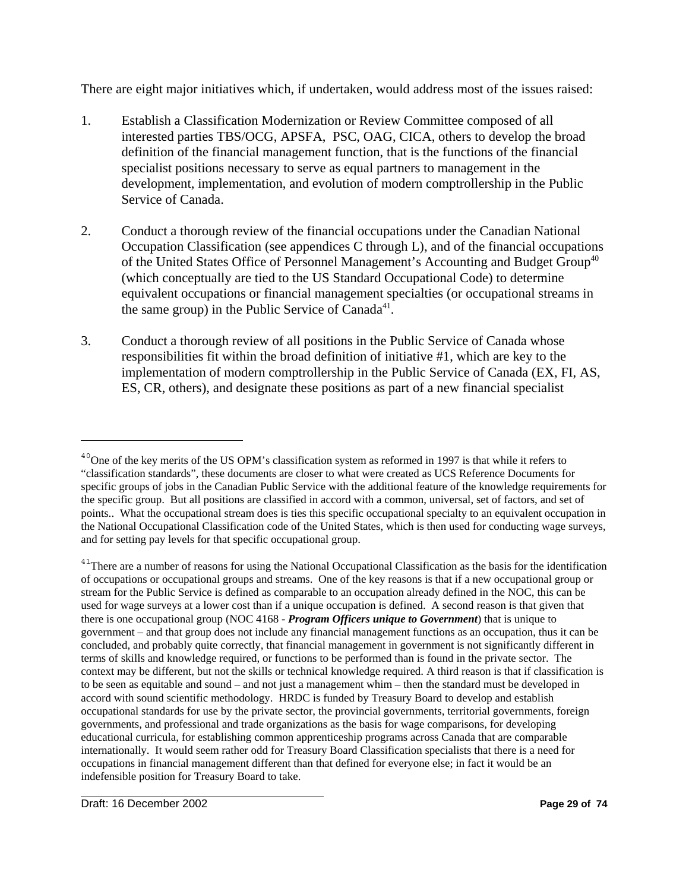There are eight major initiatives which, if undertaken, would address most of the issues raised:

1. Establish a Classification Modernization or Review Committee composed of all interested parties TBS/OCG, APSFA, PSC, OAG, CICA, others to develop the broad definition of the financial management function, that is the functions of the financial specialist positions necessary to serve as equal partners to management in the development, implementation, and evolution of modern comptrollership in the Public Service of Canada.

2. Conduct a thorough review of the financial occupations under the Canadian National Occupation Classification (see appendices C through L), and of the financial occupations of the United States Office of Personnel Management's Accounting and Budget Group[40] (which conceptually are tied to the US Standard Occupational Code) to determine equivalent occupations or financial management specialties (or occupational streams in the same group) in the Public Service of Canada[41].

3. Conduct a thorough review of all positions in the Public Service of Canada whose responsibilities fit within the broad definition of initiative #1, which are key to the implementation of modern comptrollership in the Public Service of Canada (EX, FI, AS, ES, CR, others), and designate these positions as part of a new financial specialist

---

[40] One of the key merits of the US OPM's classification system as reformed in 1997 is that while it refers to "classification standards", these documents are closer to what were created as UCS Reference Documents for specific groups of jobs in the Canadian Public Service with the additional feature of the knowledge requirements for the specific group. But all positions are classified in accord with a common, universal, set of factors, and set of points.. What the occupational stream does is ties this specific occupational specialty to an equivalent occupation in the National Occupational Classification code of the United States, which is then used for conducting wage surveys, and for setting pay levels for that specific occupational group.

[41] There are a number of reasons for using the National Occupational Classification as the basis for the identification of occupations or occupational groups and streams. One of the key reasons is that if a new occupational group or stream for the Public Service is defined as comparable to an occupation already defined in the NOC, this can be used for wage surveys at a lower cost than if a unique occupation is defined. A second reason is that given that there is one occupational group (NOC 4168 - ***Program Officers unique to Government***) that is unique to government – and that group does not include any financial management functions as an occupation, thus it can be concluded, and probably quite correctly, that financial management in government is not significantly different in terms of skills and knowledge required, or functions to be performed than is found in the private sector. The context may be different, but not the skills or technical knowledge required. A third reason is that if classification is to be seen as equitable and sound – and not just a management whim – then the standard must be developed in accord with sound scientific methodology. HRDC is funded by Treasury Board to develop and establish occupational standards for use by the private sector, the provincial governments, territorial governments, foreign governments, and professional and trade organizations as the basis for wage comparisons, for developing educational curricula, for establishing common apprenticeship programs across Canada that are comparable internationally. It would seem rather odd for Treasury Board Classification specialists that there is a need for occupations in financial management different than that defined for everyone else; in fact it would be an indefensible position for Treasury Board to take.

Draft: 16 December 2002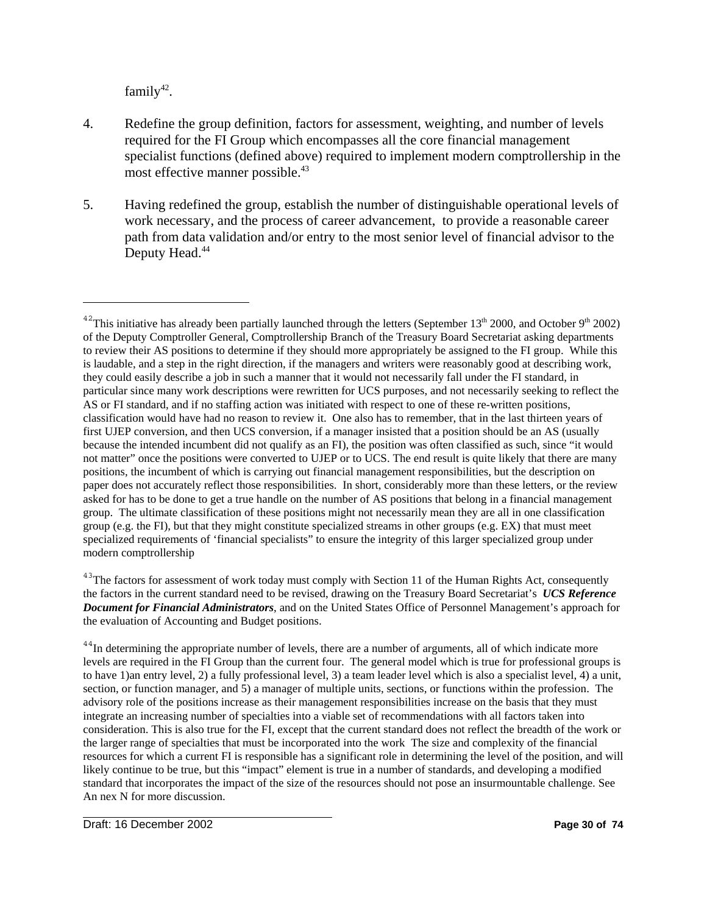family[42].

4. Redefine the group definition, factors for assessment, weighting, and number of levels required for the FI Group which encompasses all the core financial management specialist functions (defined above) required to implement modern comptrollership in the most effective manner possible.[43]

5. Having redefined the group, establish the number of distinguishable operational levels of work necessary, and the process of career advancement, to provide a reasonable career path from data validation and/or entry to the most senior level of financial advisor to the Deputy Head.[44]

---

[42] This initiative has already been partially launched through the letters (September 13th 2000, and October 9th 2002) of the Deputy Comptroller General, Comptrollership Branch of the Treasury Board Secretariat asking departments to review their AS positions to determine if they should more appropriately be assigned to the FI group. While this is laudable, and a step in the right direction, if the managers and writers were reasonably good at describing work, they could easily describe a job in such a manner that it would not necessarily fall under the FI standard, in particular since many work descriptions were rewritten for UCS purposes, and not necessarily seeking to reflect the AS or FI standard, and if no staffing action was initiated with respect to one of these re-written positions, classification would have had no reason to review it. One also has to remember, that in the last thirteen years of first UJEP conversion, and then UCS conversion, if a manager insisted that a position should be an AS (usually because the intended incumbent did not qualify as an FI), the position was often classified as such, since "it would not matter" once the positions were converted to UJEP or to UCS. The end result is quite likely that there are many positions, the incumbent of which is carrying out financial management responsibilities, but the description on paper does not accurately reflect those responsibilities. In short, considerably more than these letters, or the review asked for has to be done to get a true handle on the number of AS positions that belong in a financial management group. The ultimate classification of these positions might not necessarily mean they are all in one classification group (e.g. the FI), but that they might constitute specialized streams in other groups (e.g. EX) that must meet specialized requirements of 'financial specialists" to ensure the integrity of this larger specialized group under modern comptrollership

[43] The factors for assessment of work today must comply with Section 11 of the Human Rights Act, consequently the factors in the current standard need to be revised, drawing on the Treasury Board Secretariat's ***UCS Reference Document for Financial Administrators***, and on the United States Office of Personnel Management's approach for the evaluation of Accounting and Budget positions.

[44] In determining the appropriate number of levels, there are a number of arguments, all of which indicate more levels are required in the FI Group than the current four. The general model which is true for professional groups is to have 1)an entry level, 2) a fully professional level, 3) a team leader level which is also a specialist level, 4) a unit, section, or function manager, and 5) a manager of multiple units, sections, or functions within the profession. The advisory role of the positions increase as their management responsibilities increase on the basis that they must integrate an increasing number of specialties into a viable set of recommendations with all factors taken into consideration. This is also true for the FI, except that the current standard does not reflect the breadth of the work or the larger range of specialties that must be incorporated into the work The size and complexity of the financial resources for which a current FI is responsible has a significant role in determining the level of the position, and will likely continue to be true, but this "impact" element is true in a number of standards, and developing a modified standard that incorporates the impact of the size of the resources should not pose an insurmountable challenge. See An nex N for more discussion.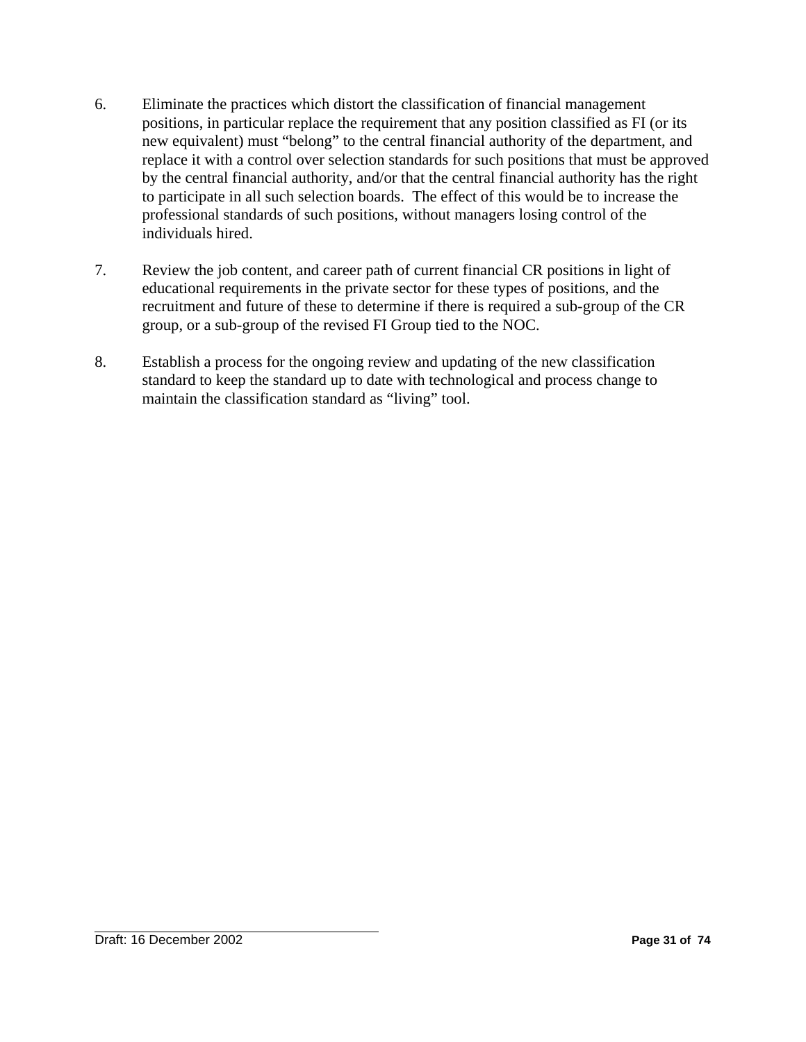6. Eliminate the practices which distort the classification of financial management positions, in particular replace the requirement that any position classified as FI (or its new equivalent) must “belong” to the central financial authority of the department, and replace it with a control over selection standards for such positions that must be approved by the central financial authority, and/or that the central financial authority has the right to participate in all such selection boards. The effect of this would be to increase the professional standards of such positions, without managers losing control of the individuals hired.

7. Review the job content, and career path of current financial CR positions in light of educational requirements in the private sector for these types of positions, and the recruitment and future of these to determine if there is required a sub-group of the CR group, or a sub-group of the revised FI Group tied to the NOC.

8. Establish a process for the ongoing review and updating of the new classification standard to keep the standard up to date with technological and process change to maintain the classification standard as “living” tool.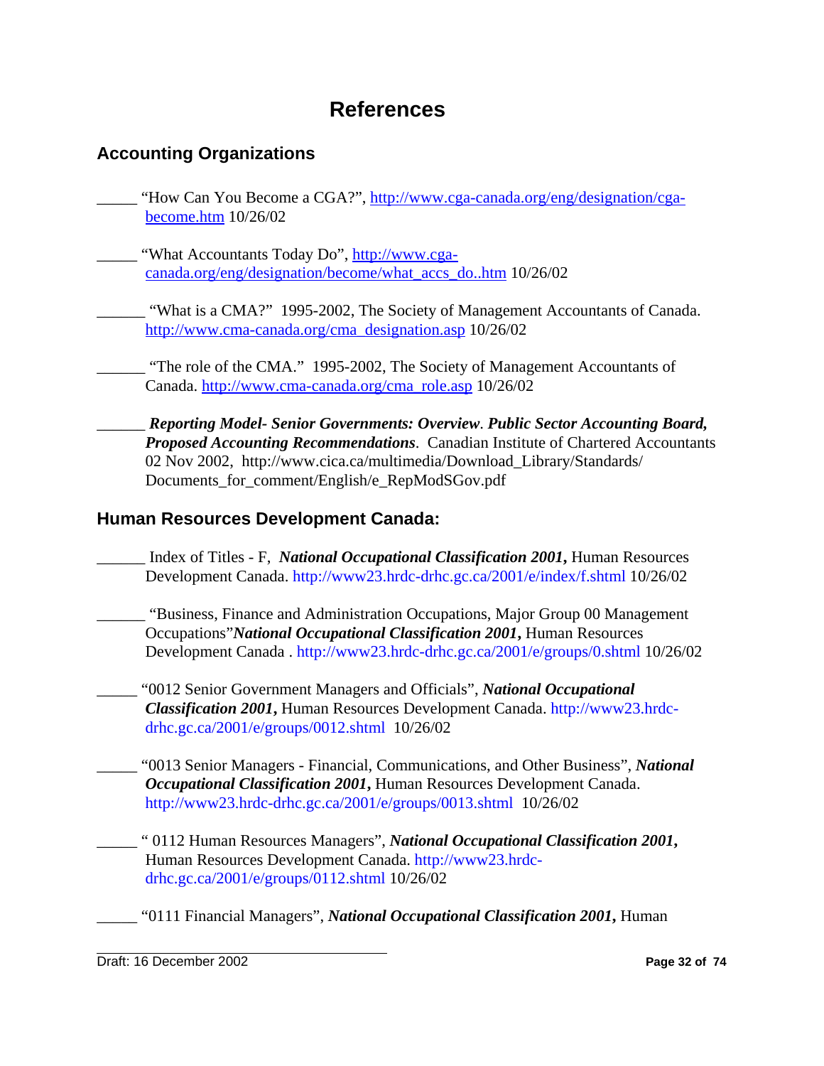# References

## Accounting Organizations

_____ "How Can You Become a CGA?", http://www.cga-canada.org/eng/designation/cga-become.htm 10/26/02

_____ "What Accountants Today Do", http://www.cga-canada.org/eng/designation/become/what_accs_do..htm 10/26/02

______ "What is a CMA?" 1995-2002, The Society of Management Accountants of Canada. http://www.cma-canada.org/cma_designation.asp 10/26/02

______ "The role of the CMA." 1995-2002, The Society of Management Accountants of Canada. http://www.cma-canada.org/cma_role.asp 10/26/02

______ ***Reporting Model- Senior Governments: Overview*. *Public Sector Accounting Board, Proposed Accounting Recommendations***. Canadian Institute of Chartered Accountants 02 Nov 2002, http://www.cica.ca/multimedia/Download_Library/Standards/Documents_for_comment/English/e_RepModSGov.pdf

## Human Resources Development Canada:

______ Index of Titles - F, ***National Occupational Classification 2001*,** Human Resources Development Canada. http://www23.hrdc-drhc.gc.ca/2001/e/index/f.shtml 10/26/02

______ "Business, Finance and Administration Occupations, Major Group 00 Management Occupations"***National Occupational Classification 2001*,** Human Resources Development Canada . http://www23.hrdc-drhc.gc.ca/2001/e/groups/0.shtml 10/26/02

_____ "0012 Senior Government Managers and Officials", ***National Occupational Classification 2001*,** Human Resources Development Canada. http://www23.hrdc-drhc.gc.ca/2001/e/groups/0012.shtml 10/26/02

_____ "0013 Senior Managers - Financial, Communications, and Other Business", ***National Occupational Classification 2001*,** Human Resources Development Canada. http://www23.hrdc-drhc.gc.ca/2001/e/groups/0013.shtml 10/26/02

_____ " 0112 Human Resources Managers", ***National Occupational Classification 2001*,** Human Resources Development Canada. http://www23.hrdc-drhc.gc.ca/2001/e/groups/0112.shtml 10/26/02

_____ "0111 Financial Managers", ***National Occupational Classification 2001*,** Human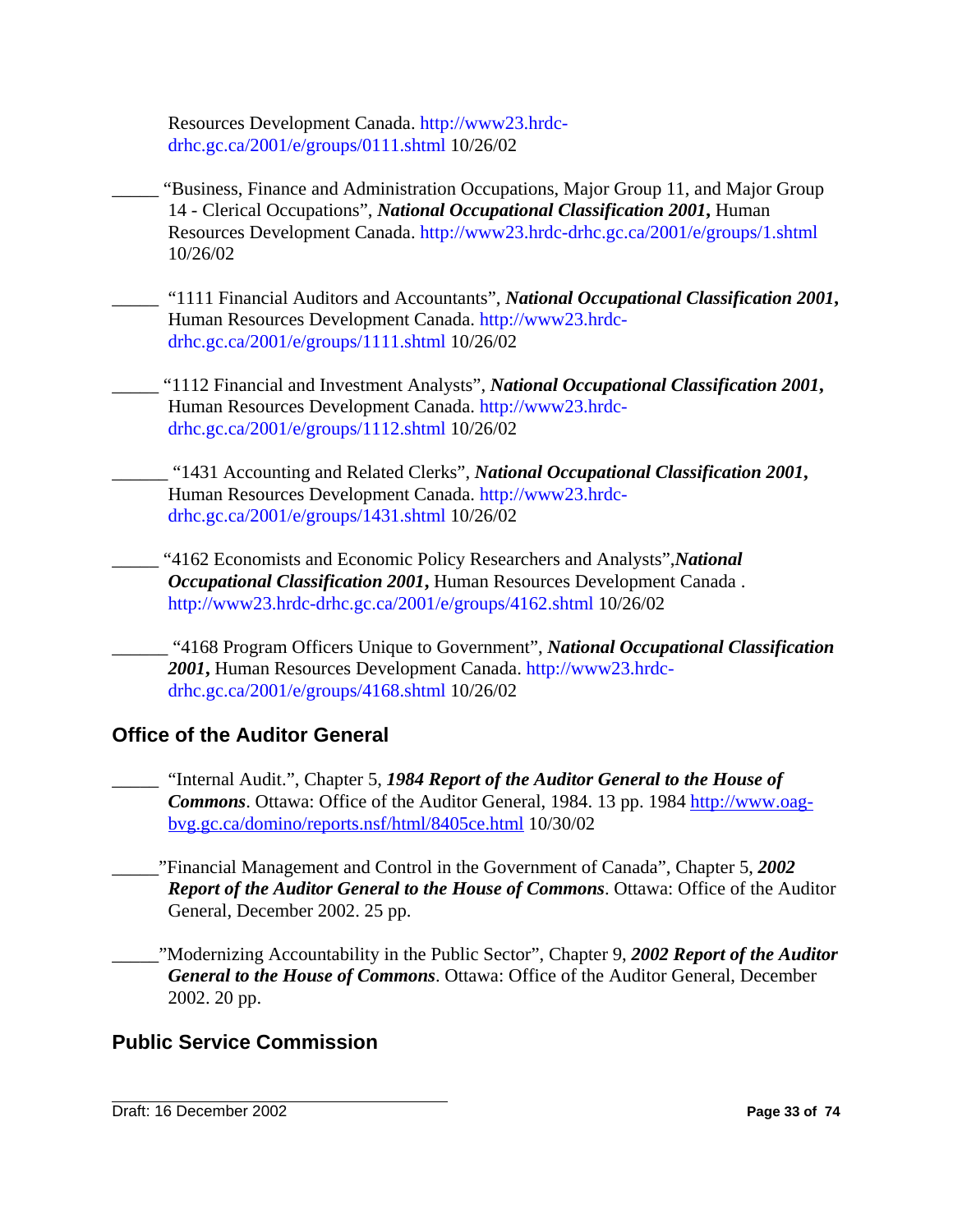Resources Development Canada. http://www23.hrdc-drhc.gc.ca/2001/e/groups/0111.shtml 10/26/02

_____ "Business, Finance and Administration Occupations, Major Group 11, and Major Group 14 - Clerical Occupations", ***National Occupational Classification 2001*****,** Human Resources Development Canada. http://www23.hrdc-drhc.gc.ca/2001/e/groups/1.shtml 10/26/02

_____ "1111 Financial Auditors and Accountants", ***National Occupational Classification 2001*****,** Human Resources Development Canada. http://www23.hrdc-drhc.gc.ca/2001/e/groups/1111.shtml 10/26/02

_____ "1112 Financial and Investment Analysts", ***National Occupational Classification 2001*****,** Human Resources Development Canada. http://www23.hrdc-drhc.gc.ca/2001/e/groups/1112.shtml 10/26/02

______ "1431 Accounting and Related Clerks", ***National Occupational Classification 2001*****,** Human Resources Development Canada. http://www23.hrdc-drhc.gc.ca/2001/e/groups/1431.shtml 10/26/02

_____ "4162 Economists and Economic Policy Researchers and Analysts",***National Occupational Classification 2001*****,** Human Resources Development Canada . http://www23.hrdc-drhc.gc.ca/2001/e/groups/4162.shtml 10/26/02

______ "4168 Program Officers Unique to Government", ***National Occupational Classification 2001*****,** Human Resources Development Canada. http://www23.hrdc-drhc.gc.ca/2001/e/groups/4168.shtml 10/26/02

## Office of the Auditor General

_____ "Internal Audit.", Chapter 5, ***1984 Report of the Auditor General to the House of Commons***. Ottawa: Office of the Auditor General, 1984. 13 pp. 1984 http://www.oag-bvg.gc.ca/domino/reports.nsf/html/8405ce.html 10/30/02

_____"Financial Management and Control in the Government of Canada", Chapter 5, ***2002 Report of the Auditor General to the House of Commons***. Ottawa: Office of the Auditor General, December 2002. 25 pp.

_____"Modernizing Accountability in the Public Sector", Chapter 9, ***2002 Report of the Auditor General to the House of Commons***. Ottawa: Office of the Auditor General, December 2002. 20 pp.

## Public Service Commission

Draft: 16 December 2002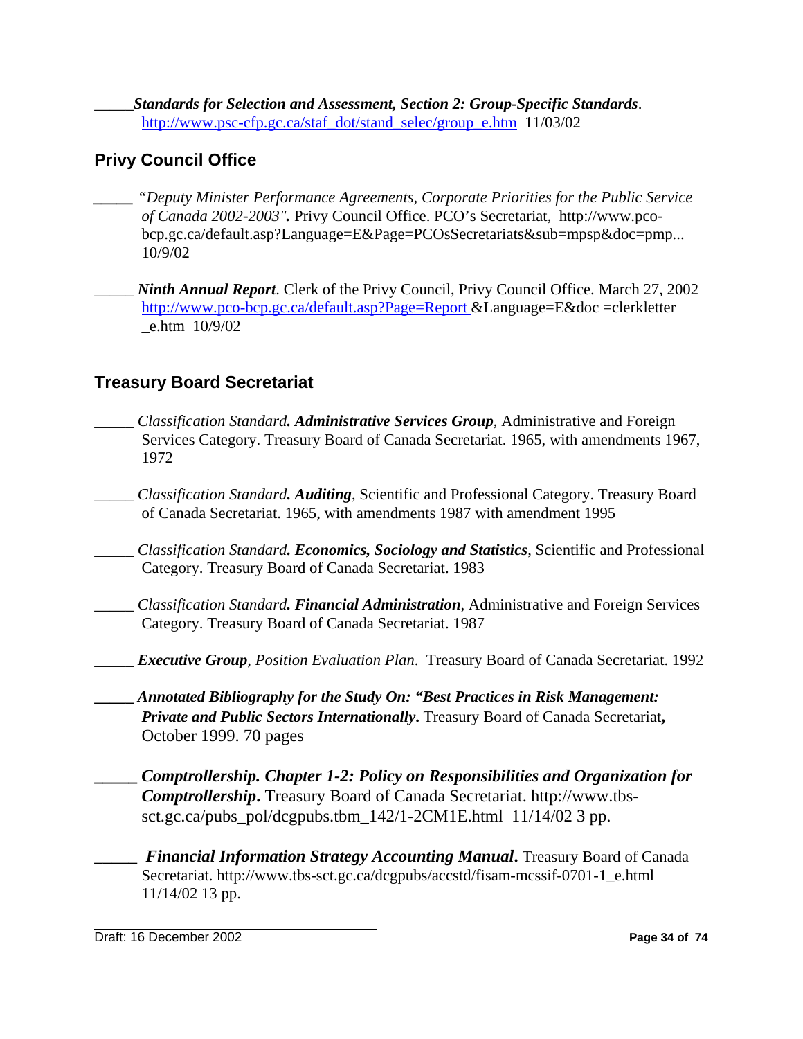\_\_\_\_\_*Standards for Selection and Assessment, Section 2: Group-Specific Standards*. http://www.psc-cfp.gc.ca/staf_dot/stand_selec/group_e.htm 11/03/02

## Privy Council Office

_____ "*Deputy Minister Performance Agreements, Corporate Priorities for the Public Service of Canada 2002-2003".* Privy Council Office. PCO's Secretariat, http://www.pco-bcp.gc.ca/default.asp?Language=E&Page=PCOsSecretariats&sub=mpsp&doc=pmp... 10/9/02

_____ ***Ninth Annual Report***. Clerk of the Privy Council, Privy Council Office. March 27, 2002 http://www.pco-bcp.gc.ca/default.asp?Page=Report &Language=E&doc =clerkletter _e.htm 10/9/02

## Treasury Board Secretariat

_____ *Classification Standard.* ***Administrative Services Group***, Administrative and Foreign Services Category. Treasury Board of Canada Secretariat. 1965, with amendments 1967, 1972

_____ *Classification Standard.* ***Auditing***, Scientific and Professional Category. Treasury Board of Canada Secretariat. 1965, with amendments 1987 with amendment 1995

_____ *Classification Standard.* ***Economics, Sociology and Statistics***, Scientific and Professional Category. Treasury Board of Canada Secretariat. 1983

_____ *Classification Standard.* ***Financial Administration***, Administrative and Foreign Services Category. Treasury Board of Canada Secretariat. 1987

_____ ***Executive Group***, *Position Evaluation Plan*. Treasury Board of Canada Secretariat. 1992

_____ ***Annotated Bibliography for the Study On: "Best Practices in Risk Management: Private and Public Sectors Internationally***. Treasury Board of Canada Secretariat, October 1999. 70 pages

_____ ***Comptrollership. Chapter 1-2: Policy on Responsibilities and Organization for Comptrollership***. Treasury Board of Canada Secretariat. http://www.tbs-sct.gc.ca/pubs_pol/dcgpubs.tbm_142/1-2CM1E.html 11/14/02 3 pp.

_____ ***Financial Information Strategy Accounting Manual***. Treasury Board of Canada Secretariat. http://www.tbs-sct.gc.ca/dcgpubs/accstd/fisam-mcssif-0701-1_e.html 11/14/02 13 pp.

Draft: 16 December 2002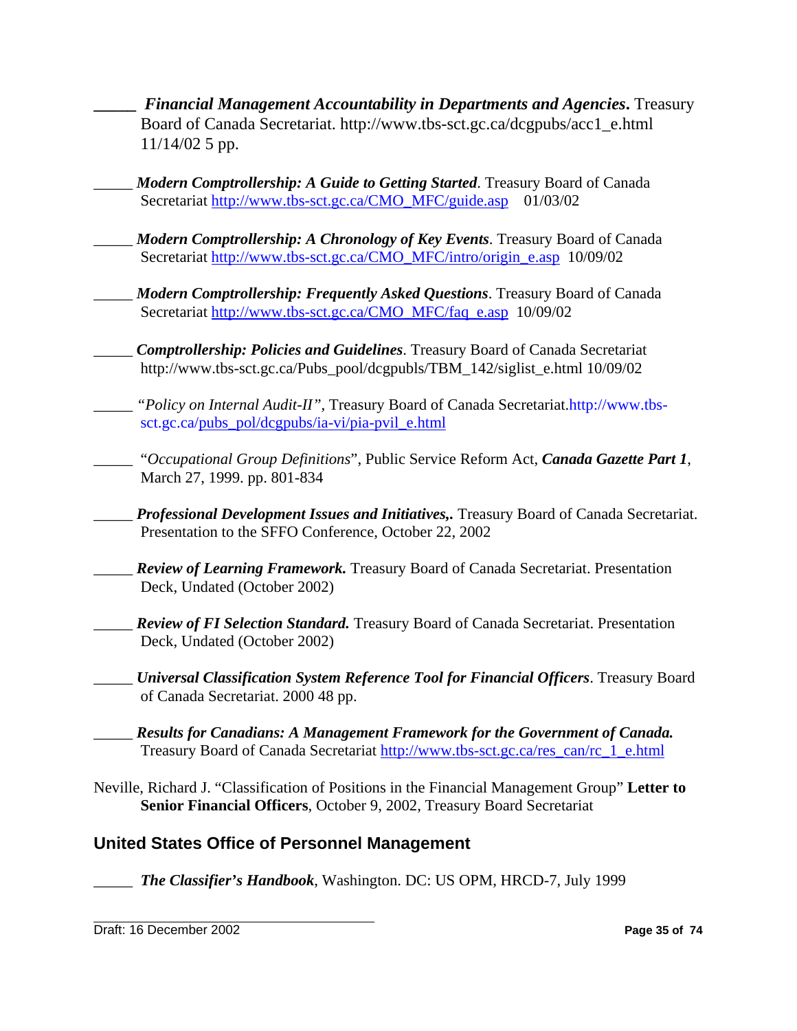_____ ***Financial Management Accountability in Departments and Agencies*.** Treasury Board of Canada Secretariat. http://www.tbs-sct.gc.ca/dcgpubs/acc1_e.html 11/14/02 5 pp.

_____ ***Modern Comptrollership: A Guide to Getting Started***. Treasury Board of Canada Secretariat http://www.tbs-sct.gc.ca/CMO_MFC/guide.asp 01/03/02

_____ ***Modern Comptrollership: A Chronology of Key Events***. Treasury Board of Canada Secretariat http://www.tbs-sct.gc.ca/CMO_MFC/intro/origin_e.asp 10/09/02

_____ ***Modern Comptrollership: Frequently Asked Questions***. Treasury Board of Canada Secretariat http://www.tbs-sct.gc.ca/CMO_MFC/faq_e.asp 10/09/02

_____ ***Comptrollership: Policies and Guidelines***. Treasury Board of Canada Secretariat http://www.tbs-sct.gc.ca/Pubs_pool/dcgpubls/TBM_142/siglist_e.html 10/09/02

_____ "*Policy on Internal Audit-II"*, Treasury Board of Canada Secretariat. http://www.tbs-sct.gc.ca/pubs_pol/dcgpubs/ia-vi/pia-pvil_e.html

_____ "*Occupational Group Definitions*", Public Service Reform Act, ***Canada Gazette Part 1***, March 27, 1999. pp. 801-834

_____ ***Professional Development Issues and Initiatives,.*** Treasury Board of Canada Secretariat. Presentation to the SFFO Conference, October 22, 2002

_____ ***Review of Learning Framework.*** Treasury Board of Canada Secretariat. Presentation Deck, Undated (October 2002)

_____ ***Review of FI Selection Standard.*** Treasury Board of Canada Secretariat. Presentation Deck, Undated (October 2002)

_____ ***Universal Classification System Reference Tool for Financial Officers***. Treasury Board of Canada Secretariat. 2000 48 pp.

_____ ***Results for Canadians: A Management Framework for the Government of Canada.*** Treasury Board of Canada Secretariat http://www.tbs-sct.gc.ca/res_can/rc_1_e.html

Neville, Richard J. "Classification of Positions in the Financial Management Group" **Letter to Senior Financial Officers**, October 9, 2002, Treasury Board Secretariat

## United States Office of Personnel Management

_____ ***The Classifier's Handbook***, Washington. DC: US OPM, HRCD-7, July 1999

Draft: 16 December 2002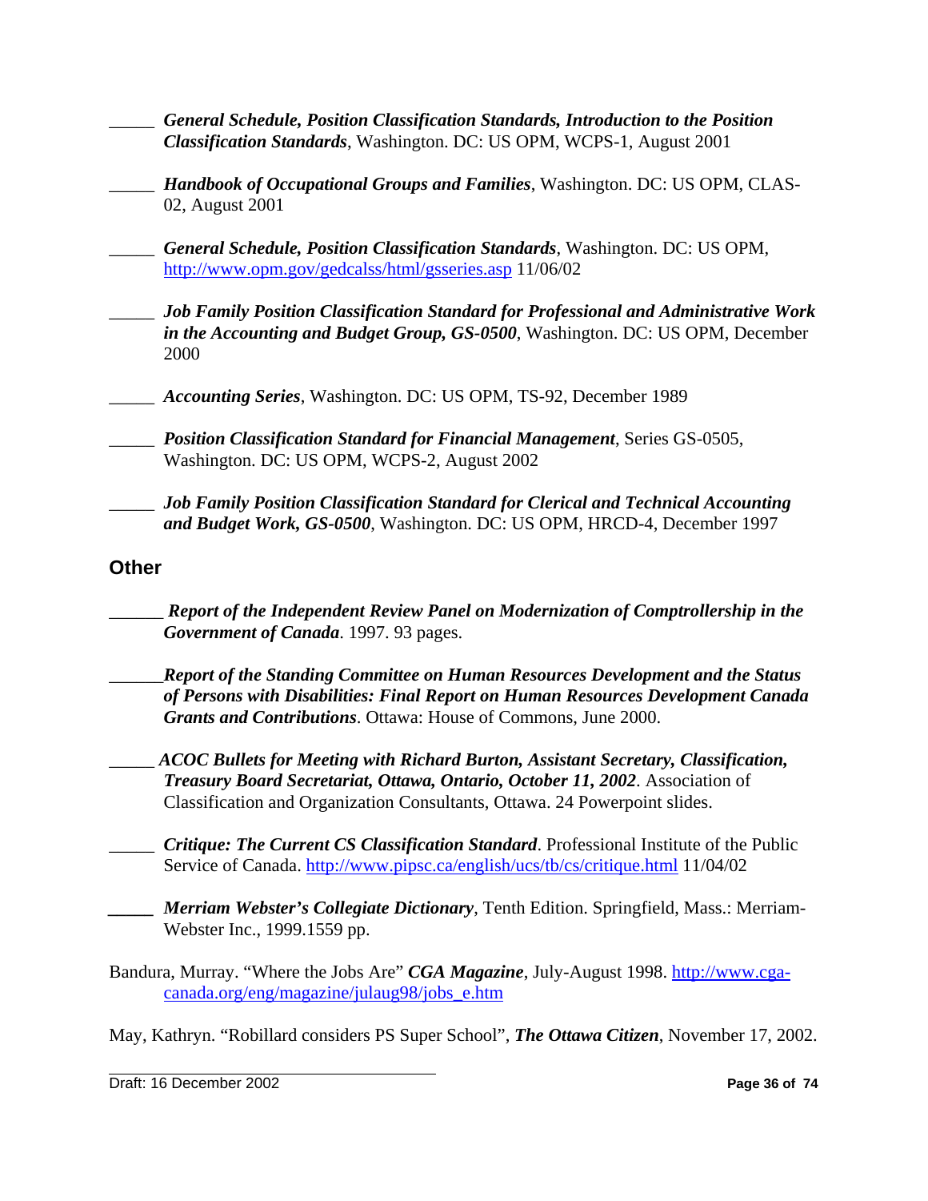_____ ***General Schedule, Position Classification Standards, Introduction to the Position Classification Standards***, Washington. DC: US OPM, WCPS-1, August 2001

_____ ***Handbook of Occupational Groups and Families***, Washington. DC: US OPM, CLAS-02, August 2001

_____ ***General Schedule, Position Classification Standards***, Washington. DC: US OPM, http://www.opm.gov/gedcalss/html/gsseries.asp 11/06/02

_____ ***Job Family Position Classification Standard for Professional and Administrative Work in the Accounting and Budget Group, GS-0500***, Washington. DC: US OPM, December 2000

_____ ***Accounting Series***, Washington. DC: US OPM, TS-92, December 1989

_____ ***Position Classification Standard for Financial Management***, Series GS-0505, Washington. DC: US OPM, WCPS-2, August 2002

_____ ***Job Family Position Classification Standard for Clerical and Technical Accounting and Budget Work, GS-0500***, Washington. DC: US OPM, HRCD-4, December 1997

## Other

______ ***Report of the Independent Review Panel on Modernization of Comptrollership in the Government of Canada***. 1997. 93 pages.

______***Report of the Standing Committee on Human Resources Development and the Status of Persons with Disabilities: Final Report on Human Resources Development Canada Grants and Contributions***. Ottawa: House of Commons, June 2000.

_____ ***ACOC Bullets for Meeting with Richard Burton, Assistant Secretary, Classification, Treasury Board Secretariat, Ottawa, Ontario, October 11, 2002***. Association of Classification and Organization Consultants, Ottawa. 24 Powerpoint slides.

_____ ***Critique: The Current CS Classification Standard***. Professional Institute of the Public Service of Canada. http://www.pipsc.ca/english/ucs/tb/cs/critique.html 11/04/02

_____ ***Merriam Webster's Collegiate Dictionary***, Tenth Edition. Springfield, Mass.: Merriam-Webster Inc., 1999.1559 pp.

Bandura, Murray. "Where the Jobs Are" ***CGA Magazine***, July-August 1998. http://www.cga-canada.org/eng/magazine/julaug98/jobs_e.htm

May, Kathryn. "Robillard considers PS Super School", ***The Ottawa Citizen***, November 17, 2002.

Draft: 16 December 2002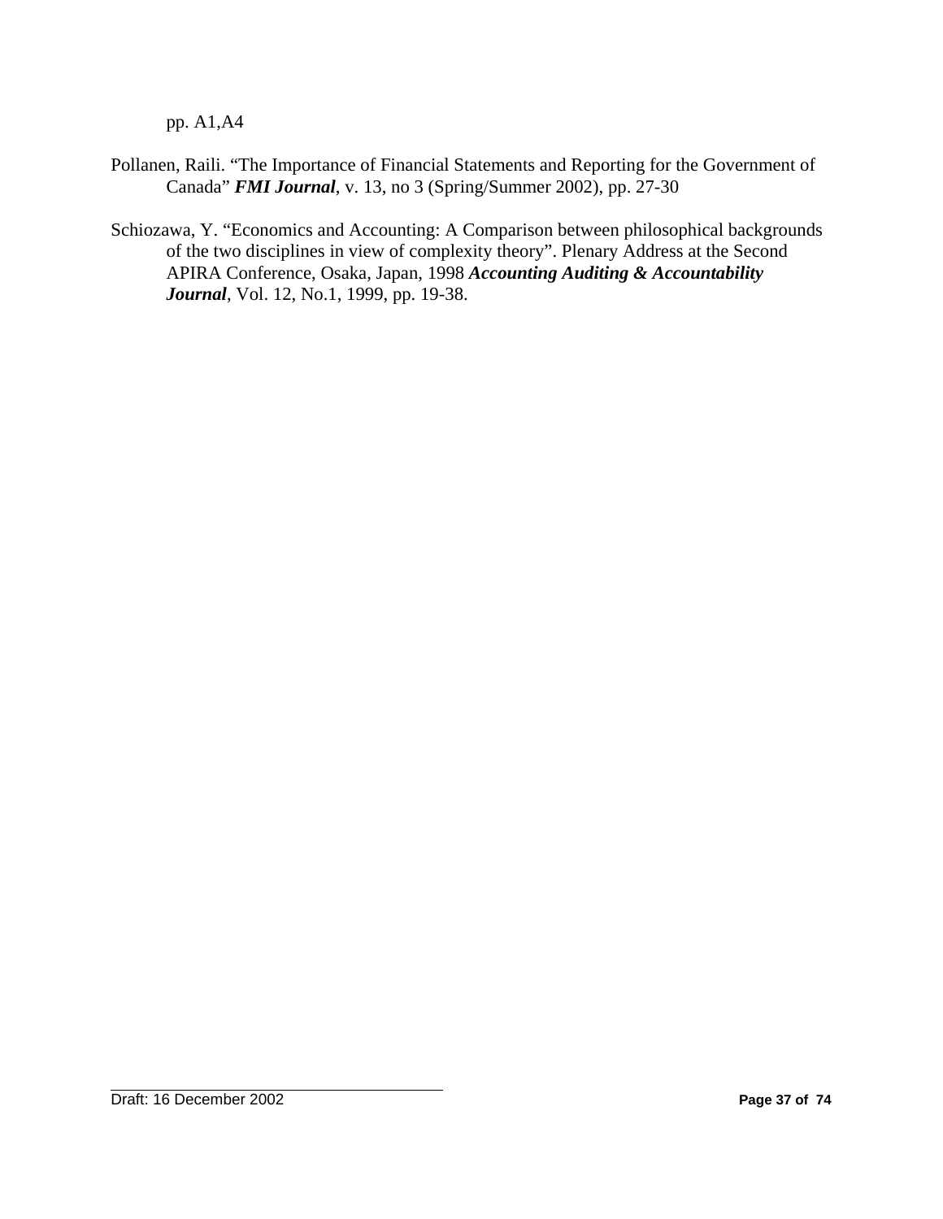pp. A1,A4

Pollanen, Raili. “The Importance of Financial Statements and Reporting for the Government of Canada” ***FMI Journal***, v. 13, no 3 (Spring/Summer 2002), pp. 27-30

Schiozawa, Y. “Economics and Accounting: A Comparison between philosophical backgrounds of the two disciplines in view of complexity theory”. Plenary Address at the Second APIRA Conference, Osaka, Japan, 1998 ***Accounting Auditing & Accountability Journal***, Vol. 12, No.1, 1999, pp. 19-38.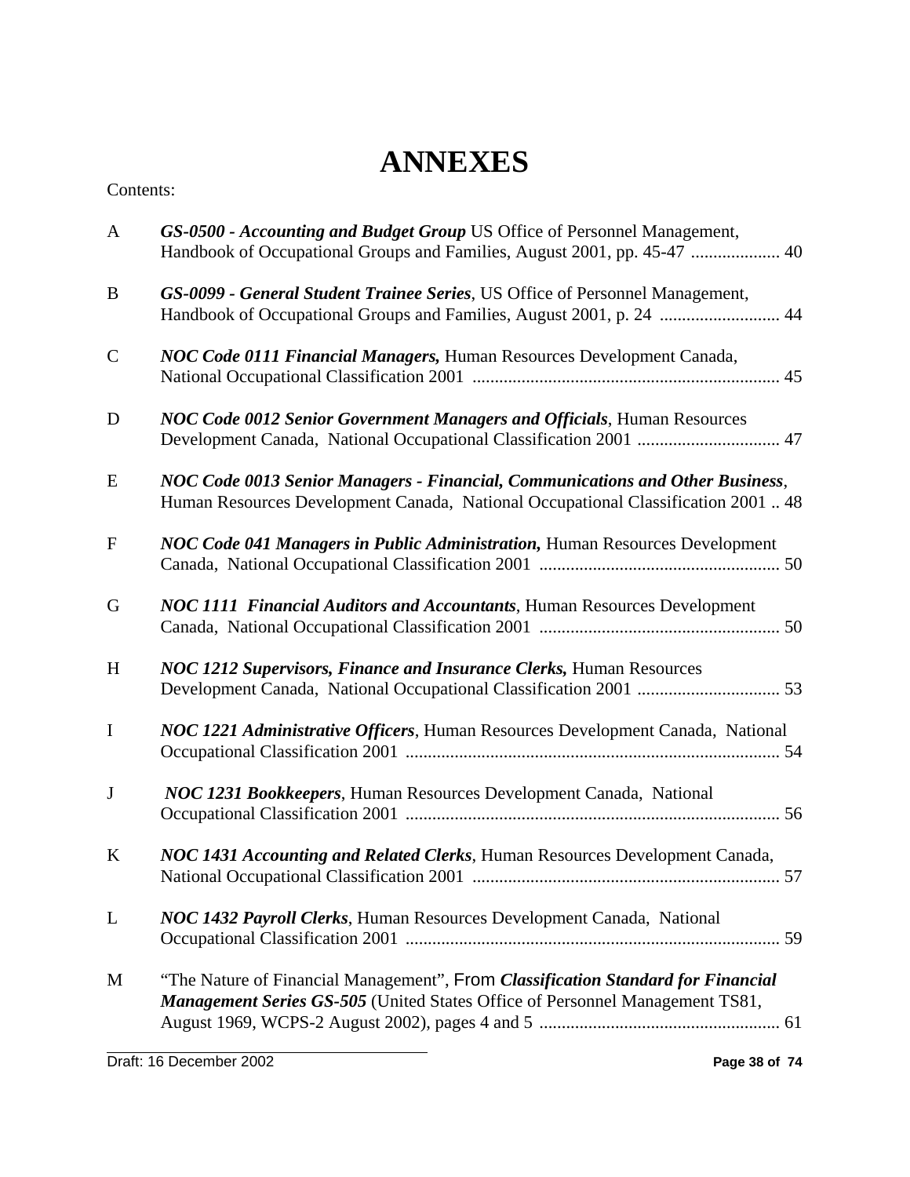# ANNEXES

Contents:

| | | |
|---|---|---|
| A | ***GS-0500 - Accounting and Budget Group*** US Office of Personnel Management, Handbook of Occupational Groups and Families, August 2001, pp. 45-47 | 40 |
| B | ***GS-0099 - General Student Trainee Series***, US Office of Personnel Management, Handbook of Occupational Groups and Families, August 2001, p. 24 | 44 |
| C | ***NOC Code 0111 Financial Managers,*** Human Resources Development Canada, National Occupational Classification 2001 | 45 |
| D | ***NOC Code 0012 Senior Government Managers and Officials***, Human Resources Development Canada, National Occupational Classification 2001 | 47 |
| E | ***NOC Code 0013 Senior Managers - Financial, Communications and Other Business***, Human Resources Development Canada, National Occupational Classification 2001 | 48 |
| F | ***NOC Code 041 Managers in Public Administration,*** Human Resources Development Canada, National Occupational Classification 2001 | 50 |
| G | ***NOC 1111 Financial Auditors and Accountants***, Human Resources Development Canada, National Occupational Classification 2001 | 50 |
| H | ***NOC 1212 Supervisors, Finance and Insurance Clerks,*** Human Resources Development Canada, National Occupational Classification 2001 | 53 |
| I | ***NOC 1221 Administrative Officers***, Human Resources Development Canada, National Occupational Classification 2001 | 54 |
| J | ***NOC 1231 Bookkeepers***, Human Resources Development Canada, National Occupational Classification 2001 | 56 |
| K | ***NOC 1431 Accounting and Related Clerks***, Human Resources Development Canada, National Occupational Classification 2001 | 57 |
| L | ***NOC 1432 Payroll Clerks***, Human Resources Development Canada, National Occupational Classification 2001 | 59 |
| M | "The Nature of Financial Management", From ***Classification Standard for Financial Management Series GS-505*** (United States Office of Personnel Management TS81, August 1969, WCPS-2 August 2002), pages 4 and 5 | 61 |

Draft: 16 December 2002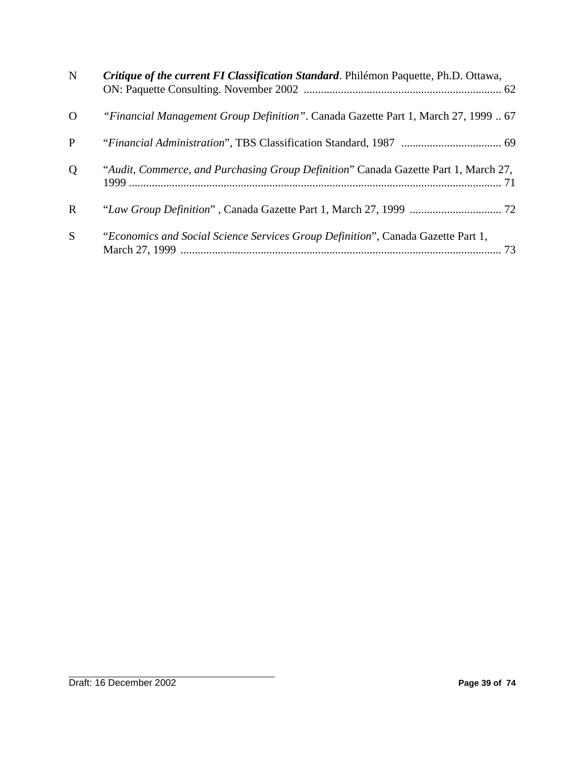N ***Critique of the current FI Classification Standard***. Philémon Paquette, Ph.D. Ottawa, ON: Paquette Consulting. November 2002 .................................................................... 62

O *"Financial Management Group Definition"*. Canada Gazette Part 1, March 27, 1999 .. 67

P "*Financial Administration*", TBS Classification Standard, 1987 ................................... 69

Q "*Audit, Commerce, and Purchasing Group Definition*" Canada Gazette Part 1, March 27, 1999 ................................................................................................................ 71

R "*Law Group Definition*" , Canada Gazette Part 1, March 27, 1999 ................................ 72

S "*Economics and Social Science Services Group Definition*", Canada Gazette Part 1, March 27, 1999 ................................................................................................................ 73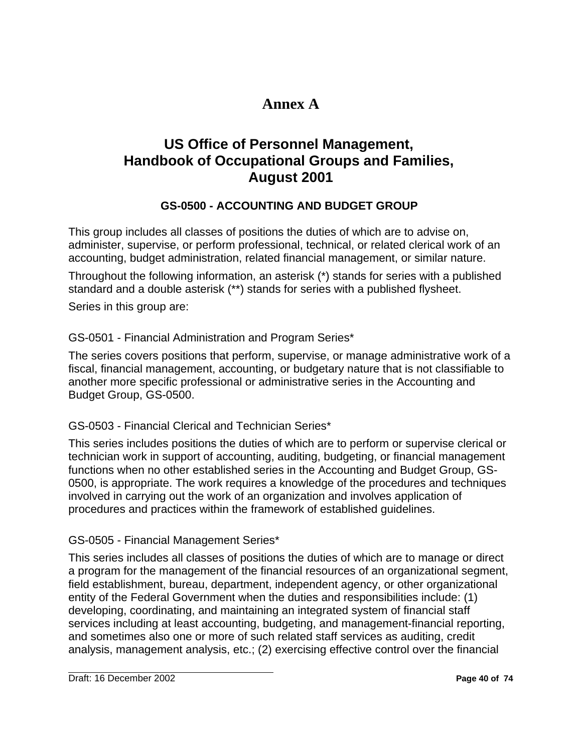# Annex A

## US Office of Personnel Management, Handbook of Occupational Groups and Families, August 2001

### GS-0500 - ACCOUNTING AND BUDGET GROUP

This group includes all classes of positions the duties of which are to advise on, administer, supervise, or perform professional, technical, or related clerical work of an accounting, budget administration, related financial management, or similar nature.

Throughout the following information, an asterisk (*) stands for series with a published standard and a double asterisk (**) stands for series with a published flysheet.

Series in this group are:

GS-0501 - Financial Administration and Program Series*

The series covers positions that perform, supervise, or manage administrative work of a fiscal, financial management, accounting, or budgetary nature that is not classifiable to another more specific professional or administrative series in the Accounting and Budget Group, GS-0500.

GS-0503 - Financial Clerical and Technician Series*

This series includes positions the duties of which are to perform or supervise clerical or technician work in support of accounting, auditing, budgeting, or financial management functions when no other established series in the Accounting and Budget Group, GS-0500, is appropriate. The work requires a knowledge of the procedures and techniques involved in carrying out the work of an organization and involves application of procedures and practices within the framework of established guidelines.

GS-0505 - Financial Management Series*

This series includes all classes of positions the duties of which are to manage or direct a program for the management of the financial resources of an organizational segment, field establishment, bureau, department, independent agency, or other organizational entity of the Federal Government when the duties and responsibilities include: (1) developing, coordinating, and maintaining an integrated system of financial staff services including at least accounting, budgeting, and management-financial reporting, and sometimes also one or more of such related staff services as auditing, credit analysis, management analysis, etc.; (2) exercising effective control over the financial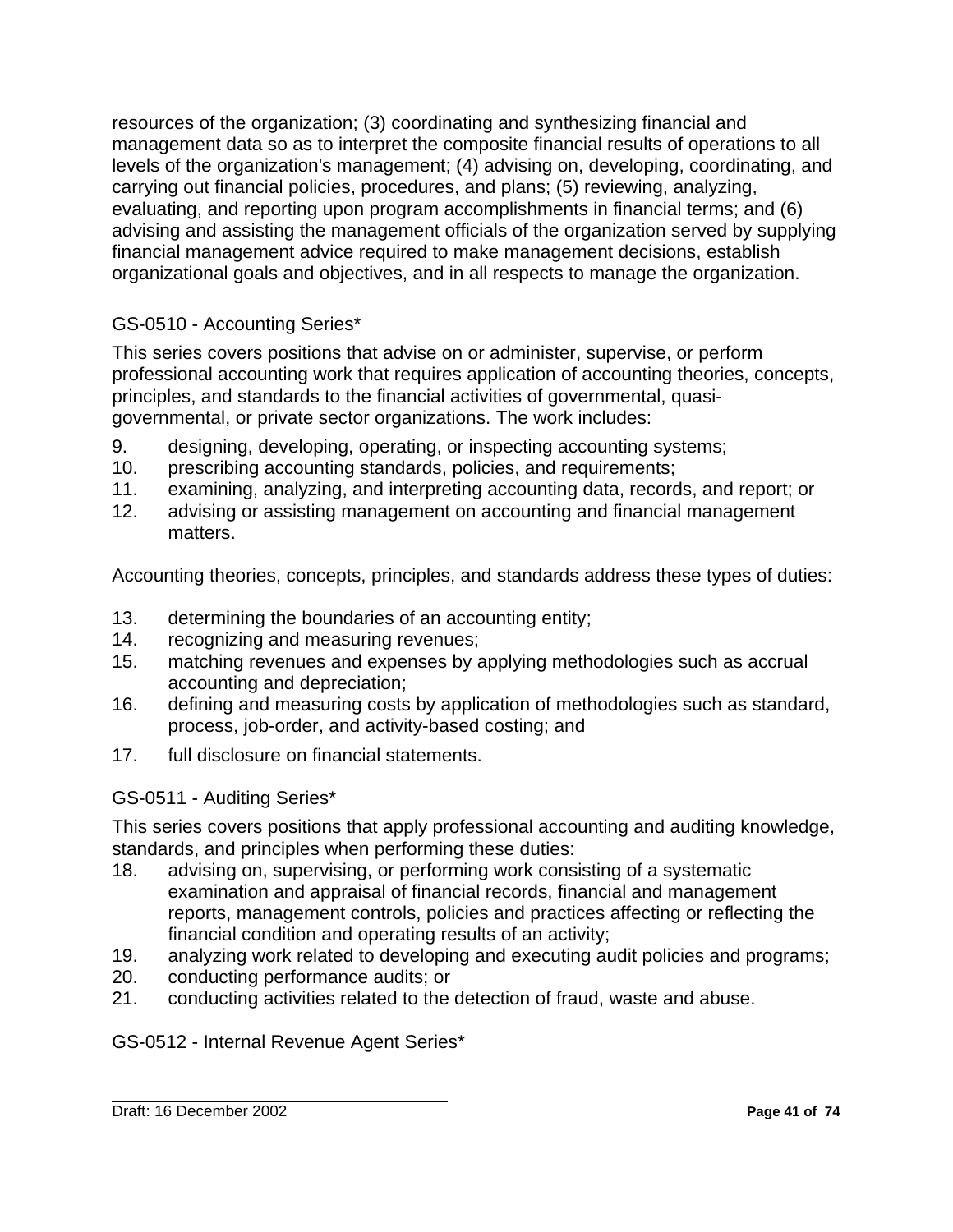resources of the organization; (3) coordinating and synthesizing financial and management data so as to interpret the composite financial results of operations to all levels of the organization's management; (4) advising on, developing, coordinating, and carrying out financial policies, procedures, and plans; (5) reviewing, analyzing, evaluating, and reporting upon program accomplishments in financial terms; and (6) advising and assisting the management officials of the organization served by supplying financial management advice required to make management decisions, establish organizational goals and objectives, and in all respects to manage the organization.

### GS-0510 - Accounting Series*

This series covers positions that advise on or administer, supervise, or perform professional accounting work that requires application of accounting theories, concepts, principles, and standards to the financial activities of governmental, quasi-governmental, or private sector organizations. The work includes:

9. designing, developing, operating, or inspecting accounting systems;
10. prescribing accounting standards, policies, and requirements;
11. examining, analyzing, and interpreting accounting data, records, and report; or
12. advising or assisting management on accounting and financial management matters.

Accounting theories, concepts, principles, and standards address these types of duties:

13. determining the boundaries of an accounting entity;
14. recognizing and measuring revenues;
15. matching revenues and expenses by applying methodologies such as accrual accounting and depreciation;
16. defining and measuring costs by application of methodologies such as standard, process, job-order, and activity-based costing; and
17. full disclosure on financial statements.

### GS-0511 - Auditing Series*

This series covers positions that apply professional accounting and auditing knowledge, standards, and principles when performing these duties:

18. advising on, supervising, or performing work consisting of a systematic examination and appraisal of financial records, financial and management reports, management controls, policies and practices affecting or reflecting the financial condition and operating results of an activity;
19. analyzing work related to developing and executing audit policies and programs;
20. conducting performance audits; or
21. conducting activities related to the detection of fraud, waste and abuse.

### GS-0512 - Internal Revenue Agent Series*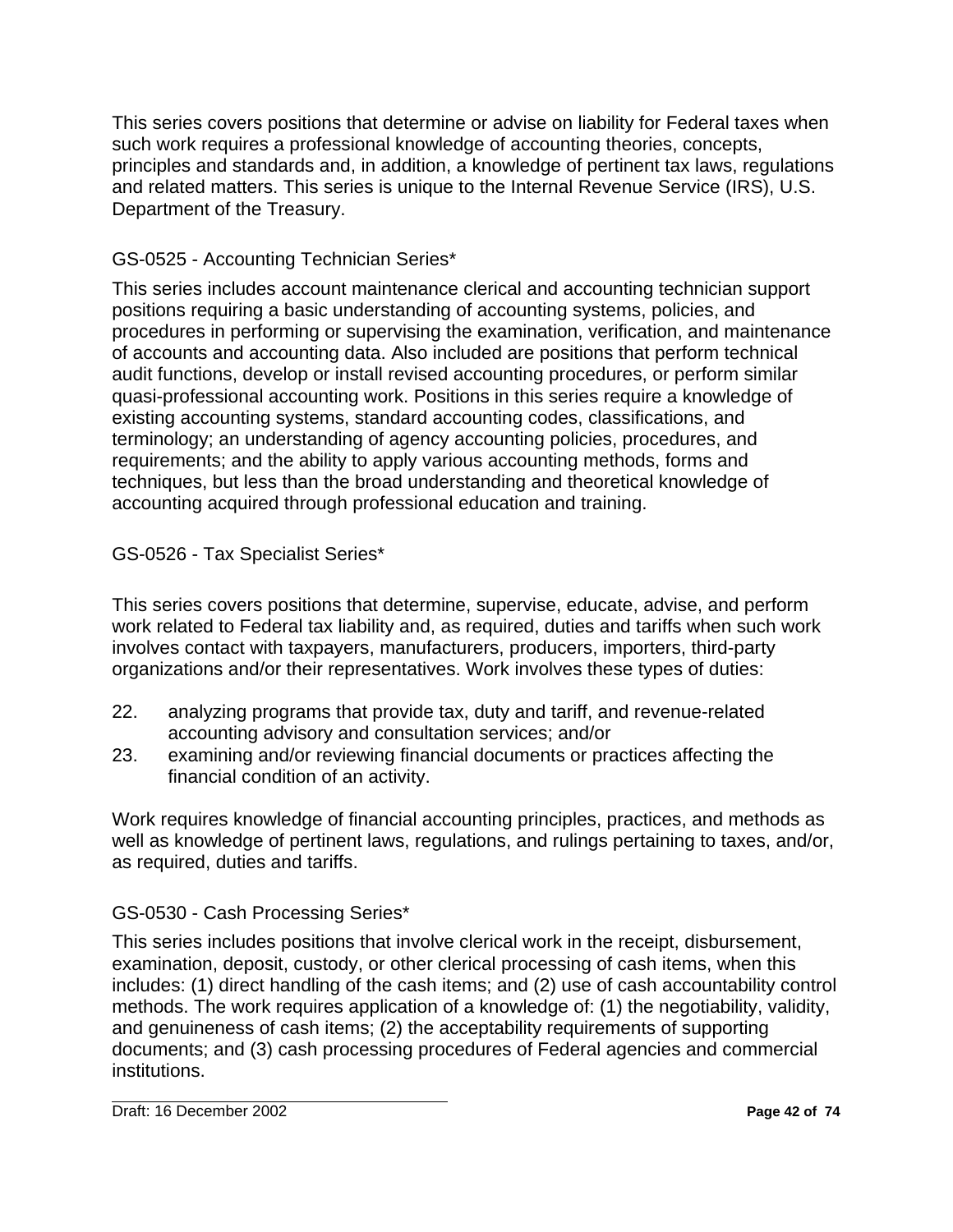This series covers positions that determine or advise on liability for Federal taxes when such work requires a professional knowledge of accounting theories, concepts, principles and standards and, in addition, a knowledge of pertinent tax laws, regulations and related matters. This series is unique to the Internal Revenue Service (IRS), U.S. Department of the Treasury.

### GS-0525 - Accounting Technician Series*

This series includes account maintenance clerical and accounting technician support positions requiring a basic understanding of accounting systems, policies, and procedures in performing or supervising the examination, verification, and maintenance of accounts and accounting data. Also included are positions that perform technical audit functions, develop or install revised accounting procedures, or perform similar quasi-professional accounting work. Positions in this series require a knowledge of existing accounting systems, standard accounting codes, classifications, and terminology; an understanding of agency accounting policies, procedures, and requirements; and the ability to apply various accounting methods, forms and techniques, but less than the broad understanding and theoretical knowledge of accounting acquired through professional education and training.

### GS-0526 - Tax Specialist Series*

This series covers positions that determine, supervise, educate, advise, and perform work related to Federal tax liability and, as required, duties and tariffs when such work involves contact with taxpayers, manufacturers, producers, importers, third-party organizations and/or their representatives. Work involves these types of duties:

22. analyzing programs that provide tax, duty and tariff, and revenue-related accounting advisory and consultation services; and/or
23. examining and/or reviewing financial documents or practices affecting the financial condition of an activity.

Work requires knowledge of financial accounting principles, practices, and methods as well as knowledge of pertinent laws, regulations, and rulings pertaining to taxes, and/or, as required, duties and tariffs.

### GS-0530 - Cash Processing Series*

This series includes positions that involve clerical work in the receipt, disbursement, examination, deposit, custody, or other clerical processing of cash items, when this includes: (1) direct handling of the cash items; and (2) use of cash accountability control methods. The work requires application of a knowledge of: (1) the negotiability, validity, and genuineness of cash items; (2) the acceptability requirements of supporting documents; and (3) cash processing procedures of Federal agencies and commercial institutions.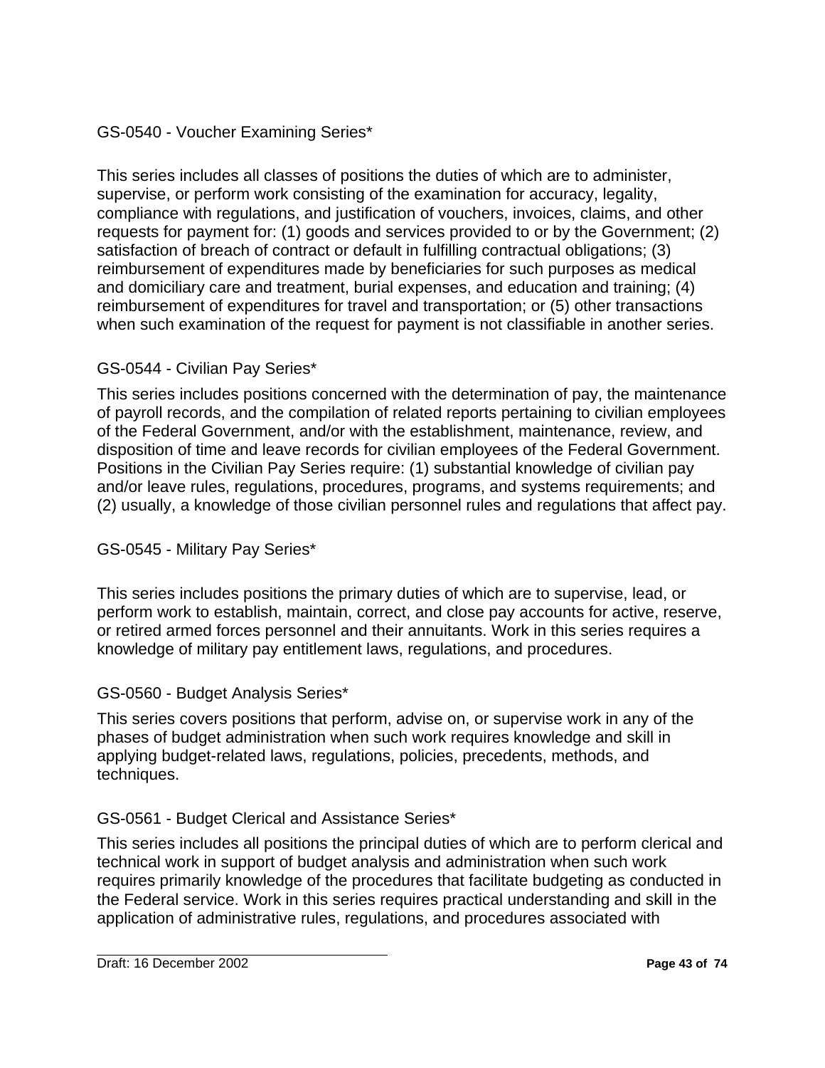## GS-0540 - Voucher Examining Series*

This series includes all classes of positions the duties of which are to administer, supervise, or perform work consisting of the examination for accuracy, legality, compliance with regulations, and justification of vouchers, invoices, claims, and other requests for payment for: (1) goods and services provided to or by the Government; (2) satisfaction of breach of contract or default in fulfilling contractual obligations; (3) reimbursement of expenditures made by beneficiaries for such purposes as medical and domiciliary care and treatment, burial expenses, and education and training; (4) reimbursement of expenditures for travel and transportation; or (5) other transactions when such examination of the request for payment is not classifiable in another series.

## GS-0544 - Civilian Pay Series*

This series includes positions concerned with the determination of pay, the maintenance of payroll records, and the compilation of related reports pertaining to civilian employees of the Federal Government, and/or with the establishment, maintenance, review, and disposition of time and leave records for civilian employees of the Federal Government. Positions in the Civilian Pay Series require: (1) substantial knowledge of civilian pay and/or leave rules, regulations, procedures, programs, and systems requirements; and (2) usually, a knowledge of those civilian personnel rules and regulations that affect pay.

## GS-0545 - Military Pay Series*

This series includes positions the primary duties of which are to supervise, lead, or perform work to establish, maintain, correct, and close pay accounts for active, reserve, or retired armed forces personnel and their annuitants. Work in this series requires a knowledge of military pay entitlement laws, regulations, and procedures.

## GS-0560 - Budget Analysis Series*

This series covers positions that perform, advise on, or supervise work in any of the phases of budget administration when such work requires knowledge and skill in applying budget-related laws, regulations, policies, precedents, methods, and techniques.

## GS-0561 - Budget Clerical and Assistance Series*

This series includes all positions the principal duties of which are to perform clerical and technical work in support of budget analysis and administration when such work requires primarily knowledge of the procedures that facilitate budgeting as conducted in the Federal service. Work in this series requires practical understanding and skill in the application of administrative rules, regulations, and procedures associated with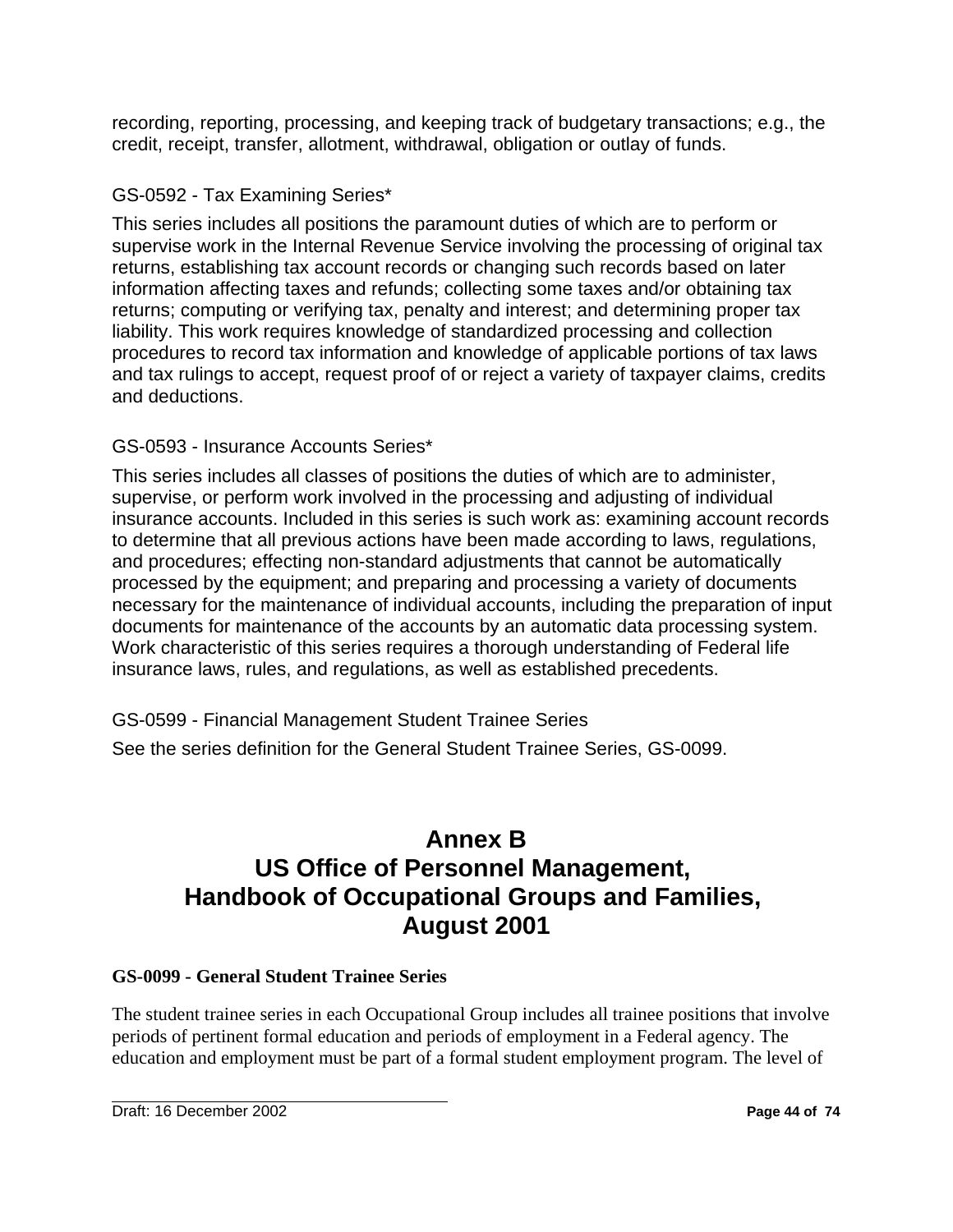recording, reporting, processing, and keeping track of budgetary transactions; e.g., the credit, receipt, transfer, allotment, withdrawal, obligation or outlay of funds.

GS-0592 - Tax Examining Series*

This series includes all positions the paramount duties of which are to perform or supervise work in the Internal Revenue Service involving the processing of original tax returns, establishing tax account records or changing such records based on later information affecting taxes and refunds; collecting some taxes and/or obtaining tax returns; computing or verifying tax, penalty and interest; and determining proper tax liability. This work requires knowledge of standardized processing and collection procedures to record tax information and knowledge of applicable portions of tax laws and tax rulings to accept, request proof of or reject a variety of taxpayer claims, credits and deductions.

GS-0593 - Insurance Accounts Series*

This series includes all classes of positions the duties of which are to administer, supervise, or perform work involved in the processing and adjusting of individual insurance accounts. Included in this series is such work as: examining account records to determine that all previous actions have been made according to laws, regulations, and procedures; effecting non-standard adjustments that cannot be automatically processed by the equipment; and preparing and processing a variety of documents necessary for the maintenance of individual accounts, including the preparation of input documents for maintenance of the accounts by an automatic data processing system. Work characteristic of this series requires a thorough understanding of Federal life insurance laws, rules, and regulations, as well as established precedents.

GS-0599 - Financial Management Student Trainee Series

See the series definition for the General Student Trainee Series, GS-0099.

# Annex B
# US Office of Personnel Management, Handbook of Occupational Groups and Families, August 2001

**GS-0099 - General Student Trainee Series**

The student trainee series in each Occupational Group includes all trainee positions that involve periods of pertinent formal education and periods of employment in a Federal agency. The education and employment must be part of a formal student employment program. The level of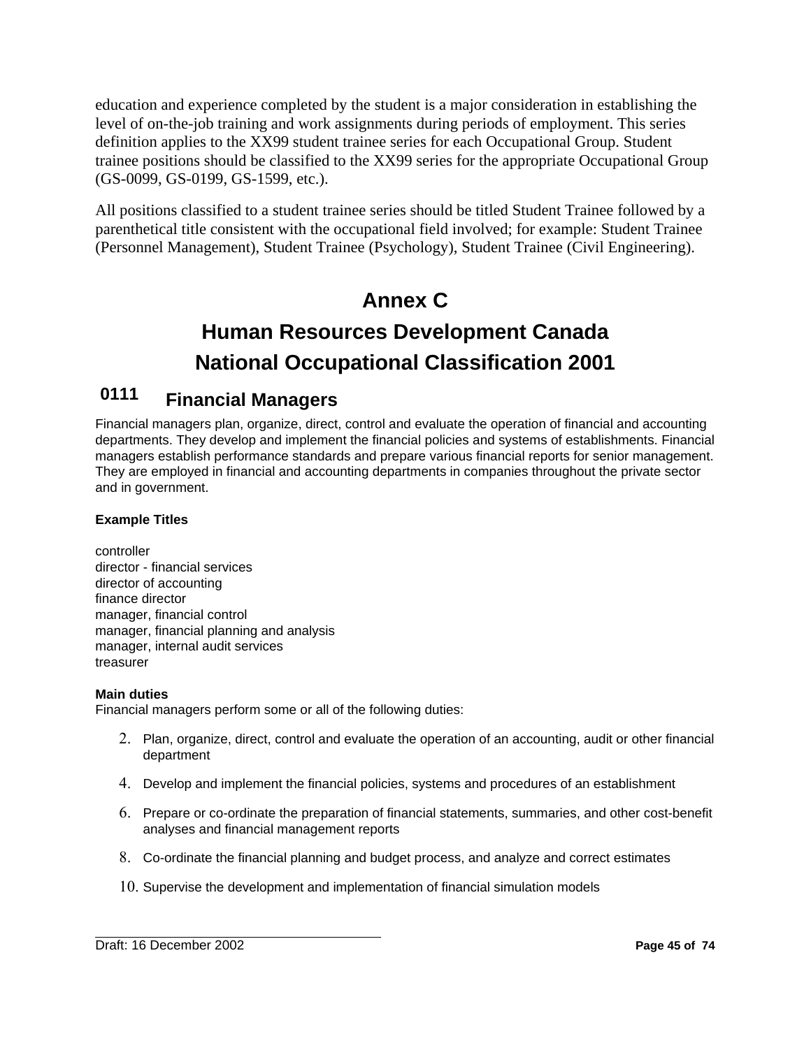education and experience completed by the student is a major consideration in establishing the level of on-the-job training and work assignments during periods of employment. This series definition applies to the XX99 student trainee series for each Occupational Group. Student trainee positions should be classified to the XX99 series for the appropriate Occupational Group (GS-0099, GS-0199, GS-1599, etc.).

All positions classified to a student trainee series should be titled Student Trainee followed by a parenthetical title consistent with the occupational field involved; for example: Student Trainee (Personnel Management), Student Trainee (Psychology), Student Trainee (Civil Engineering).

# Annex C

# Human Resources Development Canada National Occupational Classification 2001

## 0111 Financial Managers

Financial managers plan, organize, direct, control and evaluate the operation of financial and accounting departments. They develop and implement the financial policies and systems of establishments. Financial managers establish performance standards and prepare various financial reports for senior management. They are employed in financial and accounting departments in companies throughout the private sector and in government.

**Example Titles**

controller
director - financial services
director of accounting
finance director
manager, financial control
manager, financial planning and analysis
manager, internal audit services
treasurer

**Main duties**
Financial managers perform some or all of the following duties:

2. Plan, organize, direct, control and evaluate the operation of an accounting, audit or other financial department
4. Develop and implement the financial policies, systems and procedures of an establishment
6. Prepare or co-ordinate the preparation of financial statements, summaries, and other cost-benefit analyses and financial management reports
8. Co-ordinate the financial planning and budget process, and analyze and correct estimates
10. Supervise the development and implementation of financial simulation models

Draft: 16 December 2002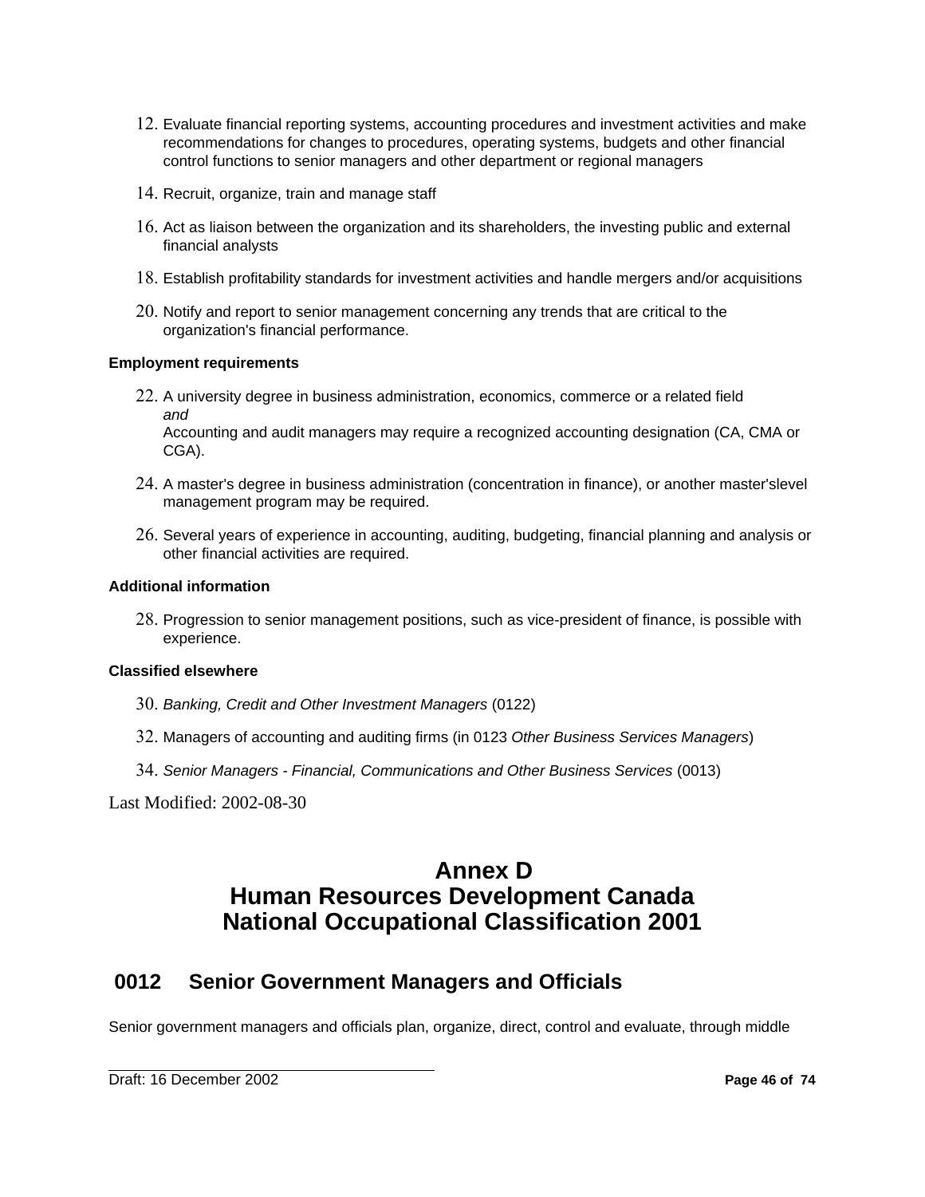12. Evaluate financial reporting systems, accounting procedures and investment activities and make recommendations for changes to procedures, operating systems, budgets and other financial control functions to senior managers and other department or regional managers

14. Recruit, organize, train and manage staff

16. Act as liaison between the organization and its shareholders, the investing public and external financial analysts

18. Establish profitability standards for investment activities and handle mergers and/or acquisitions

20. Notify and report to senior management concerning any trends that are critical to the organization's financial performance.

**Employment requirements**

22. A university degree in business administration, economics, commerce or a related field
    *and*
    Accounting and audit managers may require a recognized accounting designation (CA, CMA or CGA).

24. A master's degree in business administration (concentration in finance), or another master'slevel management program may be required.

26. Several years of experience in accounting, auditing, budgeting, financial planning and analysis or other financial activities are required.

**Additional information**

28. Progression to senior management positions, such as vice-president of finance, is possible with experience.

**Classified elsewhere**

30. *Banking, Credit and Other Investment Managers* (0122)

32. Managers of accounting and auditing firms (in 0123 *Other Business Services Managers*)

34. *Senior Managers - Financial, Communications and Other Business Services* (0013)

Last Modified: 2002-08-30

# Annex D
# Human Resources Development Canada
# National Occupational Classification 2001

## 0012 Senior Government Managers and Officials

Senior government managers and officials plan, organize, direct, control and evaluate, through middle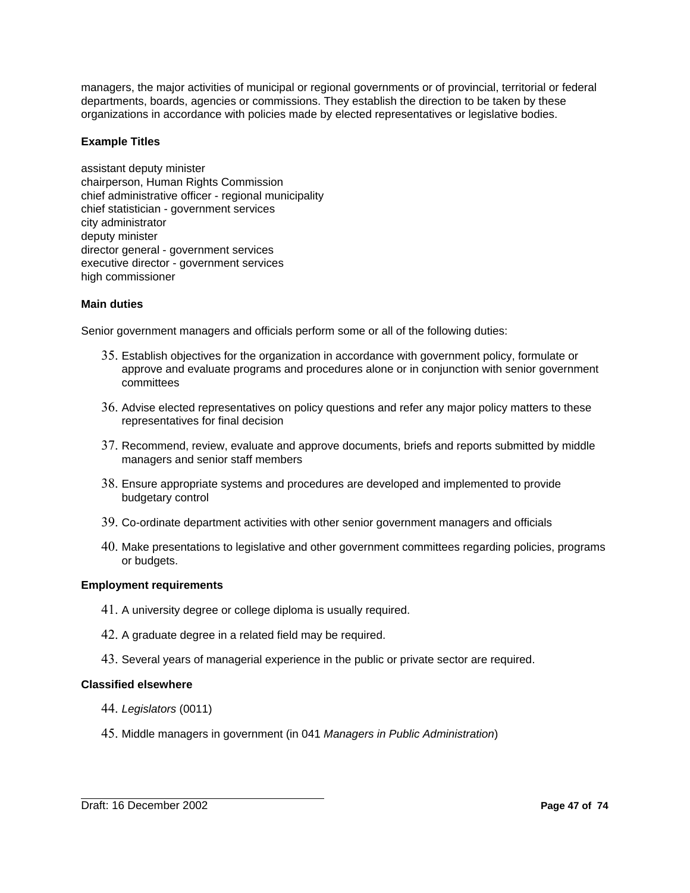managers, the major activities of municipal or regional governments or of provincial, territorial or federal departments, boards, agencies or commissions. They establish the direction to be taken by these organizations in accordance with policies made by elected representatives or legislative bodies.

**Example Titles**

assistant deputy minister
chairperson, Human Rights Commission
chief administrative officer - regional municipality
chief statistician - government services
city administrator
deputy minister
director general - government services
executive director - government services
high commissioner

**Main duties**

Senior government managers and officials perform some or all of the following duties:

35. Establish objectives for the organization in accordance with government policy, formulate or approve and evaluate programs and procedures alone or in conjunction with senior government committees
36. Advise elected representatives on policy questions and refer any major policy matters to these representatives for final decision
37. Recommend, review, evaluate and approve documents, briefs and reports submitted by middle managers and senior staff members
38. Ensure appropriate systems and procedures are developed and implemented to provide budgetary control
39. Co-ordinate department activities with other senior government managers and officials
40. Make presentations to legislative and other government committees regarding policies, programs or budgets.

**Employment requirements**

41. A university degree or college diploma is usually required.
42. A graduate degree in a related field may be required.
43. Several years of managerial experience in the public or private sector are required.

**Classified elsewhere**

44. *Legislators* (0011)
45. Middle managers in government (in 041 *Managers in Public Administration*)

Draft: 16 December 2002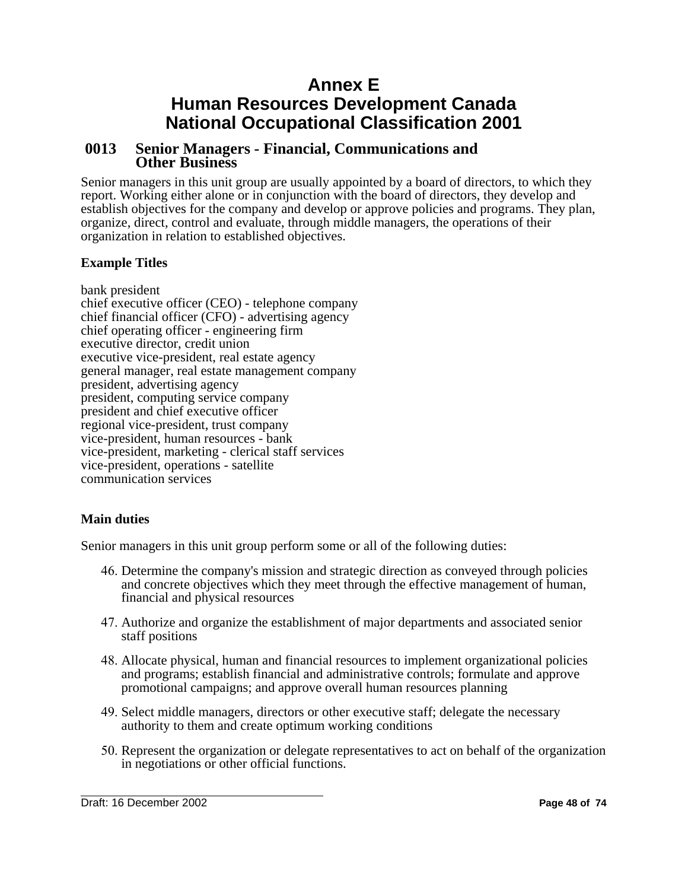# Annex E
# Human Resources Development Canada
# National Occupational Classification 2001

## 0013 Senior Managers - Financial, Communications and Other Business

Senior managers in this unit group are usually appointed by a board of directors, to which they report. Working either alone or in conjunction with the board of directors, they develop and establish objectives for the company and develop or approve policies and programs. They plan, organize, direct, control and evaluate, through middle managers, the operations of their organization in relation to established objectives.

**Example Titles**

bank president
chief executive officer (CEO) - telephone company
chief financial officer (CFO) - advertising agency
chief operating officer - engineering firm
executive director, credit union
executive vice-president, real estate agency
general manager, real estate management company
president, advertising agency
president, computing service company
president and chief executive officer
regional vice-president, trust company
vice-president, human resources - bank
vice-president, marketing - clerical staff services
vice-president, operations - satellite
communication services

**Main duties**

Senior managers in this unit group perform some or all of the following duties:

46. Determine the company's mission and strategic direction as conveyed through policies and concrete objectives which they meet through the effective management of human, financial and physical resources
47. Authorize and organize the establishment of major departments and associated senior staff positions
48. Allocate physical, human and financial resources to implement organizational policies and programs; establish financial and administrative controls; formulate and approve promotional campaigns; and approve overall human resources planning
49. Select middle managers, directors or other executive staff; delegate the necessary authority to them and create optimum working conditions
50. Represent the organization or delegate representatives to act on behalf of the organization in negotiations or other official functions.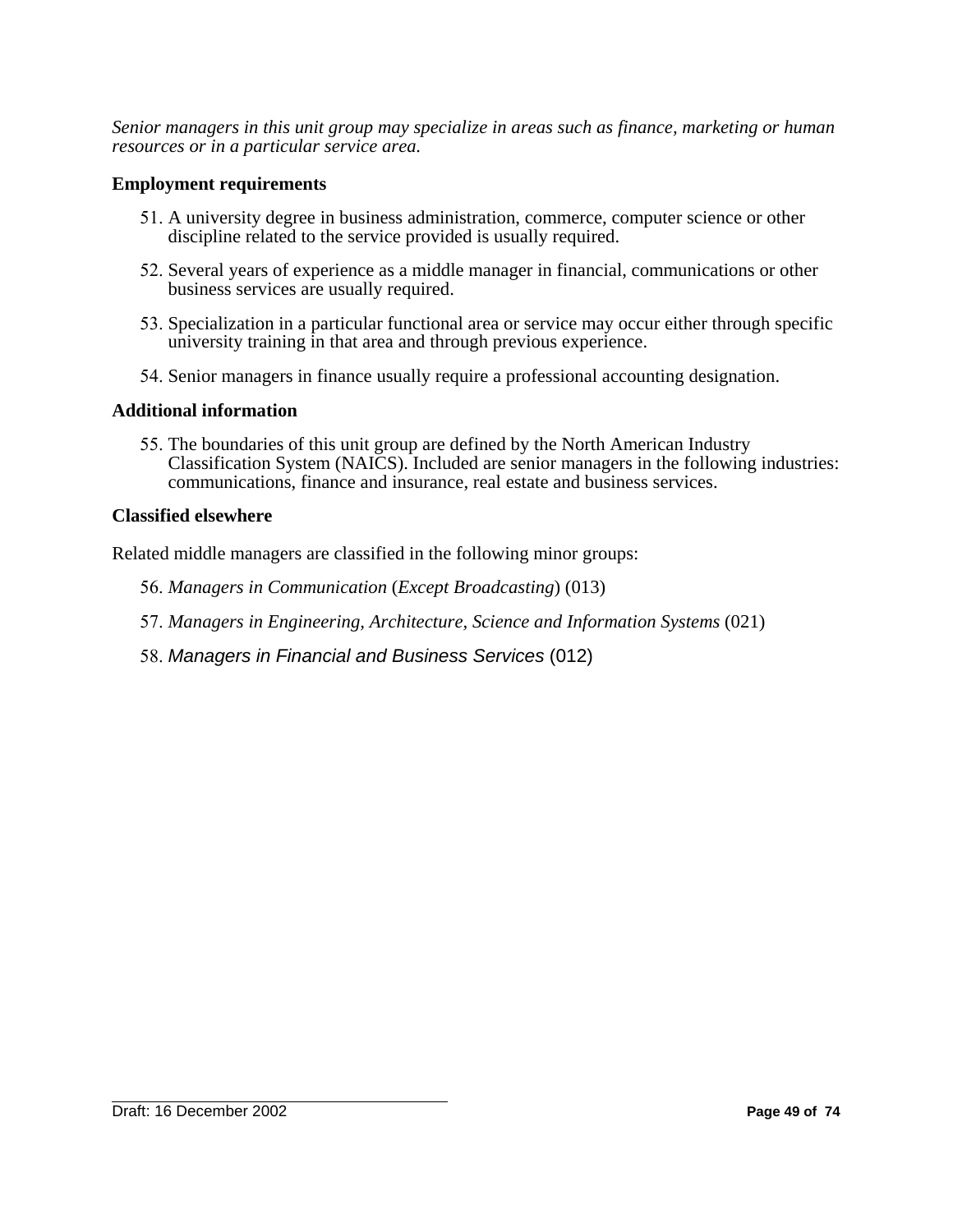*Senior managers in this unit group may specialize in areas such as finance, marketing or human resources or in a particular service area.*

**Employment requirements**

51. A university degree in business administration, commerce, computer science or other discipline related to the service provided is usually required.
52. Several years of experience as a middle manager in financial, communications or other business services are usually required.
53. Specialization in a particular functional area or service may occur either through specific university training in that area and through previous experience.
54. Senior managers in finance usually require a professional accounting designation.

**Additional information**

55. The boundaries of this unit group are defined by the North American Industry Classification System (NAICS). Included are senior managers in the following industries: communications, finance and insurance, real estate and business services.

**Classified elsewhere**

Related middle managers are classified in the following minor groups:

56. *Managers in Communication* (*Except Broadcasting*) (013)
57. *Managers in Engineering, Architecture, Science and Information Systems* (021)
58. *Managers in Financial and Business Services* (012)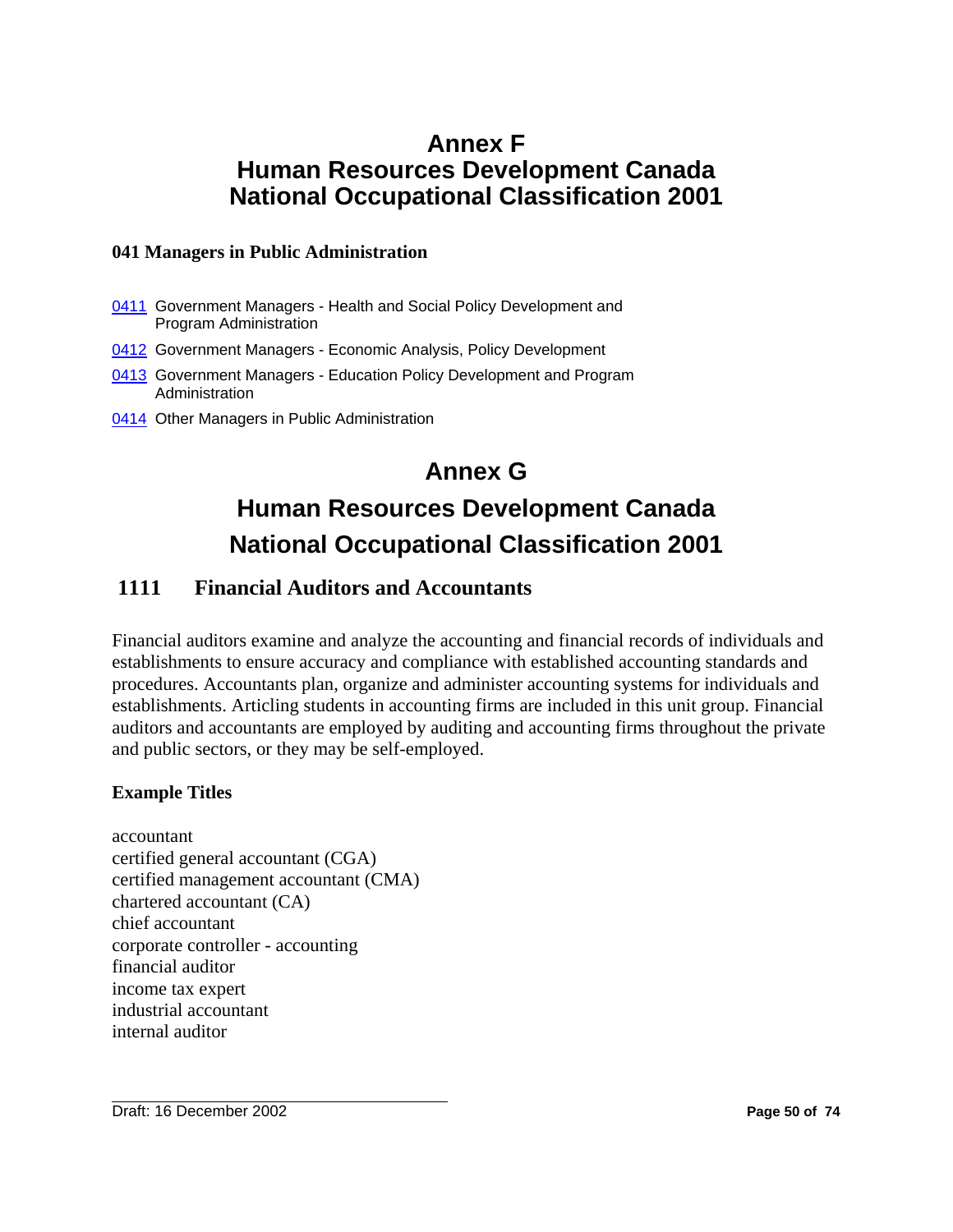# Annex F
# Human Resources Development Canada
# National Occupational Classification 2001

### 041 Managers in Public Administration

- 0411 Government Managers - Health and Social Policy Development and Program Administration
- 0412 Government Managers - Economic Analysis, Policy Development
- 0413 Government Managers - Education Policy Development and Program Administration
- 0414 Other Managers in Public Administration

# Annex G
# Human Resources Development Canada
# National Occupational Classification 2001

## 1111 Financial Auditors and Accountants

Financial auditors examine and analyze the accounting and financial records of individuals and establishments to ensure accuracy and compliance with established accounting standards and procedures. Accountants plan, organize and administer accounting systems for individuals and establishments. Articling students in accounting firms are included in this unit group. Financial auditors and accountants are employed by auditing and accounting firms throughout the private and public sectors, or they may be self-employed.

### Example Titles

accountant
certified general accountant (CGA)
certified management accountant (CMA)
chartered accountant (CA)
chief accountant
corporate controller - accounting
financial auditor
income tax expert
industrial accountant
internal auditor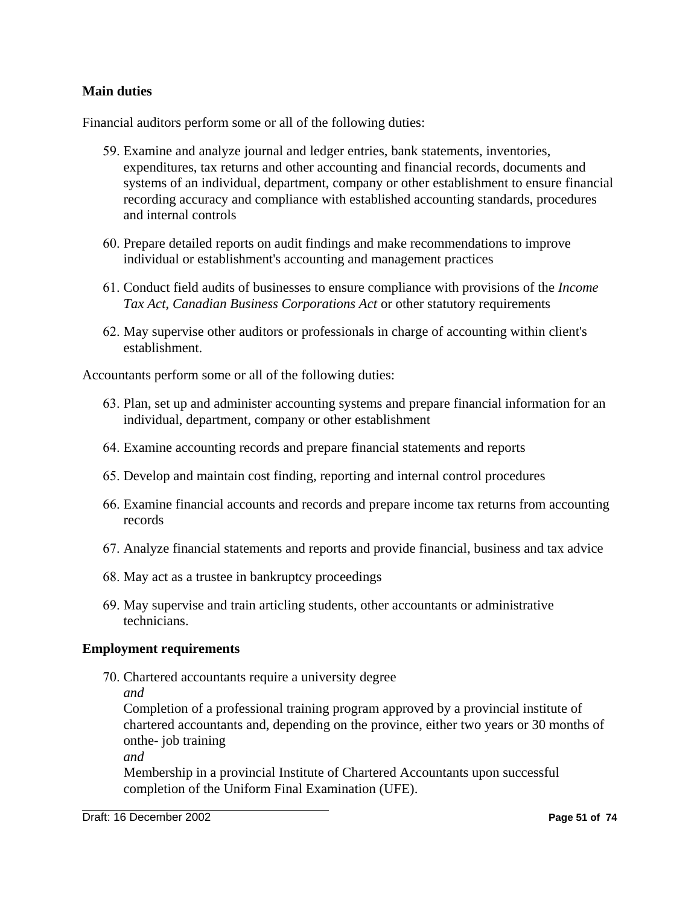**Main duties**

Financial auditors perform some or all of the following duties:

59. Examine and analyze journal and ledger entries, bank statements, inventories, expenditures, tax returns and other accounting and financial records, documents and systems of an individual, department, company or other establishment to ensure financial recording accuracy and compliance with established accounting standards, procedures and internal controls

60. Prepare detailed reports on audit findings and make recommendations to improve individual or establishment's accounting and management practices

61. Conduct field audits of businesses to ensure compliance with provisions of the *Income Tax Act*, *Canadian Business Corporations Act* or other statutory requirements

62. May supervise other auditors or professionals in charge of accounting within client's establishment.

Accountants perform some or all of the following duties:

63. Plan, set up and administer accounting systems and prepare financial information for an individual, department, company or other establishment

64. Examine accounting records and prepare financial statements and reports

65. Develop and maintain cost finding, reporting and internal control procedures

66. Examine financial accounts and records and prepare income tax returns from accounting records

67. Analyze financial statements and reports and provide financial, business and tax advice

68. May act as a trustee in bankruptcy proceedings

69. May supervise and train articling students, other accountants or administrative technicians.

**Employment requirements**

70. Chartered accountants require a university degree
    *and*
    Completion of a professional training program approved by a provincial institute of chartered accountants and, depending on the province, either two years or 30 months of onthe- job training
    *and*
    Membership in a provincial Institute of Chartered Accountants upon successful completion of the Uniform Final Examination (UFE).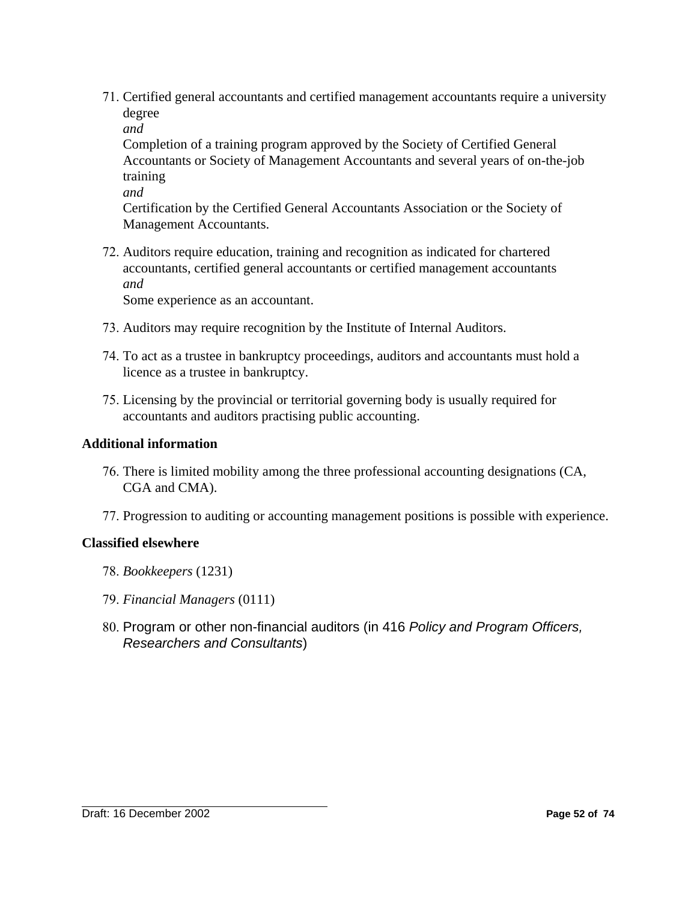71. Certified general accountants and certified management accountants require a university degree
    *and*
    Completion of a training program approved by the Society of Certified General Accountants or Society of Management Accountants and several years of on-the-job training
    *and*
    Certification by the Certified General Accountants Association or the Society of Management Accountants.

72. Auditors require education, training and recognition as indicated for chartered accountants, certified general accountants or certified management accountants
    *and*
    Some experience as an accountant.

73. Auditors may require recognition by the Institute of Internal Auditors.

74. To act as a trustee in bankruptcy proceedings, auditors and accountants must hold a licence as a trustee in bankruptcy.

75. Licensing by the provincial or territorial governing body is usually required for accountants and auditors practising public accounting.

**Additional information**

76. There is limited mobility among the three professional accounting designations (CA, CGA and CMA).

77. Progression to auditing or accounting management positions is possible with experience.

**Classified elsewhere**

78. *Bookkeepers* (1231)

79. *Financial Managers* (0111)

80. Program or other non-financial auditors (in 416 *Policy and Program Officers, Researchers and Consultants*)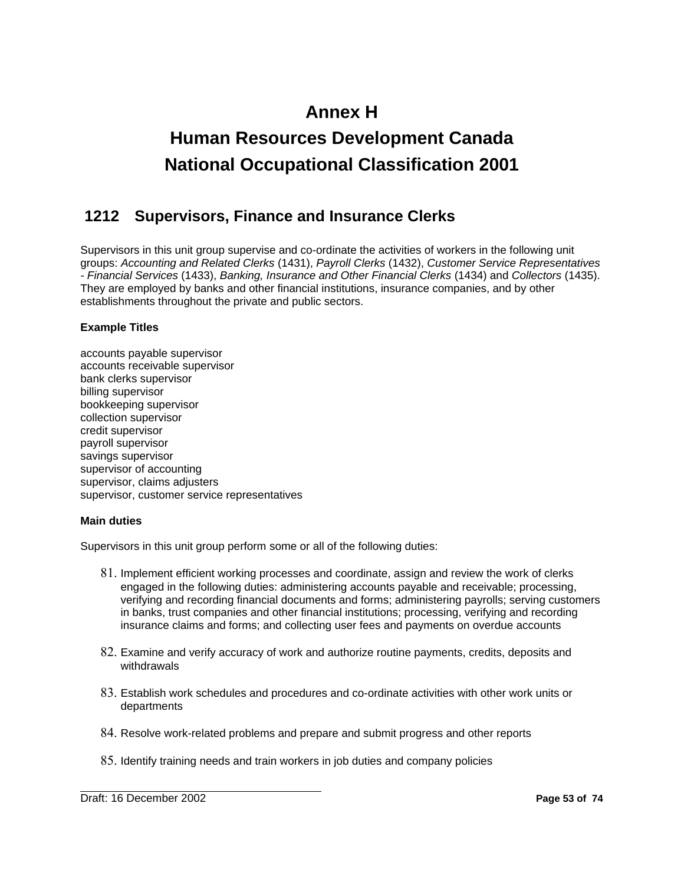# Annex H

# Human Resources Development Canada

# National Occupational Classification 2001

## 1212 Supervisors, Finance and Insurance Clerks

Supervisors in this unit group supervise and co-ordinate the activities of workers in the following unit groups: *Accounting and Related Clerks* (1431), *Payroll Clerks* (1432), *Customer Service Representatives - Financial Services* (1433), *Banking, Insurance and Other Financial Clerks* (1434) and *Collectors* (1435). They are employed by banks and other financial institutions, insurance companies, and by other establishments throughout the private and public sectors.

**Example Titles**

accounts payable supervisor
accounts receivable supervisor
bank clerks supervisor
billing supervisor
bookkeeping supervisor
collection supervisor
credit supervisor
payroll supervisor
savings supervisor
supervisor of accounting
supervisor, claims adjusters
supervisor, customer service representatives

**Main duties**

Supervisors in this unit group perform some or all of the following duties:

81. Implement efficient working processes and coordinate, assign and review the work of clerks engaged in the following duties: administering accounts payable and receivable; processing, verifying and recording financial documents and forms; administering payrolls; serving customers in banks, trust companies and other financial institutions; processing, verifying and recording insurance claims and forms; and collecting user fees and payments on overdue accounts

82. Examine and verify accuracy of work and authorize routine payments, credits, deposits and withdrawals

83. Establish work schedules and procedures and co-ordinate activities with other work units or departments

84. Resolve work-related problems and prepare and submit progress and other reports

85. Identify training needs and train workers in job duties and company policies

Draft: 16 December 2002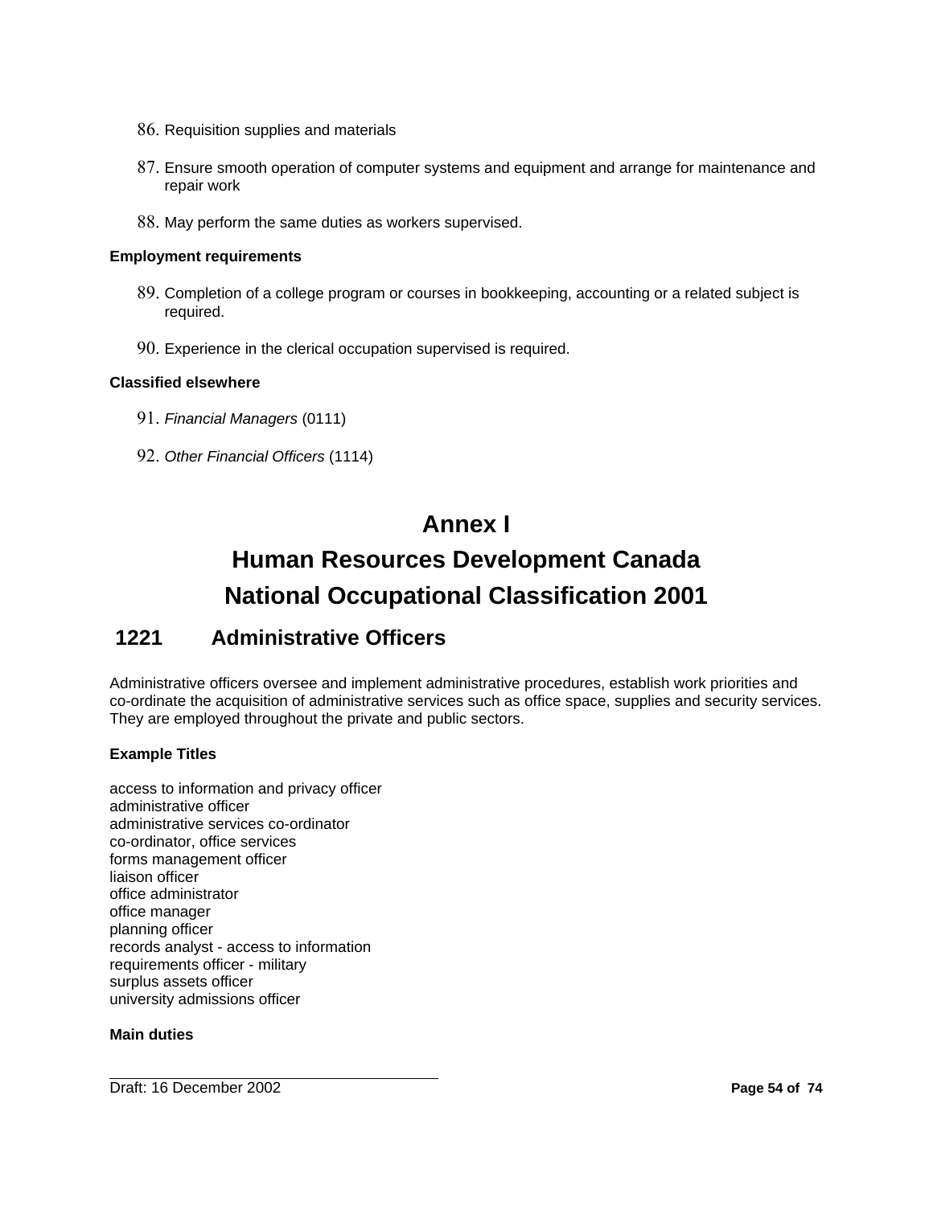86. Requisition supplies and materials

87. Ensure smooth operation of computer systems and equipment and arrange for maintenance and repair work

88. May perform the same duties as workers supervised.

**Employment requirements**

89. Completion of a college program or courses in bookkeeping, accounting or a related subject is required.

90. Experience in the clerical occupation supervised is required.

**Classified elsewhere**

91. *Financial Managers* (0111)

92. *Other Financial Officers* (1114)

# Annex I

# Human Resources Development Canada

# National Occupational Classification 2001

## 1221 Administrative Officers

Administrative officers oversee and implement administrative procedures, establish work priorities and co-ordinate the acquisition of administrative services such as office space, supplies and security services. They are employed throughout the private and public sectors.

**Example Titles**

access to information and privacy officer
administrative officer
administrative services co-ordinator
co-ordinator, office services
forms management officer
liaison officer
office administrator
office manager
planning officer
records analyst - access to information
requirements officer - military
surplus assets officer
university admissions officer

**Main duties**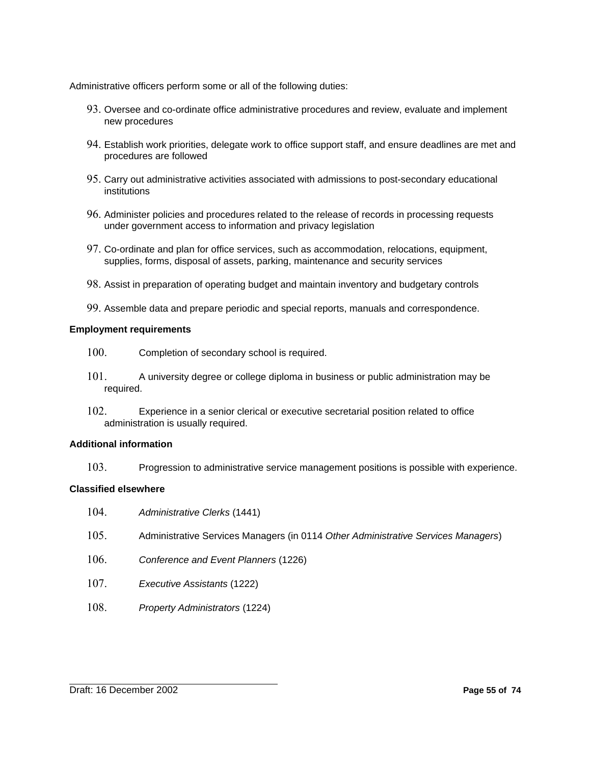Administrative officers perform some or all of the following duties:

93. Oversee and co-ordinate office administrative procedures and review, evaluate and implement new procedures
94. Establish work priorities, delegate work to office support staff, and ensure deadlines are met and procedures are followed
95. Carry out administrative activities associated with admissions to post-secondary educational institutions
96. Administer policies and procedures related to the release of records in processing requests under government access to information and privacy legislation
97. Co-ordinate and plan for office services, such as accommodation, relocations, equipment, supplies, forms, disposal of assets, parking, maintenance and security services
98. Assist in preparation of operating budget and maintain inventory and budgetary controls
99. Assemble data and prepare periodic and special reports, manuals and correspondence.

**Employment requirements**

100. Completion of secondary school is required.
101. A university degree or college diploma in business or public administration may be required.
102. Experience in a senior clerical or executive secretarial position related to office administration is usually required.

**Additional information**

103. Progression to administrative service management positions is possible with experience.

**Classified elsewhere**

104. *Administrative Clerks* (1441)
105. Administrative Services Managers (in 0114 *Other Administrative Services Managers*)
106. *Conference and Event Planners* (1226)
107. *Executive Assistants* (1222)
108. *Property Administrators* (1224)

Draft: 16 December 2002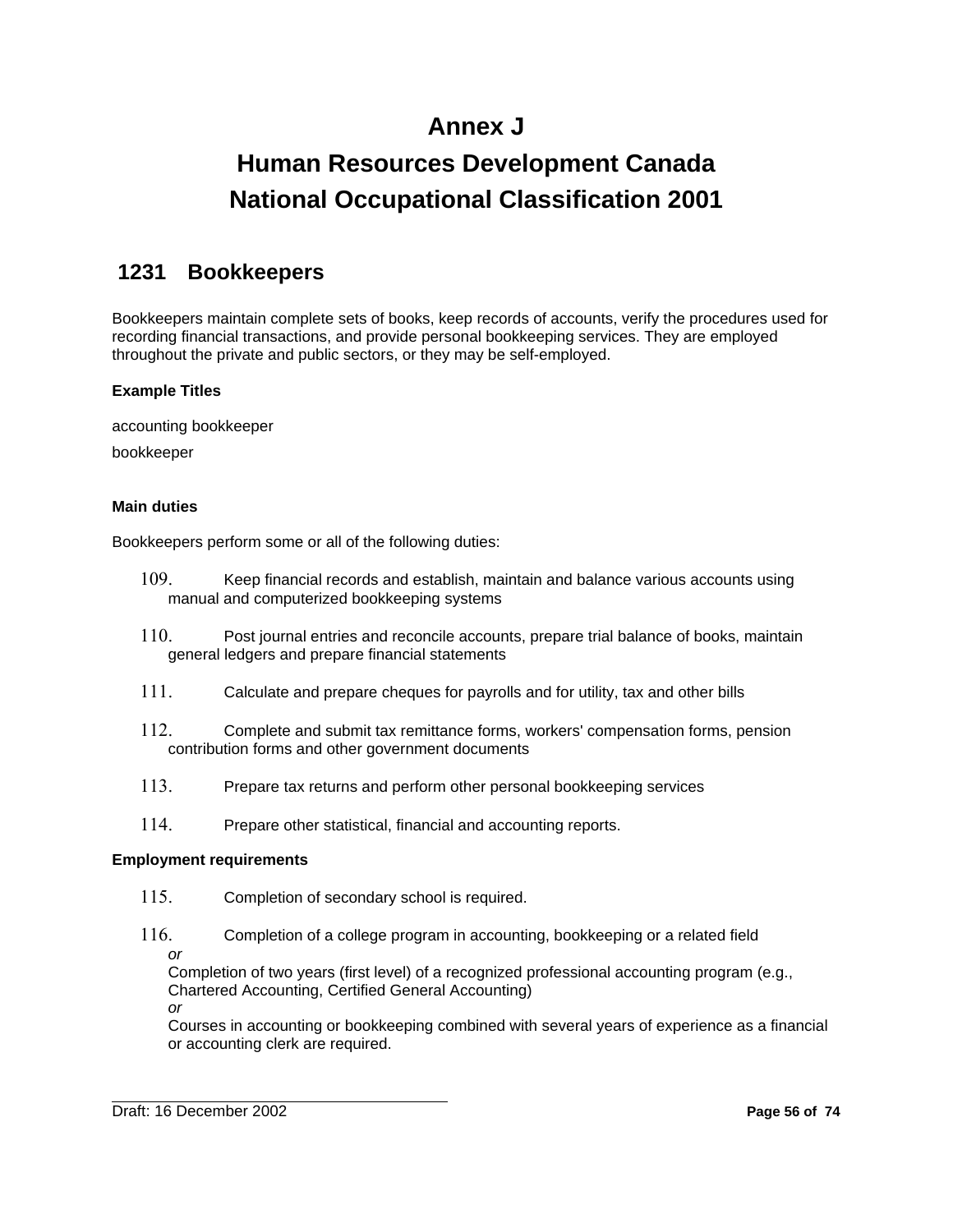# Annex J

# Human Resources Development Canada

# National Occupational Classification 2001

## 1231 Bookkeepers

Bookkeepers maintain complete sets of books, keep records of accounts, verify the procedures used for recording financial transactions, and provide personal bookkeeping services. They are employed throughout the private and public sectors, or they may be self-employed.

**Example Titles**

accounting bookkeeper

bookkeeper

**Main duties**

Bookkeepers perform some or all of the following duties:

109. Keep financial records and establish, maintain and balance various accounts using manual and computerized bookkeeping systems

110. Post journal entries and reconcile accounts, prepare trial balance of books, maintain general ledgers and prepare financial statements

111. Calculate and prepare cheques for payrolls and for utility, tax and other bills

112. Complete and submit tax remittance forms, workers' compensation forms, pension contribution forms and other government documents

113. Prepare tax returns and perform other personal bookkeeping services

114. Prepare other statistical, financial and accounting reports.

**Employment requirements**

115. Completion of secondary school is required.

116. Completion of a college program in accounting, bookkeeping or a related field
*or*
Completion of two years (first level) of a recognized professional accounting program (e.g., Chartered Accounting, Certified General Accounting)
*or*
Courses in accounting or bookkeeping combined with several years of experience as a financial or accounting clerk are required.

Draft: 16 December 2002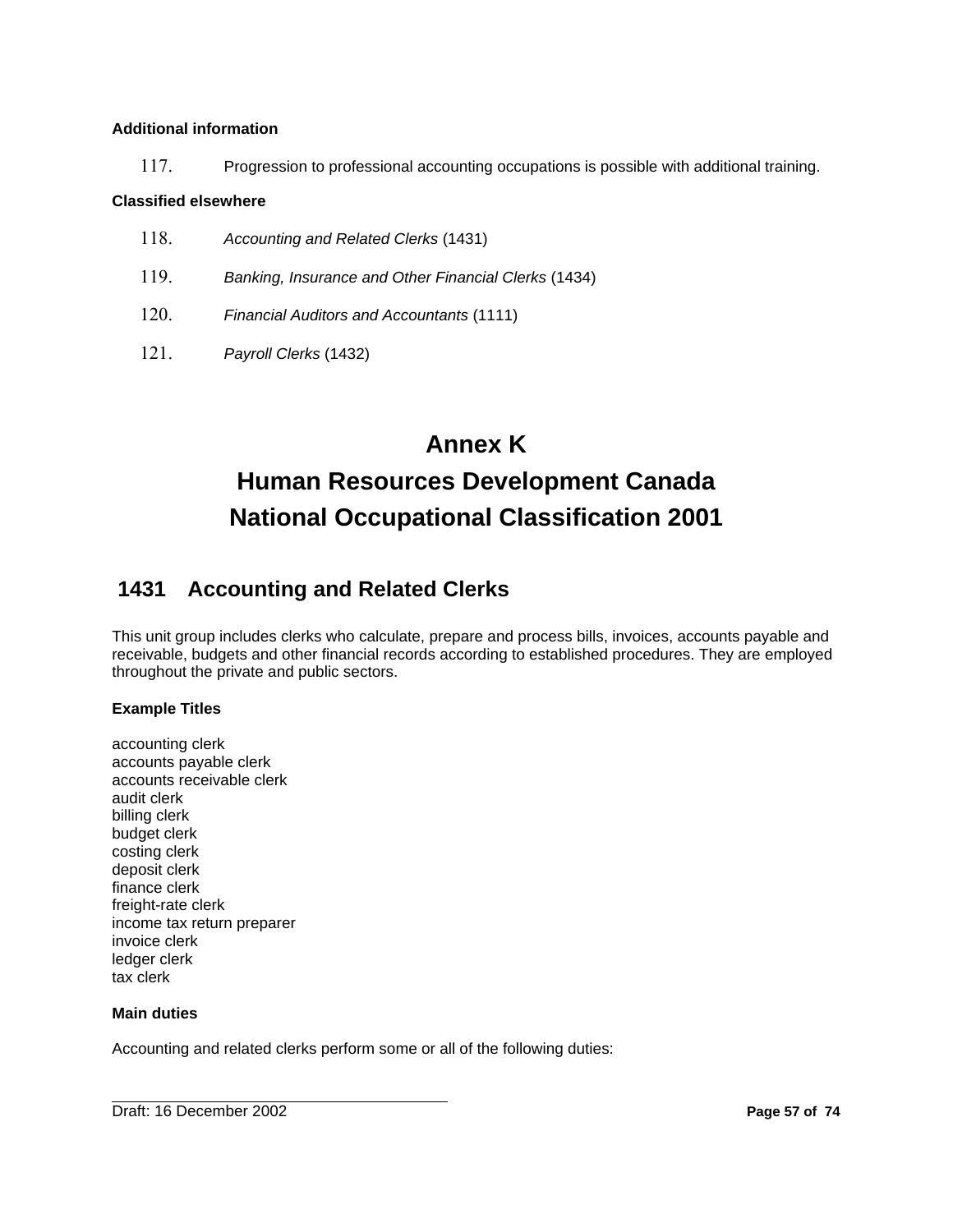**Additional information**

117. Progression to professional accounting occupations is possible with additional training.

**Classified elsewhere**

118. *Accounting and Related Clerks* (1431)

119. *Banking, Insurance and Other Financial Clerks* (1434)

120. *Financial Auditors and Accountants* (1111)

121. *Payroll Clerks* (1432)

# Annex K
# Human Resources Development Canada
# National Occupational Classification 2001

## 1431 Accounting and Related Clerks

This unit group includes clerks who calculate, prepare and process bills, invoices, accounts payable and receivable, budgets and other financial records according to established procedures. They are employed throughout the private and public sectors.

**Example Titles**

accounting clerk
accounts payable clerk
accounts receivable clerk
audit clerk
billing clerk
budget clerk
costing clerk
deposit clerk
finance clerk
freight-rate clerk
income tax return preparer
invoice clerk
ledger clerk
tax clerk

**Main duties**

Accounting and related clerks perform some or all of the following duties: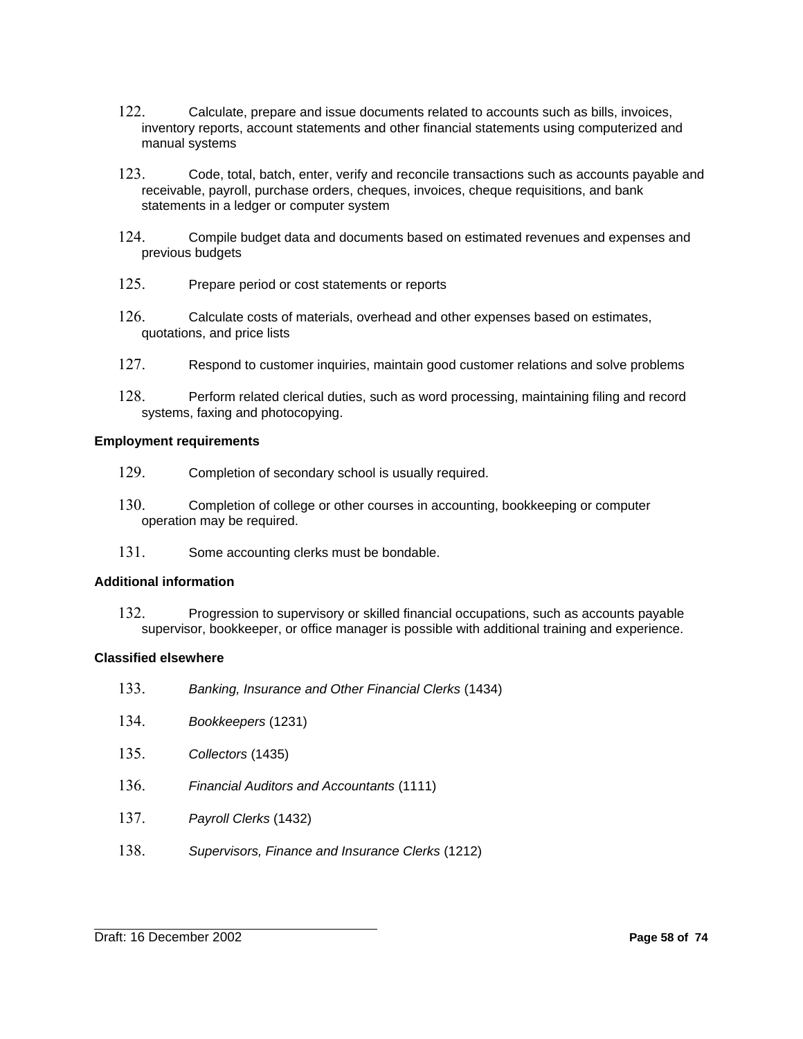122. Calculate, prepare and issue documents related to accounts such as bills, invoices, inventory reports, account statements and other financial statements using computerized and manual systems

123. Code, total, batch, enter, verify and reconcile transactions such as accounts payable and receivable, payroll, purchase orders, cheques, invoices, cheque requisitions, and bank statements in a ledger or computer system

124. Compile budget data and documents based on estimated revenues and expenses and previous budgets

125. Prepare period or cost statements or reports

126. Calculate costs of materials, overhead and other expenses based on estimates, quotations, and price lists

127. Respond to customer inquiries, maintain good customer relations and solve problems

128. Perform related clerical duties, such as word processing, maintaining filing and record systems, faxing and photocopying.

**Employment requirements**

129. Completion of secondary school is usually required.

130. Completion of college or other courses in accounting, bookkeeping or computer operation may be required.

131. Some accounting clerks must be bondable.

**Additional information**

132. Progression to supervisory or skilled financial occupations, such as accounts payable supervisor, bookkeeper, or office manager is possible with additional training and experience.

**Classified elsewhere**

133. *Banking, Insurance and Other Financial Clerks* (1434)

134. *Bookkeepers* (1231)

135. *Collectors* (1435)

136. *Financial Auditors and Accountants* (1111)

137. *Payroll Clerks* (1432)

138. *Supervisors, Finance and Insurance Clerks* (1212)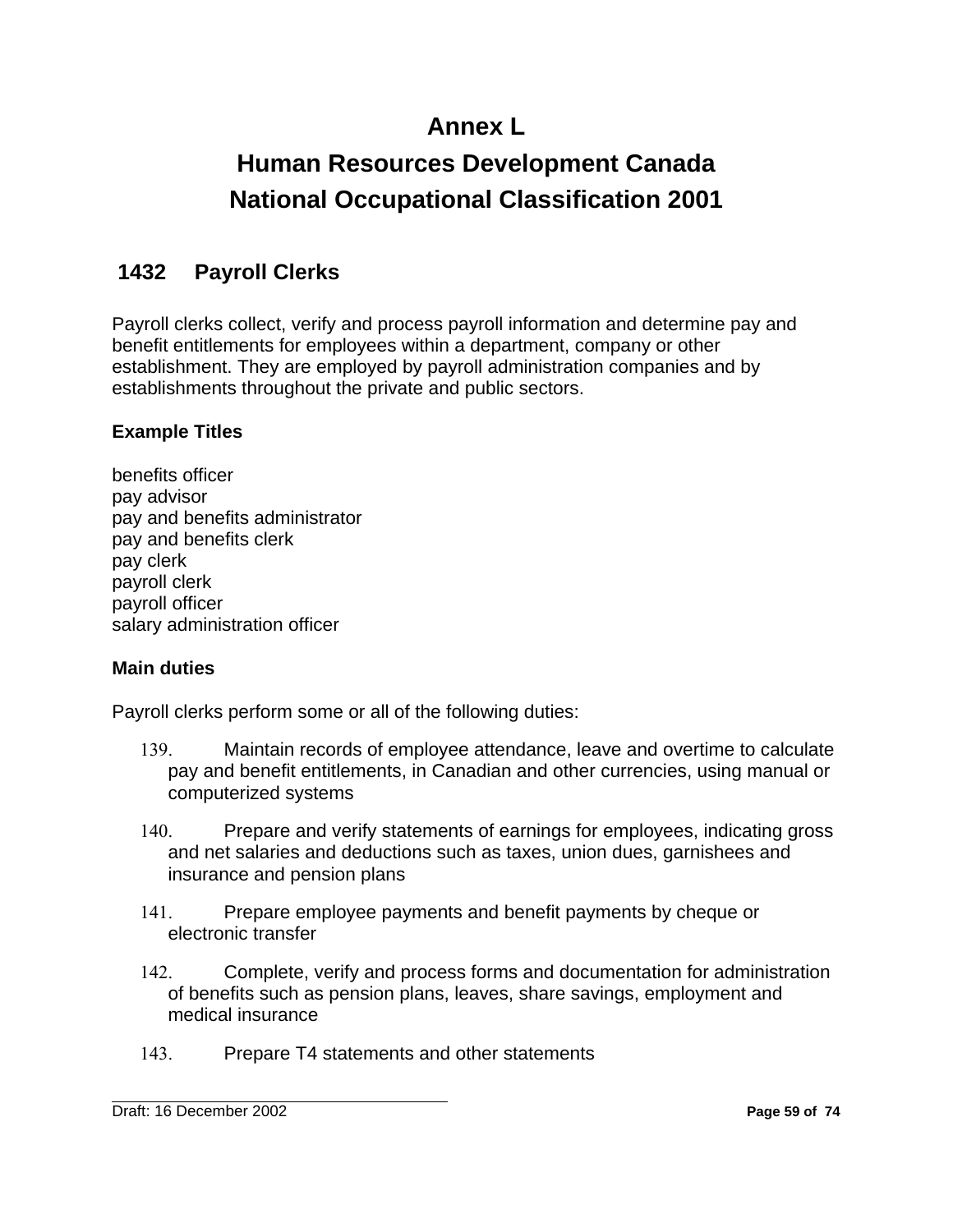# Annex L

# Human Resources Development Canada

# National Occupational Classification 2001

## 1432 Payroll Clerks

Payroll clerks collect, verify and process payroll information and determine pay and benefit entitlements for employees within a department, company or other establishment. They are employed by payroll administration companies and by establishments throughout the private and public sectors.

**Example Titles**

benefits officer
pay advisor
pay and benefits administrator
pay and benefits clerk
pay clerk
payroll clerk
payroll officer
salary administration officer

**Main duties**

Payroll clerks perform some or all of the following duties:

139. Maintain records of employee attendance, leave and overtime to calculate pay and benefit entitlements, in Canadian and other currencies, using manual or computerized systems
140. Prepare and verify statements of earnings for employees, indicating gross and net salaries and deductions such as taxes, union dues, garnishees and insurance and pension plans
141. Prepare employee payments and benefit payments by cheque or electronic transfer
142. Complete, verify and process forms and documentation for administration of benefits such as pension plans, leaves, share savings, employment and medical insurance
143. Prepare T4 statements and other statements

Draft: 16 December 2002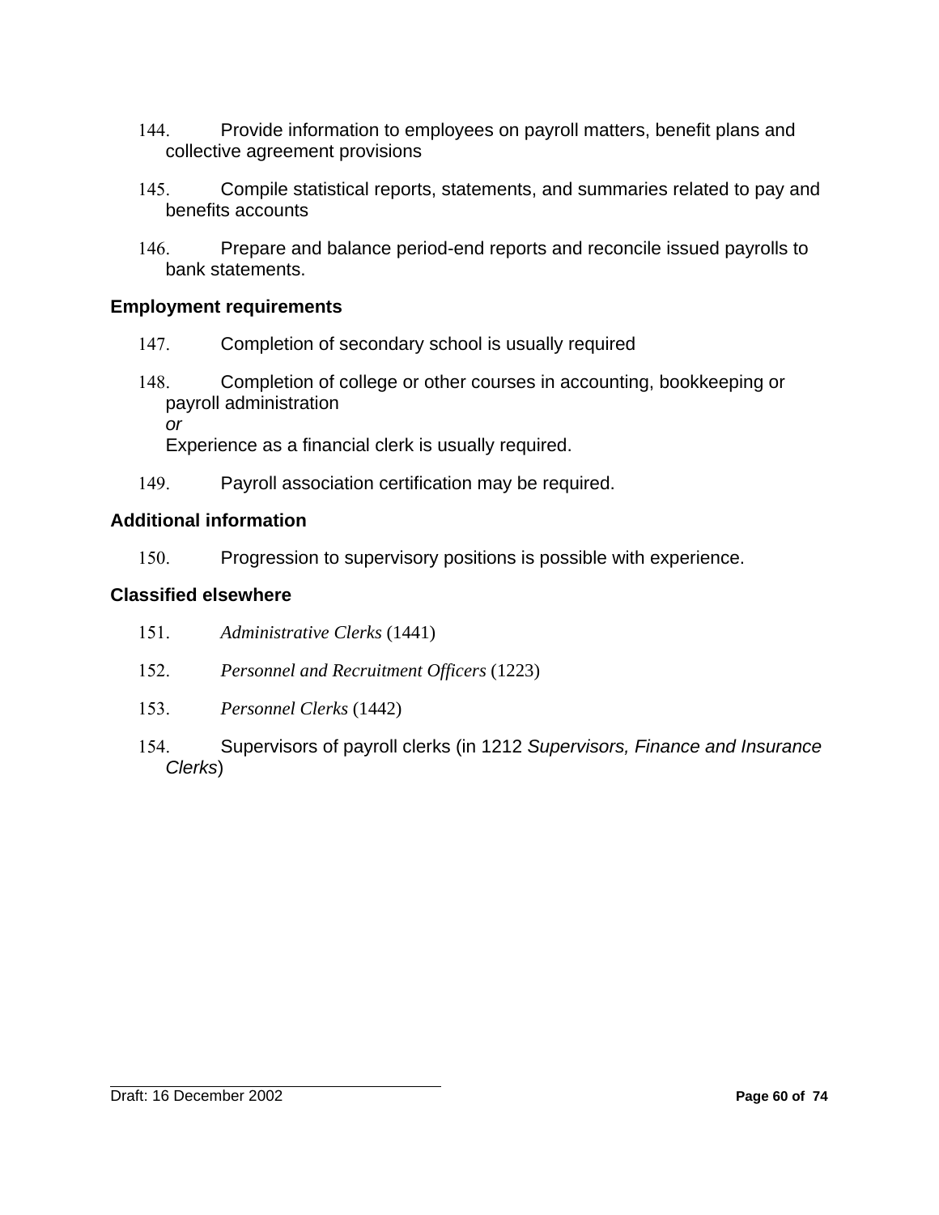144. Provide information to employees on payroll matters, benefit plans and collective agreement provisions

145. Compile statistical reports, statements, and summaries related to pay and benefits accounts

146. Prepare and balance period-end reports and reconcile issued payrolls to bank statements.

### Employment requirements

147. Completion of secondary school is usually required

148. Completion of college or other courses in accounting, bookkeeping or payroll administration
*or*
Experience as a financial clerk is usually required.

149. Payroll association certification may be required.

### Additional information

150. Progression to supervisory positions is possible with experience.

### Classified elsewhere

151. *Administrative Clerks* (1441)

152. *Personnel and Recruitment Officers* (1223)

153. *Personnel Clerks* (1442)

154. Supervisors of payroll clerks (in 1212 *Supervisors, Finance and Insurance Clerks*)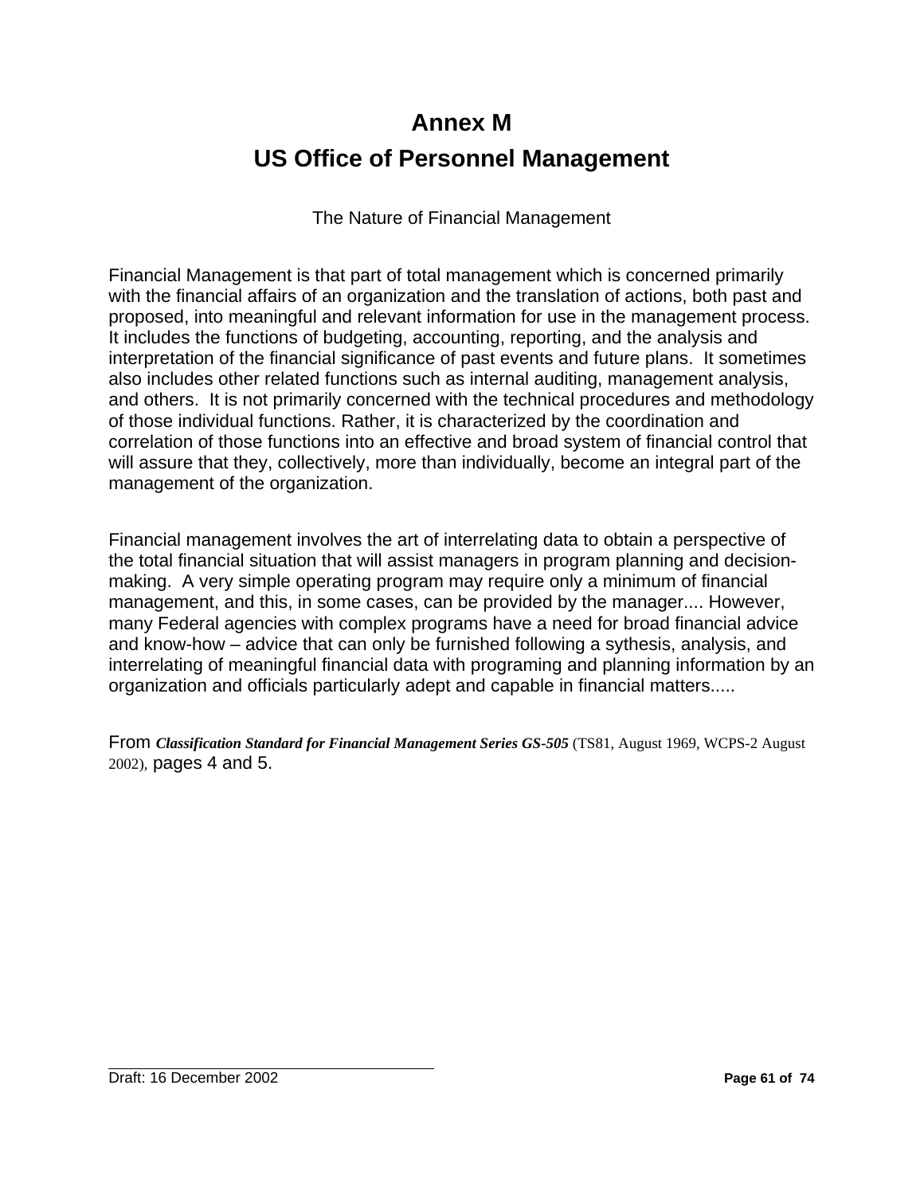# Annex M
# US Office of Personnel Management

The Nature of Financial Management

Financial Management is that part of total management which is concerned primarily with the financial affairs of an organization and the translation of actions, both past and proposed, into meaningful and relevant information for use in the management process. It includes the functions of budgeting, accounting, reporting, and the analysis and interpretation of the financial significance of past events and future plans. It sometimes also includes other related functions such as internal auditing, management analysis, and others. It is not primarily concerned with the technical procedures and methodology of those individual functions. Rather, it is characterized by the coordination and correlation of those functions into an effective and broad system of financial control that will assure that they, collectively, more than individually, become an integral part of the management of the organization.

Financial management involves the art of interrelating data to obtain a perspective of the total financial situation that will assist managers in program planning and decision-making. A very simple operating program may require only a minimum of financial management, and this, in some cases, can be provided by the manager.... However, many Federal agencies with complex programs have a need for broad financial advice and know-how – advice that can only be furnished following a sythesis, analysis, and interrelating of meaningful financial data with programing and planning information by an organization and officials particularly adept and capable in financial matters.....

From ***Classification Standard for Financial Management Series GS-505*** (TS81, August 1969, WCPS-2 August 2002), pages 4 and 5.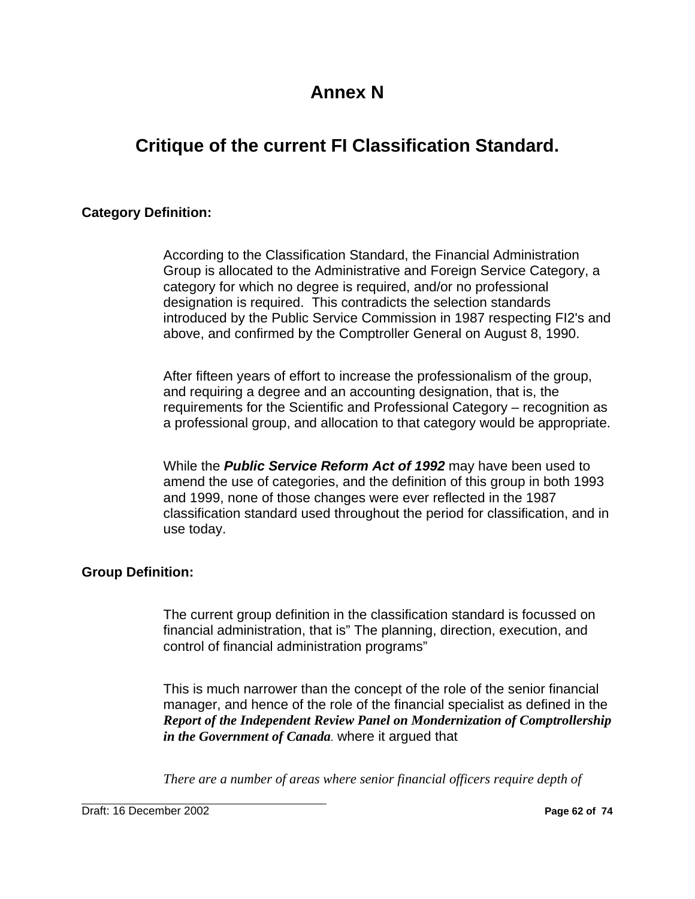# Annex N

## Critique of the current FI Classification Standard.

### Category Definition:

According to the Classification Standard, the Financial Administration Group is allocated to the Administrative and Foreign Service Category, a category for which no degree is required, and/or no professional designation is required. This contradicts the selection standards introduced by the Public Service Commission in 1987 respecting FI2's and above, and confirmed by the Comptroller General on August 8, 1990.

After fifteen years of effort to increase the professionalism of the group, and requiring a degree and an accounting designation, that is, the requirements for the Scientific and Professional Category – recognition as a professional group, and allocation to that category would be appropriate.

While the ***Public Service Reform Act of 1992*** may have been used to amend the use of categories, and the definition of this group in both 1993 and 1999, none of those changes were ever reflected in the 1987 classification standard used throughout the period for classification, and in use today.

### Group Definition:

The current group definition in the classification standard is focussed on financial administration, that is" The planning, direction, execution, and control of financial administration programs"

This is much narrower than the concept of the role of the senior financial manager, and hence of the role of the financial specialist as defined in the ***Report of the Independent Review Panel on Mondernization of Comptrollership in the Government of Canada***. where it argued that

*There are a number of areas where senior financial officers require depth of*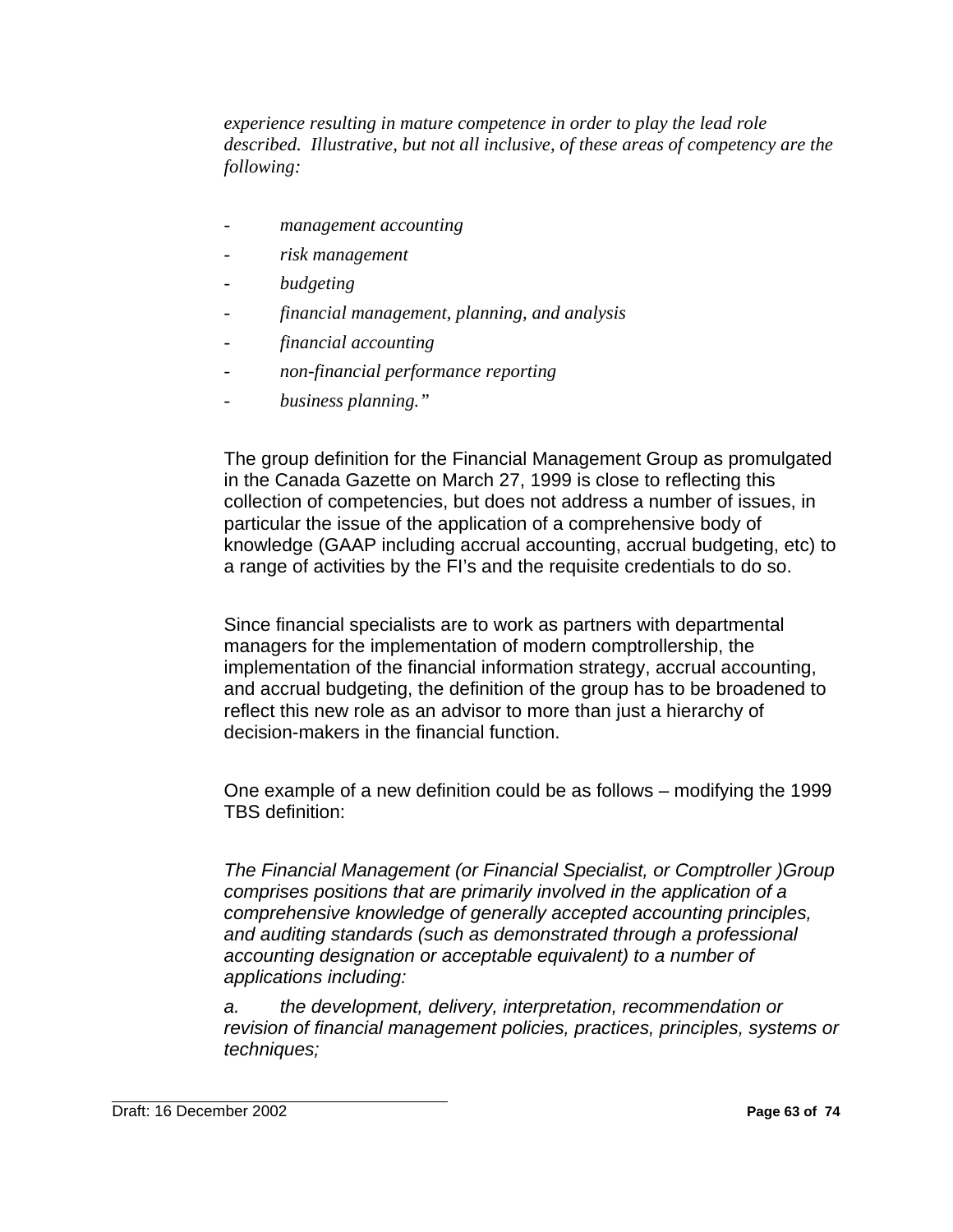*experience resulting in mature competence in order to play the lead role described. Illustrative, but not all inclusive, of these areas of competency are the following:*

- *management accounting*
- *risk management*
- *budgeting*
- *financial management, planning, and analysis*
- *financial accounting*
- *non-financial performance reporting*
- *business planning."*

The group definition for the Financial Management Group as promulgated in the Canada Gazette on March 27, 1999 is close to reflecting this collection of competencies, but does not address a number of issues, in particular the issue of the application of a comprehensive body of knowledge (GAAP including accrual accounting, accrual budgeting, etc) to a range of activities by the FI's and the requisite credentials to do so.

Since financial specialists are to work as partners with departmental managers for the implementation of modern comptrollership, the implementation of the financial information strategy, accrual accounting, and accrual budgeting, the definition of the group has to be broadened to reflect this new role as an advisor to more than just a hierarchy of decision-makers in the financial function.

One example of a new definition could be as follows – modifying the 1999 TBS definition:

*The Financial Management (or Financial Specialist, or Comptroller )Group comprises positions that are primarily involved in the application of a comprehensive knowledge of generally accepted accounting principles, and auditing standards (such as demonstrated through a professional accounting designation or acceptable equivalent) to a number of applications including:*

*a. the development, delivery, interpretation, recommendation or revision of financial management policies, practices, principles, systems or techniques;*

Draft: 16 December 2002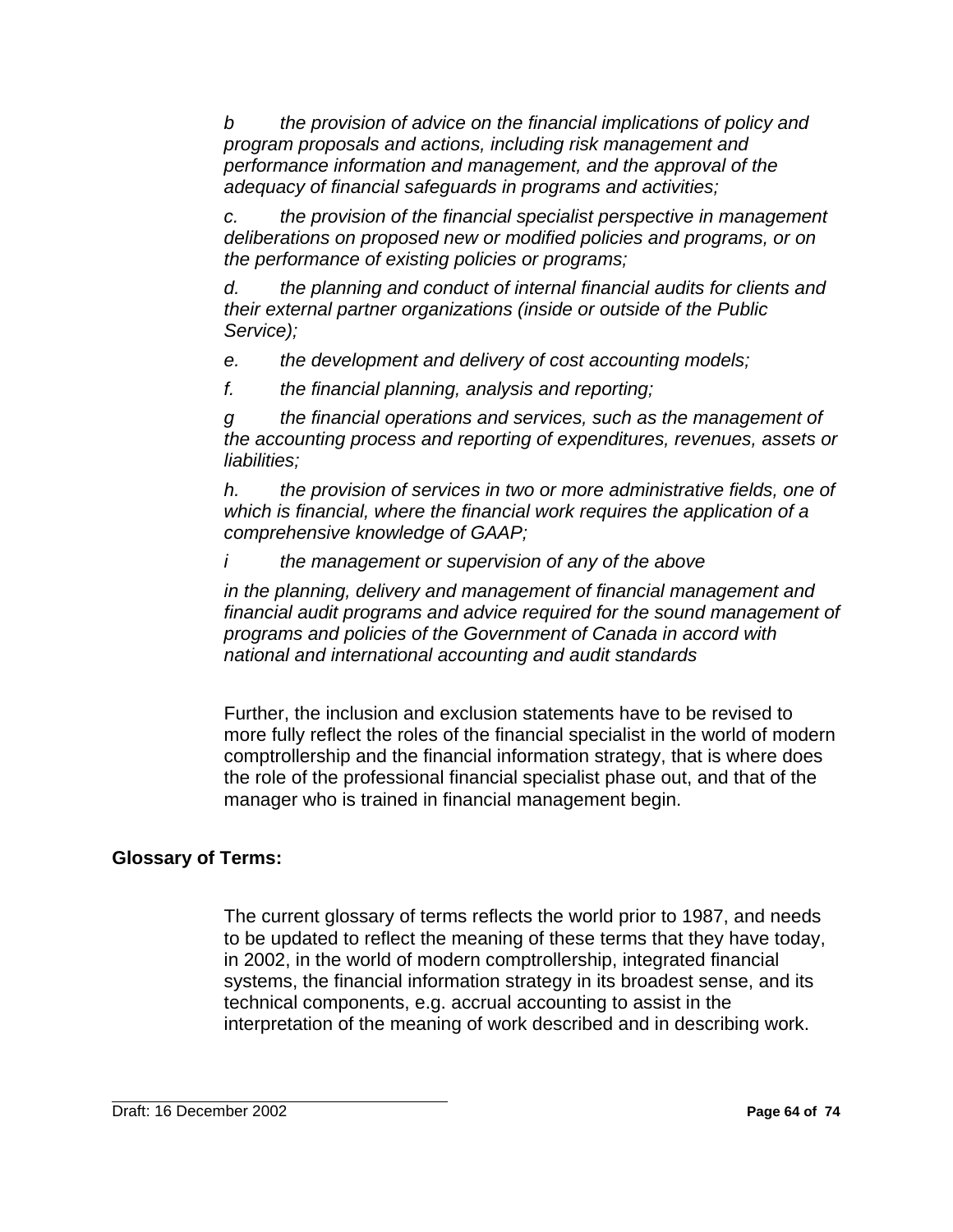*b the provision of advice on the financial implications of policy and program proposals and actions, including risk management and performance information and management, and the approval of the adequacy of financial safeguards in programs and activities;*

*c. the provision of the financial specialist perspective in management deliberations on proposed new or modified policies and programs, or on the performance of existing policies or programs;*

*d. the planning and conduct of internal financial audits for clients and their external partner organizations (inside or outside of the Public Service);*

*e. the development and delivery of cost accounting models;*

*f. the financial planning, analysis and reporting;*

*g the financial operations and services, such as the management of the accounting process and reporting of expenditures, revenues, assets or liabilities;*

*h. the provision of services in two or more administrative fields, one of which is financial, where the financial work requires the application of a comprehensive knowledge of GAAP;*

*i the management or supervision of any of the above*

*in the planning, delivery and management of financial management and financial audit programs and advice required for the sound management of programs and policies of the Government of Canada in accord with national and international accounting and audit standards*

Further, the inclusion and exclusion statements have to be revised to more fully reflect the roles of the financial specialist in the world of modern comptrollership and the financial information strategy, that is where does the role of the professional financial specialist phase out, and that of the manager who is trained in financial management begin.

**Glossary of Terms:**

The current glossary of terms reflects the world prior to 1987, and needs to be updated to reflect the meaning of these terms that they have today, in 2002, in the world of modern comptrollership, integrated financial systems, the financial information strategy in its broadest sense, and its technical components, e.g. accrual accounting to assist in the interpretation of the meaning of work described and in describing work.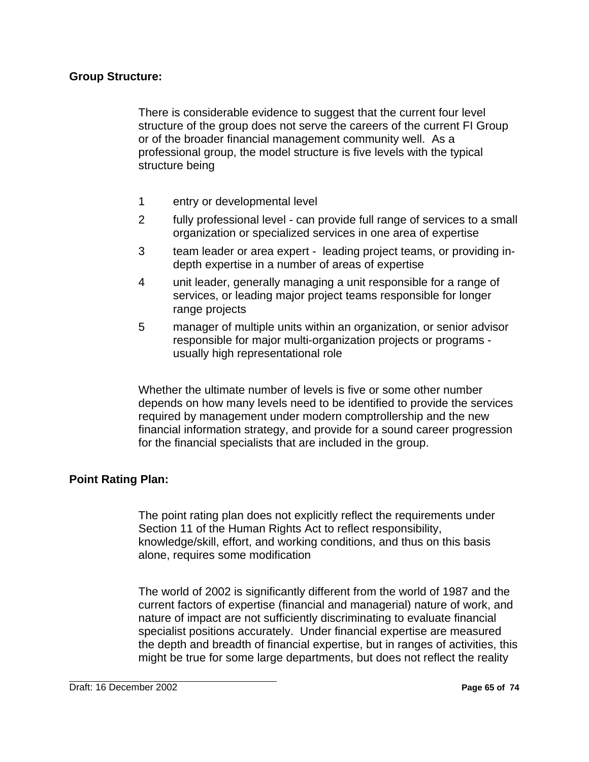**Group Structure:**

There is considerable evidence to suggest that the current four level structure of the group does not serve the careers of the current FI Group or of the broader financial management community well. As a professional group, the model structure is five levels with the typical structure being

1. entry or developmental level
2. fully professional level - can provide full range of services to a small organization or specialized services in one area of expertise
3. team leader or area expert - leading project teams, or providing in-depth expertise in a number of areas of expertise
4. unit leader, generally managing a unit responsible for a range of services, or leading major project teams responsible for longer range projects
5. manager of multiple units within an organization, or senior advisor responsible for major multi-organization projects or programs - usually high representational role

Whether the ultimate number of levels is five or some other number depends on how many levels need to be identified to provide the services required by management under modern comptrollership and the new financial information strategy, and provide for a sound career progression for the financial specialists that are included in the group.

**Point Rating Plan:**

The point rating plan does not explicitly reflect the requirements under Section 11 of the Human Rights Act to reflect responsibility, knowledge/skill, effort, and working conditions, and thus on this basis alone, requires some modification

The world of 2002 is significantly different from the world of 1987 and the current factors of expertise (financial and managerial) nature of work, and nature of impact are not sufficiently discriminating to evaluate financial specialist positions accurately. Under financial expertise are measured the depth and breadth of financial expertise, but in ranges of activities, this might be true for some large departments, but does not reflect the reality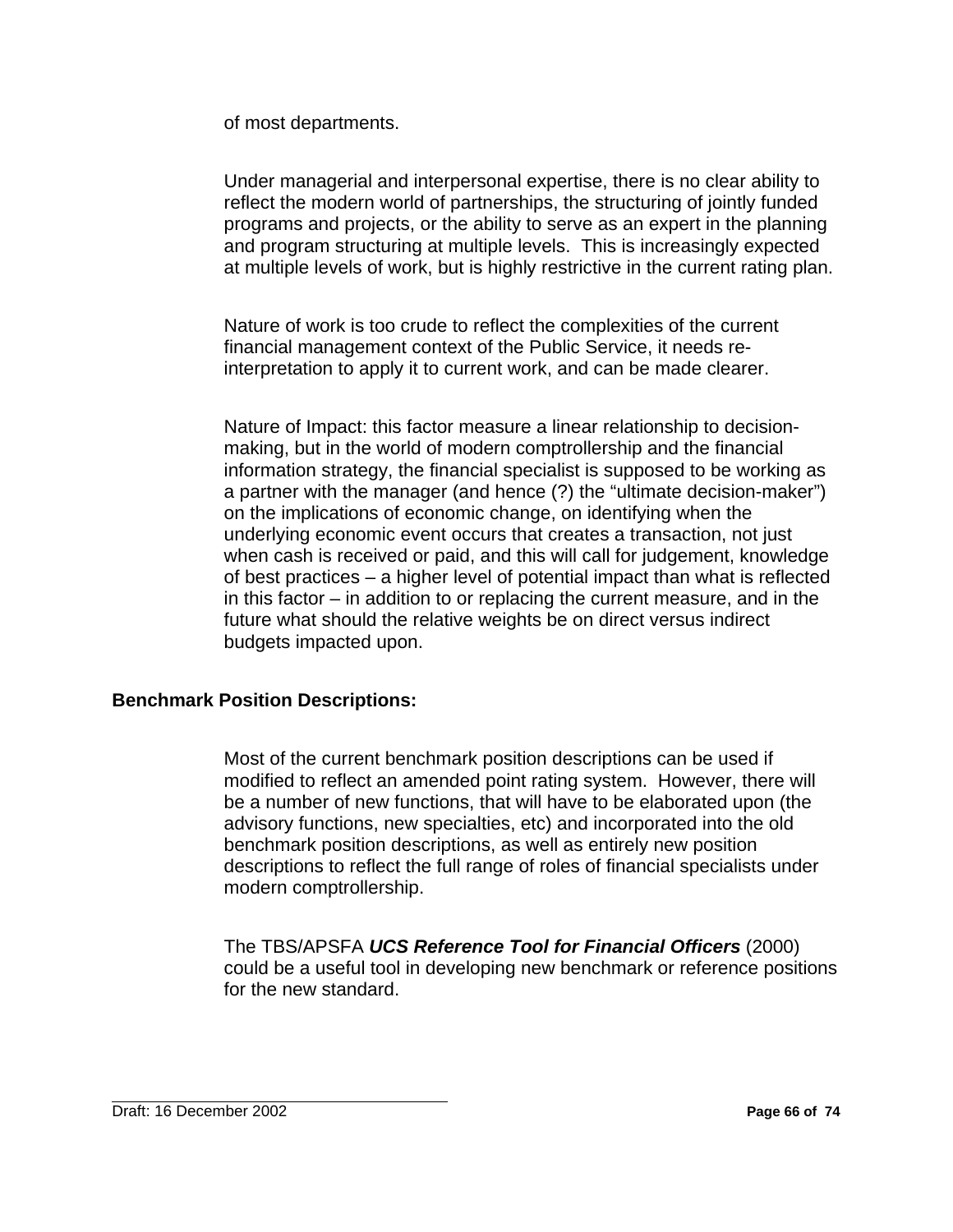of most departments.

Under managerial and interpersonal expertise, there is no clear ability to reflect the modern world of partnerships, the structuring of jointly funded programs and projects, or the ability to serve as an expert in the planning and program structuring at multiple levels.  This is increasingly expected at multiple levels of work, but is highly restrictive in the current rating plan.

Nature of work is too crude to reflect the complexities of the current financial management context of the Public Service, it needs re-interpretation to apply it to current work, and can be made clearer.

Nature of Impact: this factor measure a linear relationship to decision-making, but in the world of modern comptrollership and the financial information strategy, the financial specialist is supposed to be working as a partner with the manager (and hence (?) the "ultimate decision-maker") on the implications of economic change, on identifying when the underlying economic event occurs that creates a transaction, not just when cash is received or paid, and this will call for judgement, knowledge of best practices – a higher level of potential impact than what is reflected in this factor – in addition to or replacing the current measure, and in the future what should the relative weights be on direct versus indirect budgets impacted upon.

**Benchmark Position Descriptions:**

Most of the current benchmark position descriptions can be used if modified to reflect an amended point rating system.  However, there will be a number of new functions, that will have to be elaborated upon (the advisory functions, new specialties, etc) and incorporated into the old benchmark position descriptions, as well as entirely new position descriptions to reflect the full range of roles of financial specialists under modern comptrollership.

The TBS/APSFA ***UCS Reference Tool for Financial Officers*** (2000) could be a useful tool in developing new benchmark or reference positions for the new standard.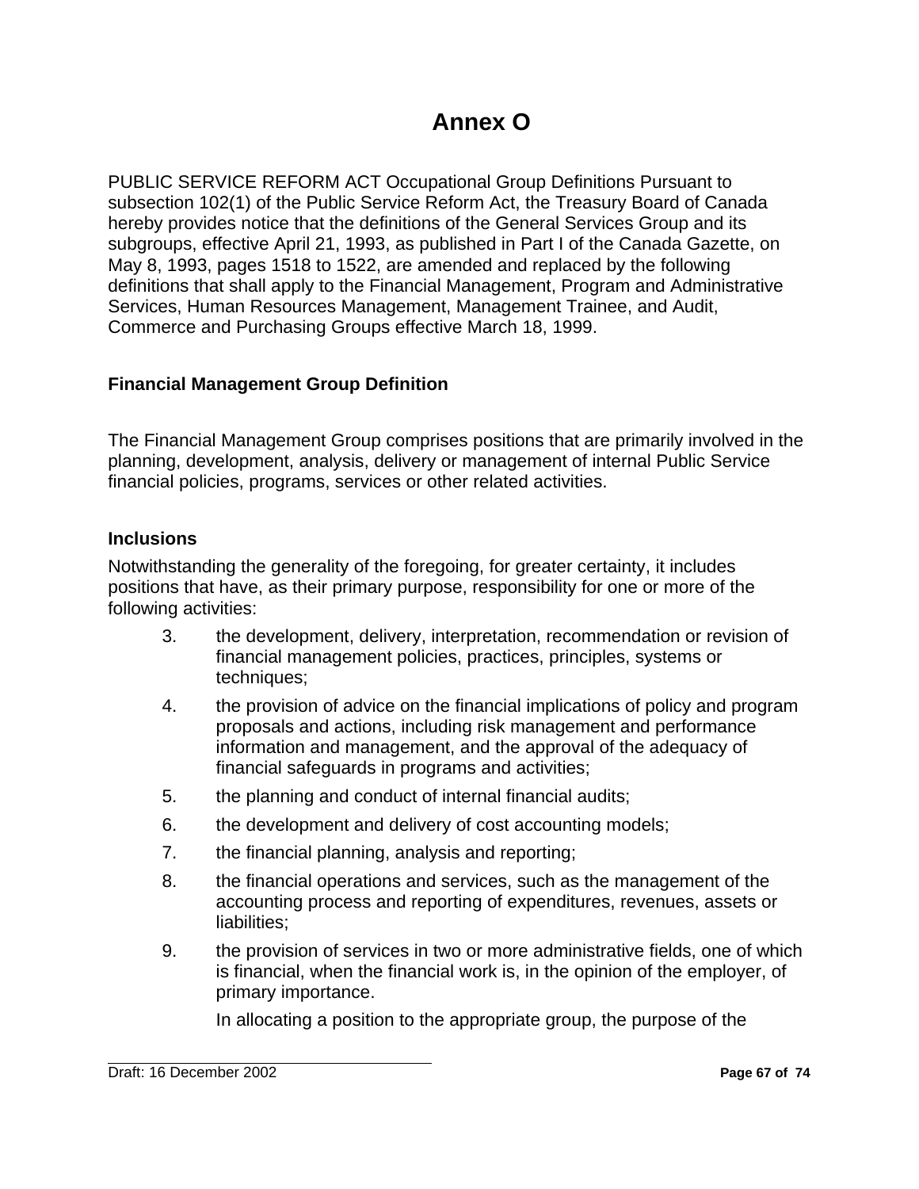# Annex O

PUBLIC SERVICE REFORM ACT Occupational Group Definitions Pursuant to subsection 102(1) of the Public Service Reform Act, the Treasury Board of Canada hereby provides notice that the definitions of the General Services Group and its subgroups, effective April 21, 1993, as published in Part I of the Canada Gazette, on May 8, 1993, pages 1518 to 1522, are amended and replaced by the following definitions that shall apply to the Financial Management, Program and Administrative Services, Human Resources Management, Management Trainee, and Audit, Commerce and Purchasing Groups effective March 18, 1999.

### Financial Management Group Definition

The Financial Management Group comprises positions that are primarily involved in the planning, development, analysis, delivery or management of internal Public Service financial policies, programs, services or other related activities.

### Inclusions

Notwithstanding the generality of the foregoing, for greater certainty, it includes positions that have, as their primary purpose, responsibility for one or more of the following activities:

3. the development, delivery, interpretation, recommendation or revision of financial management policies, practices, principles, systems or techniques;
4. the provision of advice on the financial implications of policy and program proposals and actions, including risk management and performance information and management, and the approval of the adequacy of financial safeguards in programs and activities;
5. the planning and conduct of internal financial audits;
6. the development and delivery of cost accounting models;
7. the financial planning, analysis and reporting;
8. the financial operations and services, such as the management of the accounting process and reporting of expenditures, revenues, assets or liabilities;
9. the provision of services in two or more administrative fields, one of which is financial, when the financial work is, in the opinion of the employer, of primary importance.

   In allocating a position to the appropriate group, the purpose of the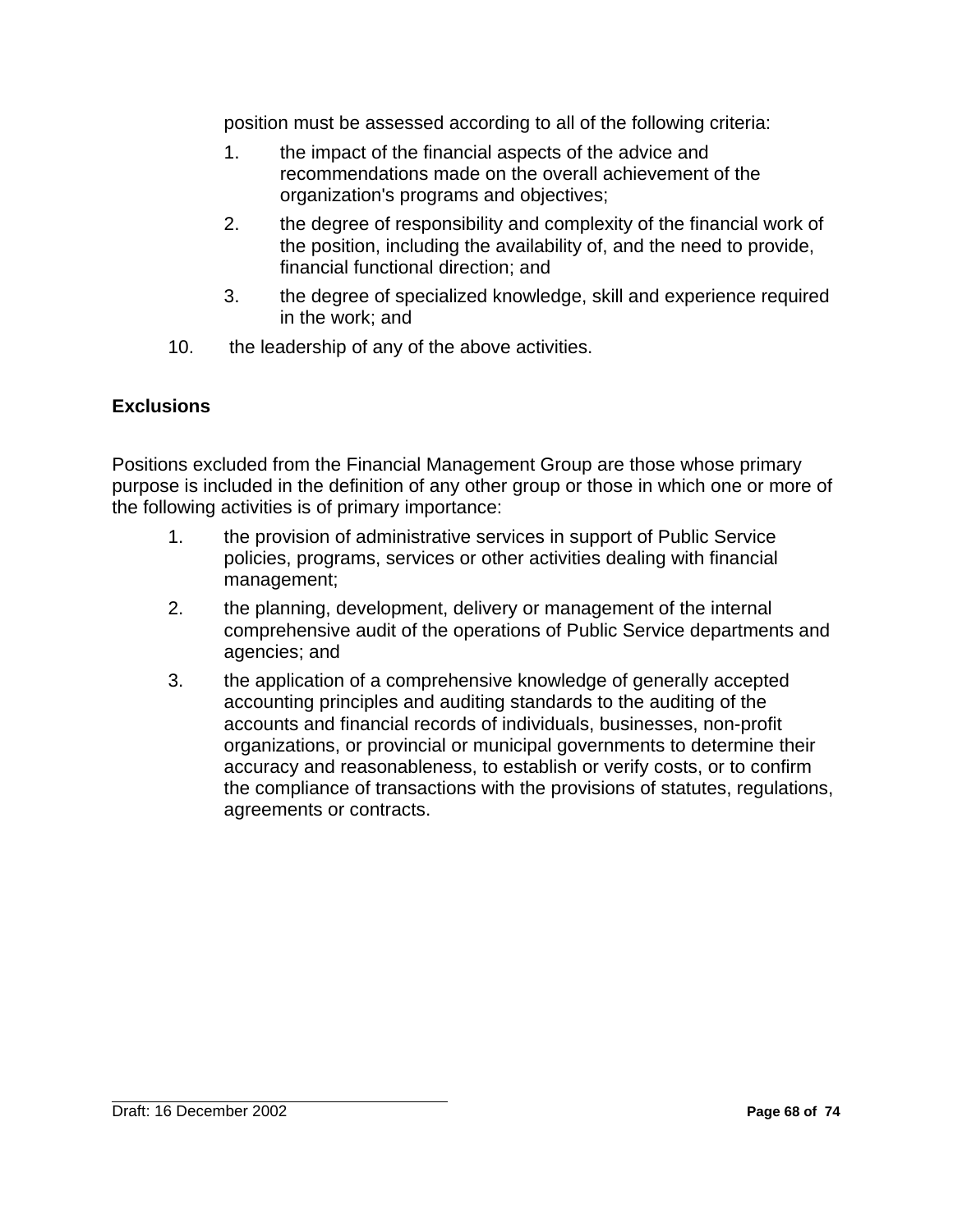position must be assessed according to all of the following criteria:

1. the impact of the financial aspects of the advice and recommendations made on the overall achievement of the organization's programs and objectives;
2. the degree of responsibility and complexity of the financial work of the position, including the availability of, and the need to provide, financial functional direction; and
3. the degree of specialized knowledge, skill and experience required in the work; and

10. the leadership of any of the above activities.

**Exclusions**

Positions excluded from the Financial Management Group are those whose primary purpose is included in the definition of any other group or those in which one or more of the following activities is of primary importance:

1. the provision of administrative services in support of Public Service policies, programs, services or other activities dealing with financial management;
2. the planning, development, delivery or management of the internal comprehensive audit of the operations of Public Service departments and agencies; and
3. the application of a comprehensive knowledge of generally accepted accounting principles and auditing standards to the auditing of the accounts and financial records of individuals, businesses, non-profit organizations, or provincial or municipal governments to determine their accuracy and reasonableness, to establish or verify costs, or to confirm the compliance of transactions with the provisions of statutes, regulations, agreements or contracts.

Draft: 16 December 2002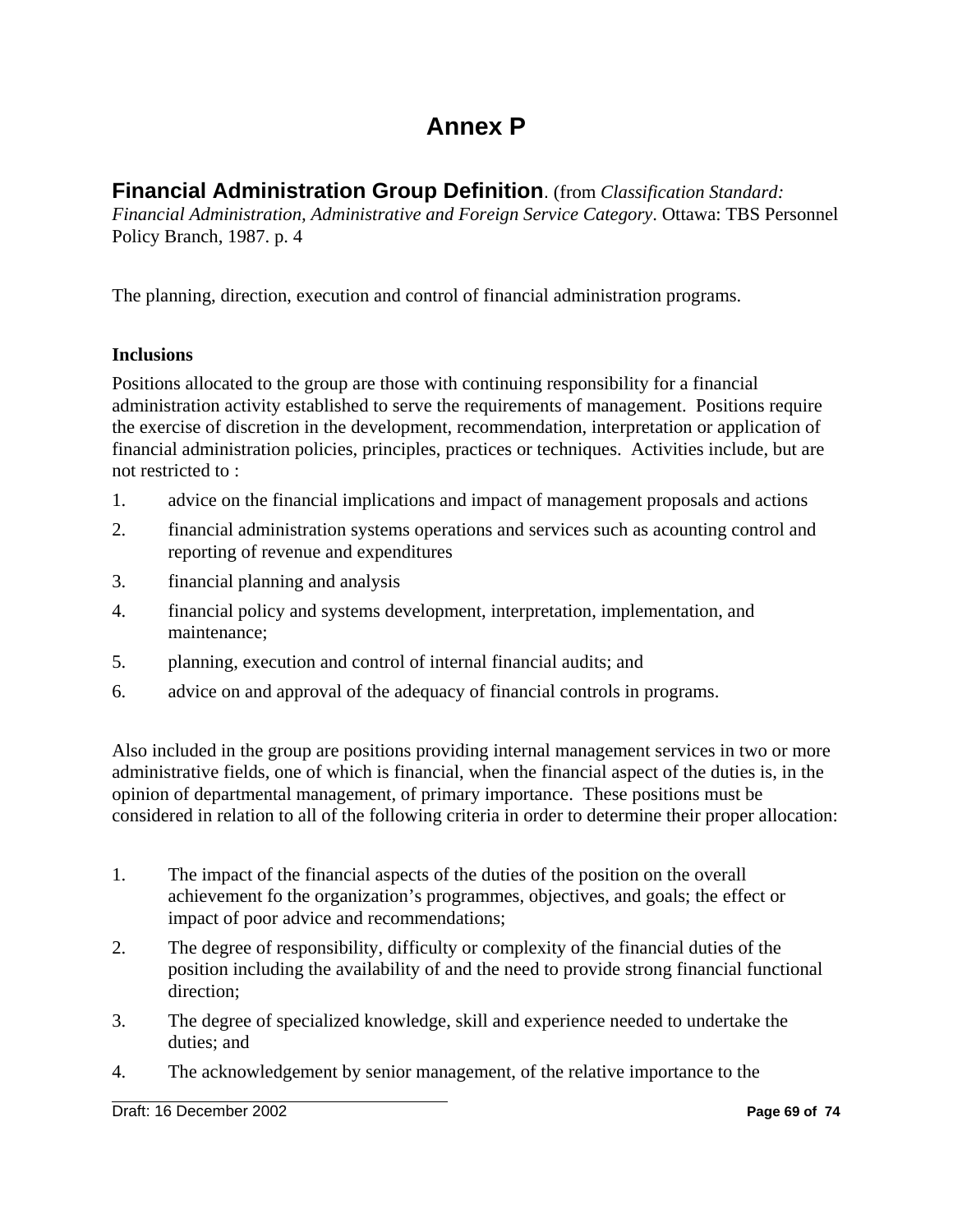# Annex P

## Financial Administration Group Definition. (from *Classification Standard: Financial Administration, Administrative and Foreign Service Category*. Ottawa: TBS Personnel Policy Branch, 1987. p. 4

The planning, direction, execution and control of financial administration programs.

**Inclusions**

Positions allocated to the group are those with continuing responsibility for a financial administration activity established to serve the requirements of management. Positions require the exercise of discretion in the development, recommendation, interpretation or application of financial administration policies, principles, practices or techniques. Activities include, but are not restricted to :

1. advice on the financial implications and impact of management proposals and actions
2. financial administration systems operations and services such as acounting control and reporting of revenue and expenditures
3. financial planning and analysis
4. financial policy and systems development, interpretation, implementation, and maintenance;
5. planning, execution and control of internal financial audits; and
6. advice on and approval of the adequacy of financial controls in programs.

Also included in the group are positions providing internal management services in two or more administrative fields, one of which is financial, when the financial aspect of the duties is, in the opinion of departmental management, of primary importance. These positions must be considered in relation to all of the following criteria in order to determine their proper allocation:

1. The impact of the financial aspects of the duties of the position on the overall achievement fo the organization's programmes, objectives, and goals; the effect or impact of poor advice and recommendations;
2. The degree of responsibility, difficulty or complexity of the financial duties of the position including the availability of and the need to provide strong financial functional direction;
3. The degree of specialized knowledge, skill and experience needed to undertake the duties; and
4. The acknowledgement by senior management, of the relative importance to the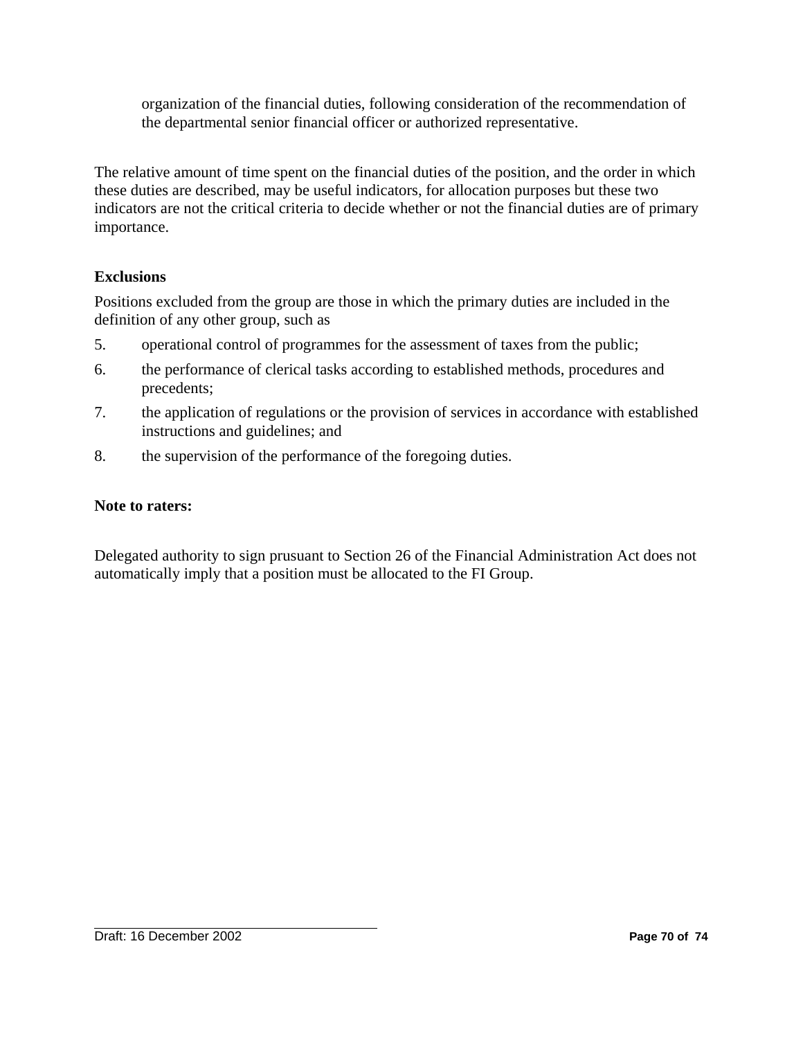organization of the financial duties, following consideration of the recommendation of the departmental senior financial officer or authorized representative.

The relative amount of time spent on the financial duties of the position, and the order in which these duties are described, may be useful indicators, for allocation purposes but these two indicators are not the critical criteria to decide whether or not the financial duties are of primary importance.

**Exclusions**

Positions excluded from the group are those in which the primary duties are included in the definition of any other group, such as

5. operational control of programmes for the assessment of taxes from the public;
6. the performance of clerical tasks according to established methods, procedures and precedents;
7. the application of regulations or the provision of services in accordance with established instructions and guidelines; and
8. the supervision of the performance of the foregoing duties.

**Note to raters:**

Delegated authority to sign prusuant to Section 26 of the Financial Administration Act does not automatically imply that a position must be allocated to the FI Group.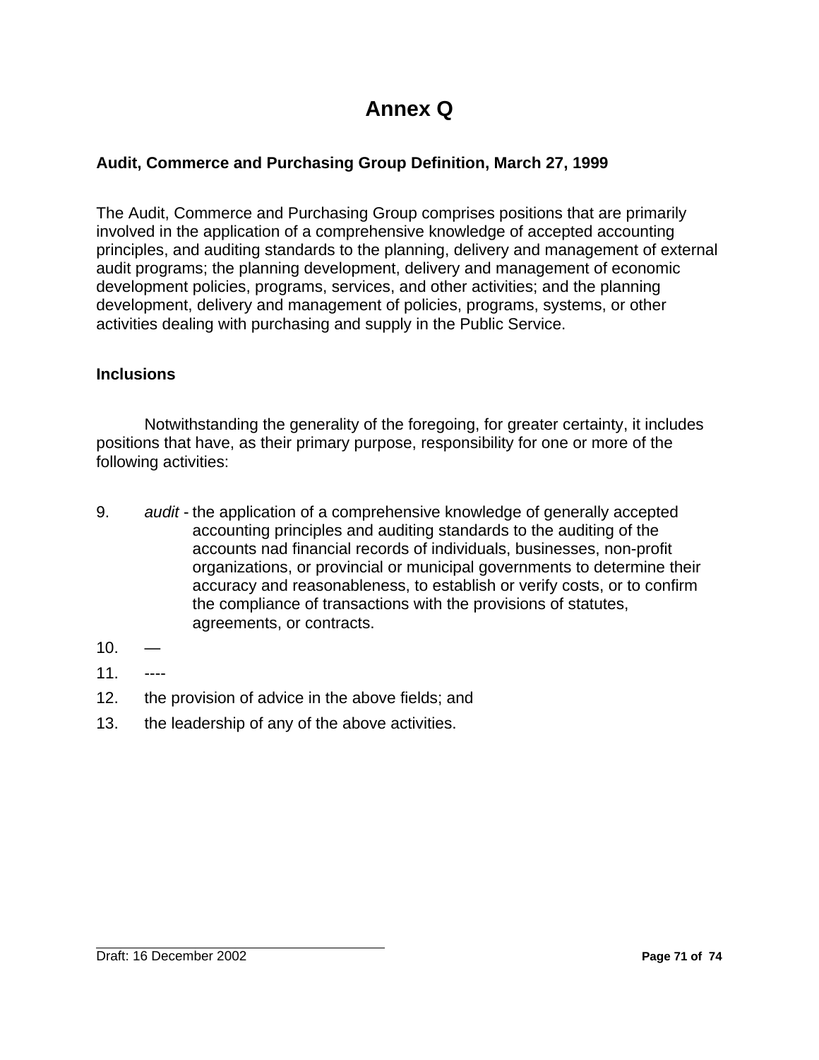# Annex Q

**Audit, Commerce and Purchasing Group Definition, March 27, 1999**

The Audit, Commerce and Purchasing Group comprises positions that are primarily involved in the application of a comprehensive knowledge of accepted accounting principles, and auditing standards to the planning, delivery and management of external audit programs; the planning development, delivery and management of economic development policies, programs, services, and other activities; and the planning development, delivery and management of policies, programs, systems, or other activities dealing with purchasing and supply in the Public Service.

**Inclusions**

Notwithstanding the generality of the foregoing, for greater certainty, it includes positions that have, as their primary purpose, responsibility for one or more of the following activities:

9. *audit* - the application of a comprehensive knowledge of generally accepted accounting principles and auditing standards to the auditing of the accounts nad financial records of individuals, businesses, non-profit organizations, or provincial or municipal governments to determine their accuracy and reasonableness, to establish or verify costs, or to confirm the compliance of transactions with the provisions of statutes, agreements, or contracts.
10. —
11. ----
12. the provision of advice in the above fields; and
13. the leadership of any of the above activities.

Draft: 16 December 2002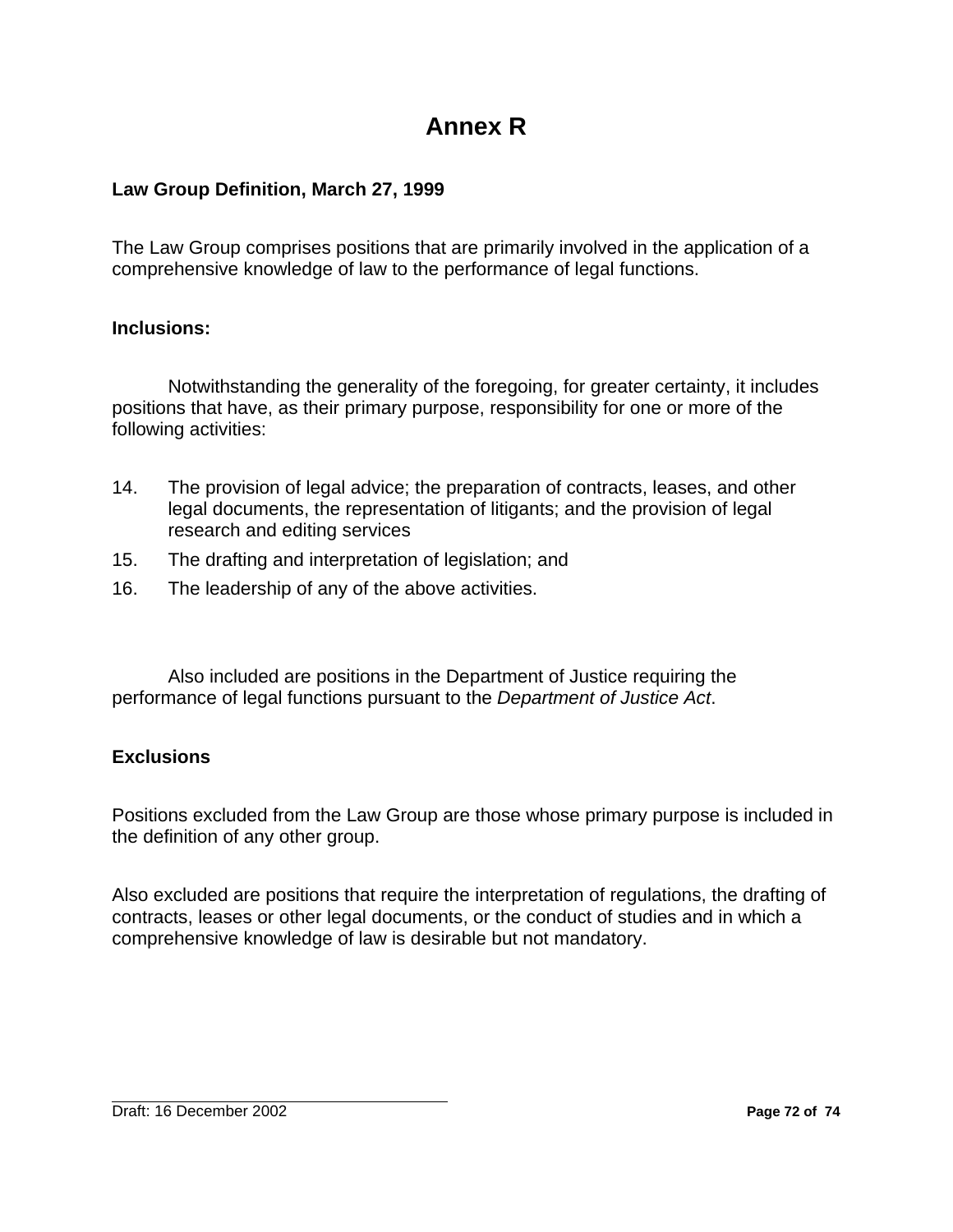# Annex R

**Law Group Definition, March 27, 1999**

The Law Group comprises positions that are primarily involved in the application of a comprehensive knowledge of law to the performance of legal functions.

**Inclusions:**

Notwithstanding the generality of the foregoing, for greater certainty, it includes positions that have, as their primary purpose, responsibility for one or more of the following activities:

14. The provision of legal advice; the preparation of contracts, leases, and other legal documents, the representation of litigants; and the provision of legal research and editing services
15. The drafting and interpretation of legislation; and
16. The leadership of any of the above activities.

Also included are positions in the Department of Justice requiring the performance of legal functions pursuant to the *Department of Justice Act*.

**Exclusions**

Positions excluded from the Law Group are those whose primary purpose is included in the definition of any other group.

Also excluded are positions that require the interpretation of regulations, the drafting of contracts, leases or other legal documents, or the conduct of studies and in which a comprehensive knowledge of law is desirable but not mandatory.

Draft: 16 December 2002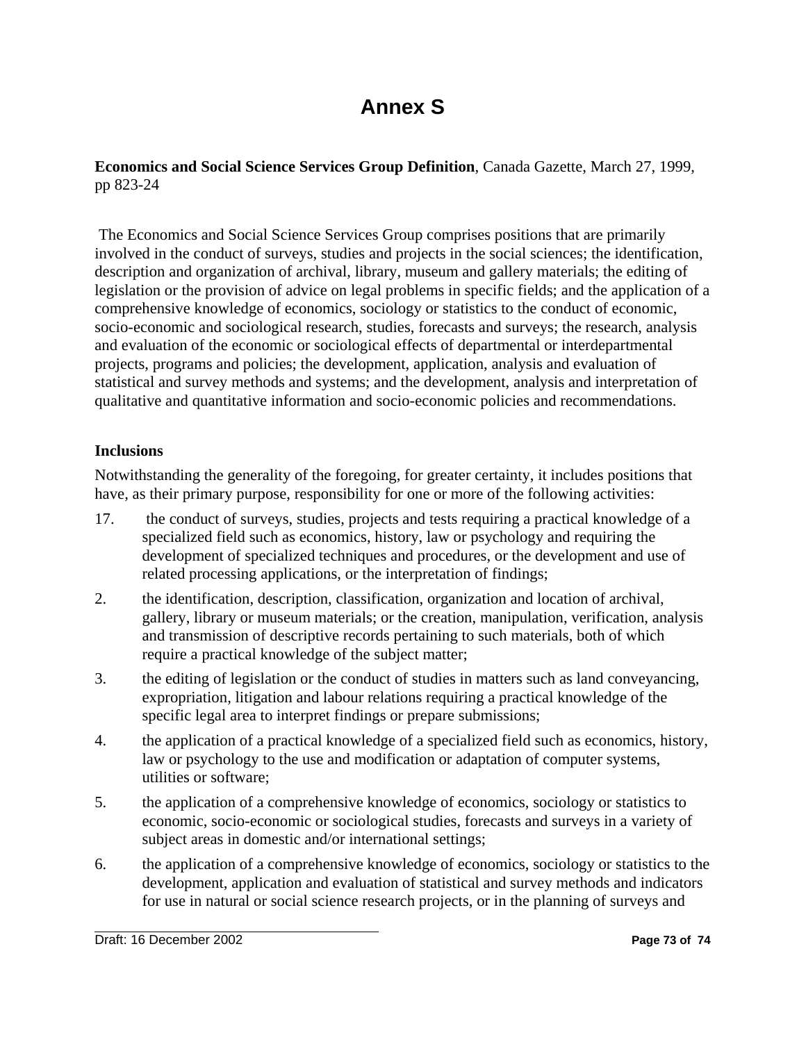# Annex S

**Economics and Social Science Services Group Definition**, Canada Gazette, March 27, 1999, pp 823-24

The Economics and Social Science Services Group comprises positions that are primarily involved in the conduct of surveys, studies and projects in the social sciences; the identification, description and organization of archival, library, museum and gallery materials; the editing of legislation or the provision of advice on legal problems in specific fields; and the application of a comprehensive knowledge of economics, sociology or statistics to the conduct of economic, socio-economic and sociological research, studies, forecasts and surveys; the research, analysis and evaluation of the economic or sociological effects of departmental or interdepartmental projects, programs and policies; the development, application, analysis and evaluation of statistical and survey methods and systems; and the development, analysis and interpretation of qualitative and quantitative information and socio-economic policies and recommendations.

**Inclusions**

Notwithstanding the generality of the foregoing, for greater certainty, it includes positions that have, as their primary purpose, responsibility for one or more of the following activities:

17. the conduct of surveys, studies, projects and tests requiring a practical knowledge of a specialized field such as economics, history, law or psychology and requiring the development of specialized techniques and procedures, or the development and use of related processing applications, or the interpretation of findings;
2. the identification, description, classification, organization and location of archival, gallery, library or museum materials; or the creation, manipulation, verification, analysis and transmission of descriptive records pertaining to such materials, both of which require a practical knowledge of the subject matter;
3. the editing of legislation or the conduct of studies in matters such as land conveyancing, expropriation, litigation and labour relations requiring a practical knowledge of the specific legal area to interpret findings or prepare submissions;
4. the application of a practical knowledge of a specialized field such as economics, history, law or psychology to the use and modification or adaptation of computer systems, utilities or software;
5. the application of a comprehensive knowledge of economics, sociology or statistics to economic, socio-economic or sociological studies, forecasts and surveys in a variety of subject areas in domestic and/or international settings;
6. the application of a comprehensive knowledge of economics, sociology or statistics to the development, application and evaluation of statistical and survey methods and indicators for use in natural or social science research projects, or in the planning of surveys and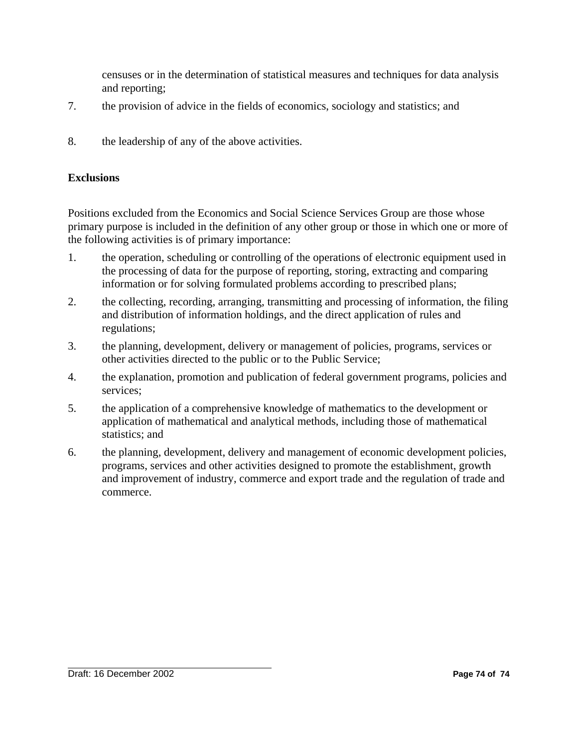censuses or in the determination of statistical measures and techniques for data analysis and reporting;

7. the provision of advice in the fields of economics, sociology and statistics; and

8. the leadership of any of the above activities.

**Exclusions**

Positions excluded from the Economics and Social Science Services Group are those whose primary purpose is included in the definition of any other group or those in which one or more of the following activities is of primary importance:

1. the operation, scheduling or controlling of the operations of electronic equipment used in the processing of data for the purpose of reporting, storing, extracting and comparing information or for solving formulated problems according to prescribed plans;
2. the collecting, recording, arranging, transmitting and processing of information, the filing and distribution of information holdings, and the direct application of rules and regulations;
3. the planning, development, delivery or management of policies, programs, services or other activities directed to the public or to the Public Service;
4. the explanation, promotion and publication of federal government programs, policies and services;
5. the application of a comprehensive knowledge of mathematics to the development or application of mathematical and analytical methods, including those of mathematical statistics; and
6. the planning, development, delivery and management of economic development policies, programs, services and other activities designed to promote the establishment, growth and improvement of industry, commerce and export trade and the regulation of trade and commerce.

Draft: 16 December 2002